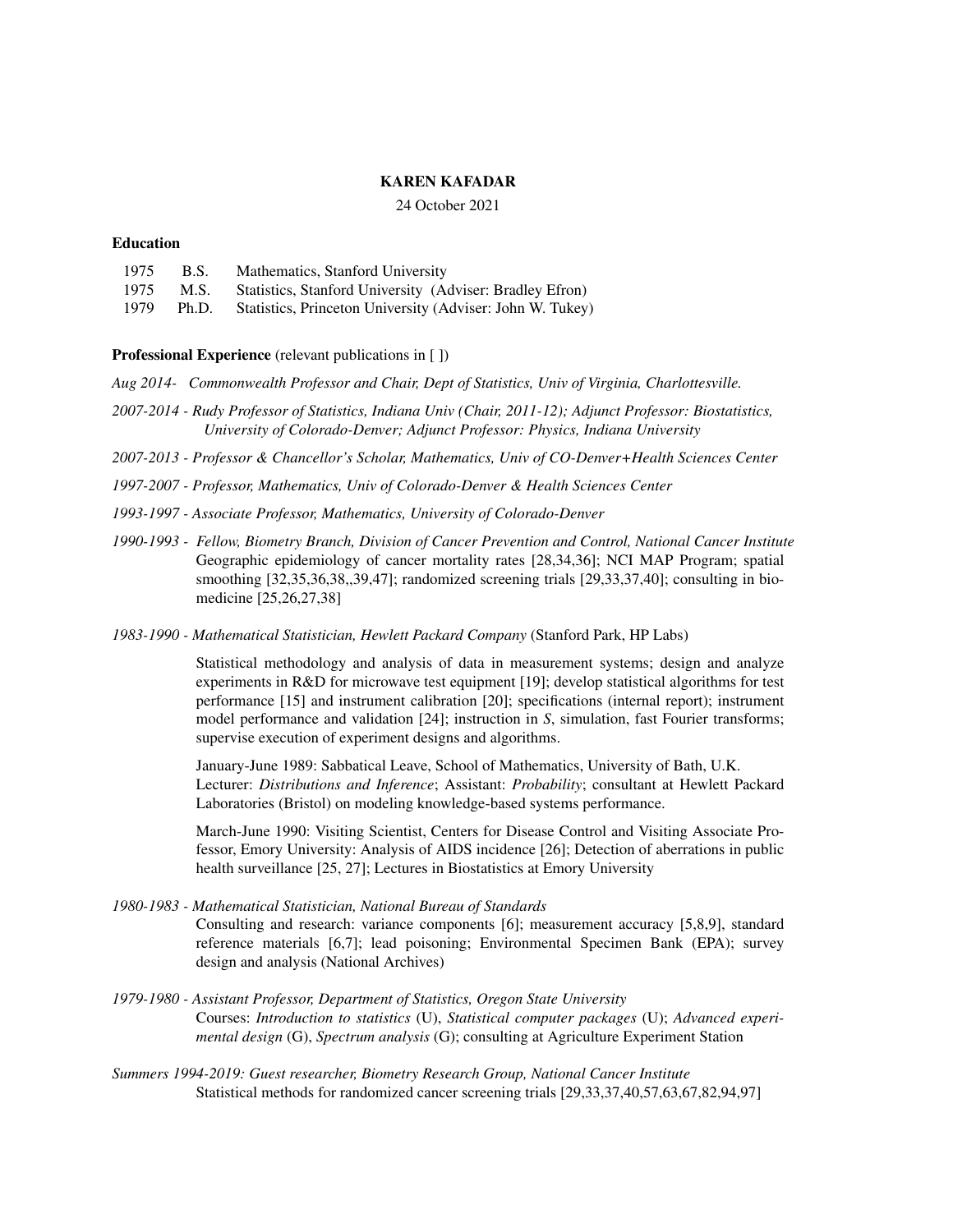# KAREN KAFADAR

24 October 2021

## Education

| | | |
|---|---|---|
| 1975 | B.S. | Mathematics, Stanford University |
| 1975 | M.S. | Statistics, Stanford University (Adviser: Bradley Efron) |
| 1979 | Ph.D. | Statistics, Princeton University (Adviser: John W. Tukey) |

## Professional Experience (relevant publications in [ ])

*Aug 2014- Commonwealth Professor and Chair, Dept of Statistics, Univ of Virginia, Charlottesville.*

*2007-2014 - Rudy Professor of Statistics, Indiana Univ (Chair, 2011-12); Adjunct Professor: Biostatistics, University of Colorado-Denver; Adjunct Professor: Physics, Indiana University*

*2007-2013 - Professor & Chancellor's Scholar, Mathematics, Univ of CO-Denver+Health Sciences Center*

*1997-2007 - Professor, Mathematics, Univ of Colorado-Denver & Health Sciences Center*

*1993-1997 - Associate Professor, Mathematics, University of Colorado-Denver*

*1990-1993 - Fellow, Biometry Branch, Division of Cancer Prevention and Control, National Cancer Institute*
Geographic epidemiology of cancer mortality rates [28,34,36]; NCI MAP Program; spatial smoothing [32,35,36,38,,39,47]; randomized screening trials [29,33,37,40]; consulting in biomedicine [25,26,27,38]

*1983-1990 - Mathematical Statistician, Hewlett Packard Company* (Stanford Park, HP Labs)

Statistical methodology and analysis of data in measurement systems; design and analyze experiments in R&D for microwave test equipment [19]; develop statistical algorithms for test performance [15] and instrument calibration [20]; specifications (internal report); instrument model performance and validation [24]; instruction in *S*, simulation, fast Fourier transforms; supervise execution of experiment designs and algorithms.

January-June 1989: Sabbatical Leave, School of Mathematics, University of Bath, U.K. Lecturer: *Distributions and Inference*; Assistant: *Probability*; consultant at Hewlett Packard Laboratories (Bristol) on modeling knowledge-based systems performance.

March-June 1990: Visiting Scientist, Centers for Disease Control and Visiting Associate Professor, Emory University: Analysis of AIDS incidence [26]; Detection of aberrations in public health surveillance [25, 27]; Lectures in Biostatistics at Emory University

*1980-1983 - Mathematical Statistician, National Bureau of Standards*
Consulting and research: variance components [6]; measurement accuracy [5,8,9], standard reference materials [6,7]; lead poisoning; Environmental Specimen Bank (EPA); survey design and analysis (National Archives)

*1979-1980 - Assistant Professor, Department of Statistics, Oregon State University*
Courses: *Introduction to statistics* (U), *Statistical computer packages* (U); *Advanced experimental design* (G), *Spectrum analysis* (G); consulting at Agriculture Experiment Station

*Summers 1994-2019: Guest researcher, Biometry Research Group, National Cancer Institute*
Statistical methods for randomized cancer screening trials [29,33,37,40,57,63,67,82,94,97]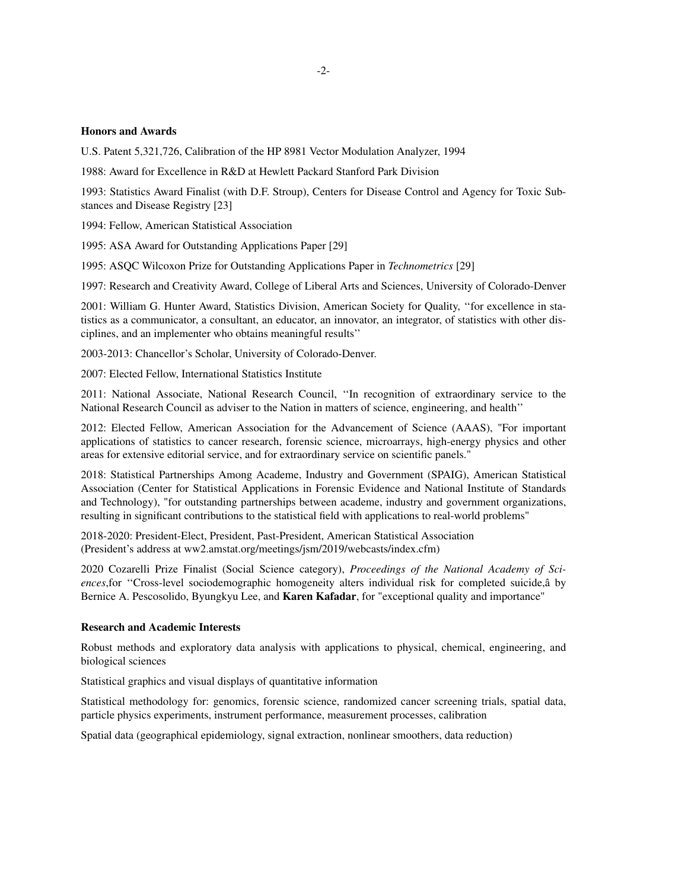### Honors and Awards

U.S. Patent 5,321,726, Calibration of the HP 8981 Vector Modulation Analyzer, 1994

1988: Award for Excellence in R&D at Hewlett Packard Stanford Park Division

1993: Statistics Award Finalist (with D.F. Stroup), Centers for Disease Control and Agency for Toxic Substances and Disease Registry [23]

1994: Fellow, American Statistical Association

1995: ASA Award for Outstanding Applications Paper [29]

1995: ASQC Wilcoxon Prize for Outstanding Applications Paper in *Technometrics* [29]

1997: Research and Creativity Award, College of Liberal Arts and Sciences, University of Colorado-Denver

2001: William G. Hunter Award, Statistics Division, American Society for Quality, ''for excellence in statistics as a communicator, a consultant, an educator, an innovator, an integrator, of statistics with other disciplines, and an implementer who obtains meaningful results''

2003-2013: Chancellor's Scholar, University of Colorado-Denver.

2007: Elected Fellow, International Statistics Institute

2011: National Associate, National Research Council, ''In recognition of extraordinary service to the National Research Council as adviser to the Nation in matters of science, engineering, and health''

2012: Elected Fellow, American Association for the Advancement of Science (AAAS), "For important applications of statistics to cancer research, forensic science, microarrays, high-energy physics and other areas for extensive editorial service, and for extraordinary service on scientific panels."

2018: Statistical Partnerships Among Academe, Industry and Government (SPAIG), American Statistical Association (Center for Statistical Applications in Forensic Evidence and National Institute of Standards and Technology), "for outstanding partnerships between academe, industry and government organizations, resulting in significant contributions to the statistical field with applications to real-world problems"

2018-2020: President-Elect, President, Past-President, American Statistical Association
(President's address at ww2.amstat.org/meetings/jsm/2019/webcasts/index.cfm)

2020 Cozarelli Prize Finalist (Social Science category), *Proceedings of the National Academy of Sciences*,for ''Cross-level sociodemographic homogeneity alters individual risk for completed suicide,â by Bernice A. Pescosolido, Byungkyu Lee, and **Karen Kafadar**, for "exceptional quality and importance"

### Research and Academic Interests

Robust methods and exploratory data analysis with applications to physical, chemical, engineering, and biological sciences

Statistical graphics and visual displays of quantitative information

Statistical methodology for: genomics, forensic science, randomized cancer screening trials, spatial data, particle physics experiments, instrument performance, measurement processes, calibration

Spatial data (geographical epidemiology, signal extraction, nonlinear smoothers, data reduction)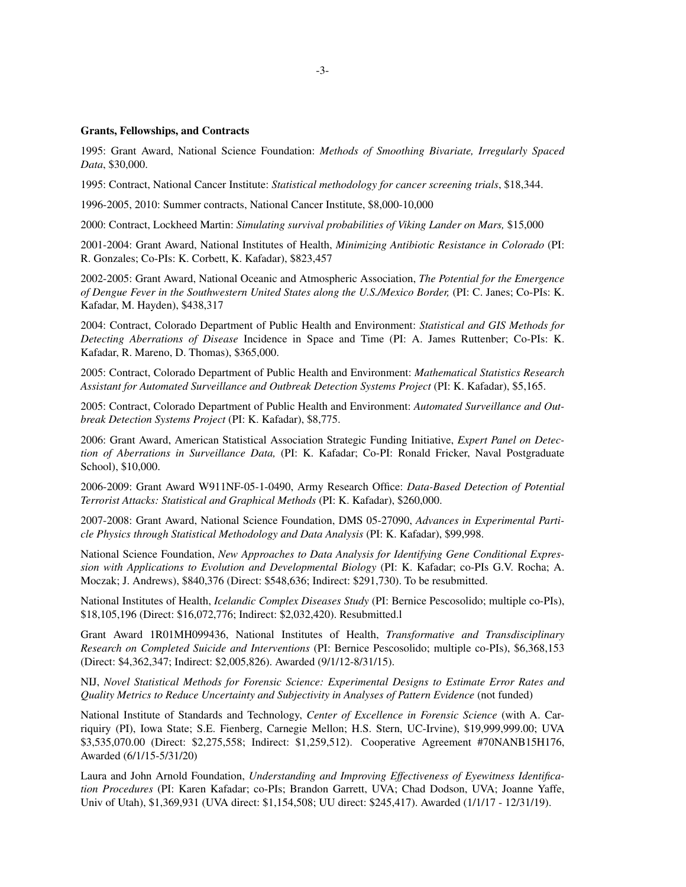**Grants, Fellowships, and Contracts**

1995: Grant Award, National Science Foundation: *Methods of Smoothing Bivariate, Irregularly Spaced Data*, $30,000.

1995: Contract, National Cancer Institute: *Statistical methodology for cancer screening trials*, $18,344.

1996-2005, 2010: Summer contracts, National Cancer Institute, $8,000-10,000

2000: Contract, Lockheed Martin: *Simulating survival probabilities of Viking Lander on Mars,* $15,000

2001-2004: Grant Award, National Institutes of Health, *Minimizing Antibiotic Resistance in Colorado* (PI: R. Gonzales; Co-PIs: K. Corbett, K. Kafadar), $823,457

2002-2005: Grant Award, National Oceanic and Atmospheric Association, *The Potential for the Emergence of Dengue Fever in the Southwestern United States along the U.S./Mexico Border,* (PI: C. Janes; Co-PIs: K. Kafadar, M. Hayden), $438,317

2004: Contract, Colorado Department of Public Health and Environment: *Statistical and GIS Methods for Detecting Aberrations of Disease* Incidence in Space and Time (PI: A. James Ruttenber; Co-PIs: K. Kafadar, R. Mareno, D. Thomas), $365,000.

2005: Contract, Colorado Department of Public Health and Environment: *Mathematical Statistics Research Assistant for Automated Surveillance and Outbreak Detection Systems Project* (PI: K. Kafadar), $5,165.

2005: Contract, Colorado Department of Public Health and Environment: *Automated Surveillance and Outbreak Detection Systems Project* (PI: K. Kafadar), $8,775.

2006: Grant Award, American Statistical Association Strategic Funding Initiative, *Expert Panel on Detection of Aberrations in Surveillance Data,* (PI: K. Kafadar; Co-PI: Ronald Fricker, Naval Postgraduate School), $10,000.

2006-2009: Grant Award W911NF-05-1-0490, Army Research Office: *Data-Based Detection of Potential Terrorist Attacks: Statistical and Graphical Methods* (PI: K. Kafadar), $260,000.

2007-2008: Grant Award, National Science Foundation, DMS 05-27090, *Advances in Experimental Particle Physics through Statistical Methodology and Data Analysis* (PI: K. Kafadar), $99,998.

National Science Foundation, *New Approaches to Data Analysis for Identifying Gene Conditional Expression with Applications to Evolution and Developmental Biology* (PI: K. Kafadar; co-PIs G.V. Rocha; A. Moczak; J. Andrews), $840,376 (Direct: $548,636; Indirect: $291,730). To be resubmitted.

National Institutes of Health, *Icelandic Complex Diseases Study* (PI: Bernice Pescosolido; multiple co-PIs), $18,105,196 (Direct: $16,072,776; Indirect: $2,032,420). Resubmitted.l

Grant Award 1R01MH099436, National Institutes of Health, *Transformative and Transdisciplinary Research on Completed Suicide and Interventions* (PI: Bernice Pescosolido; multiple co-PIs), $6,368,153 (Direct: $4,362,347; Indirect: $2,005,826). Awarded (9/1/12-8/31/15).

NIJ, *Novel Statistical Methods for Forensic Science: Experimental Designs to Estimate Error Rates and Quality Metrics to Reduce Uncertainty and Subjectivity in Analyses of Pattern Evidence* (not funded)

National Institute of Standards and Technology, *Center of Excellence in Forensic Science* (with A. Carriquiry (PI), Iowa State; S.E. Fienberg, Carnegie Mellon; H.S. Stern, UC-Irvine), $19,999,999.00; UVA $3,535,070.00 (Direct: $2,275,558; Indirect: $1,259,512). Cooperative Agreement #70NANB15H176, Awarded (6/1/15-5/31/20)

Laura and John Arnold Foundation, *Understanding and Improving Effectiveness of Eyewitness Identification Procedures* (PI: Karen Kafadar; co-PIs; Brandon Garrett, UVA; Chad Dodson, UVA; Joanne Yaffe, Univ of Utah), $1,369,931 (UVA direct: $1,154,508; UU direct: $245,417). Awarded (1/1/17 - 12/31/19).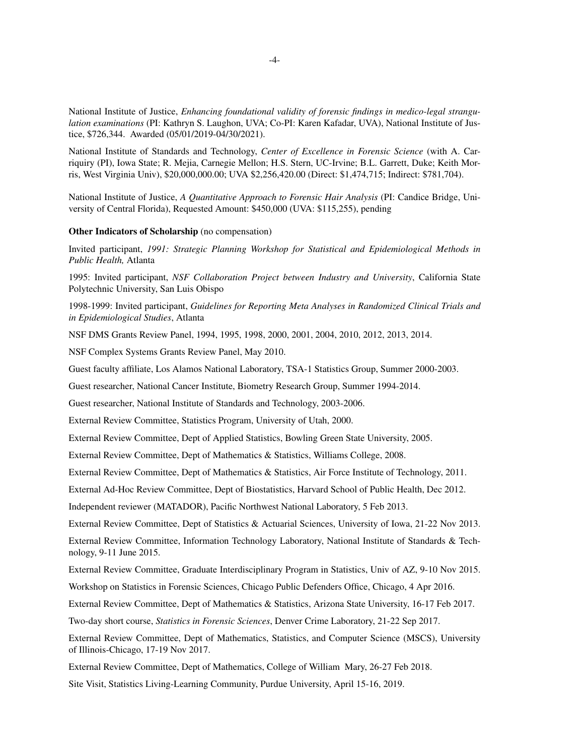National Institute of Justice, *Enhancing foundational validity of forensic findings in medico-legal strangulation examinations* (PI: Kathryn S. Laughon, UVA; Co-PI: Karen Kafadar, UVA), National Institute of Justice, $726,344. Awarded (05/01/2019-04/30/2021).

National Institute of Standards and Technology, *Center of Excellence in Forensic Science* (with A. Carriquiry (PI), Iowa State; R. Mejia, Carnegie Mellon; H.S. Stern, UC-Irvine; B.L. Garrett, Duke; Keith Morris, West Virginia Univ), $20,000,000.00; UVA $2,256,420.00 (Direct: $1,474,715; Indirect: $781,704).

National Institute of Justice, *A Quantitative Approach to Forensic Hair Analysis* (PI: Candice Bridge, University of Central Florida), Requested Amount: $450,000 (UVA: $115,255), pending

**Other Indicators of Scholarship** (no compensation)

Invited participant, *1991: Strategic Planning Workshop for Statistical and Epidemiological Methods in Public Health,* Atlanta

1995: Invited participant, *NSF Collaboration Project between Industry and University*, California State Polytechnic University, San Luis Obispo

1998-1999: Invited participant, *Guidelines for Reporting Meta Analyses in Randomized Clinical Trials and in Epidemiological Studies*, Atlanta

NSF DMS Grants Review Panel, 1994, 1995, 1998, 2000, 2001, 2004, 2010, 2012, 2013, 2014.

NSF Complex Systems Grants Review Panel, May 2010.

Guest faculty affiliate, Los Alamos National Laboratory, TSA-1 Statistics Group, Summer 2000-2003.

Guest researcher, National Cancer Institute, Biometry Research Group, Summer 1994-2014.

Guest researcher, National Institute of Standards and Technology, 2003-2006.

External Review Committee, Statistics Program, University of Utah, 2000.

External Review Committee, Dept of Applied Statistics, Bowling Green State University, 2005.

External Review Committee, Dept of Mathematics & Statistics, Williams College, 2008.

External Review Committee, Dept of Mathematics & Statistics, Air Force Institute of Technology, 2011.

External Ad-Hoc Review Committee, Dept of Biostatistics, Harvard School of Public Health, Dec 2012.

Independent reviewer (MATADOR), Pacific Northwest National Laboratory, 5 Feb 2013.

External Review Committee, Dept of Statistics & Actuarial Sciences, University of Iowa, 21-22 Nov 2013.

External Review Committee, Information Technology Laboratory, National Institute of Standards & Technology, 9-11 June 2015.

External Review Committee, Graduate Interdisciplinary Program in Statistics, Univ of AZ, 9-10 Nov 2015.

Workshop on Statistics in Forensic Sciences, Chicago Public Defenders Office, Chicago, 4 Apr 2016.

External Review Committee, Dept of Mathematics & Statistics, Arizona State University, 16-17 Feb 2017.

Two-day short course, *Statistics in Forensic Sciences*, Denver Crime Laboratory, 21-22 Sep 2017.

External Review Committee, Dept of Mathematics, Statistics, and Computer Science (MSCS), University of Illinois-Chicago, 17-19 Nov 2017.

External Review Committee, Dept of Mathematics, College of William Mary, 26-27 Feb 2018.

Site Visit, Statistics Living-Learning Community, Purdue University, April 15-16, 2019.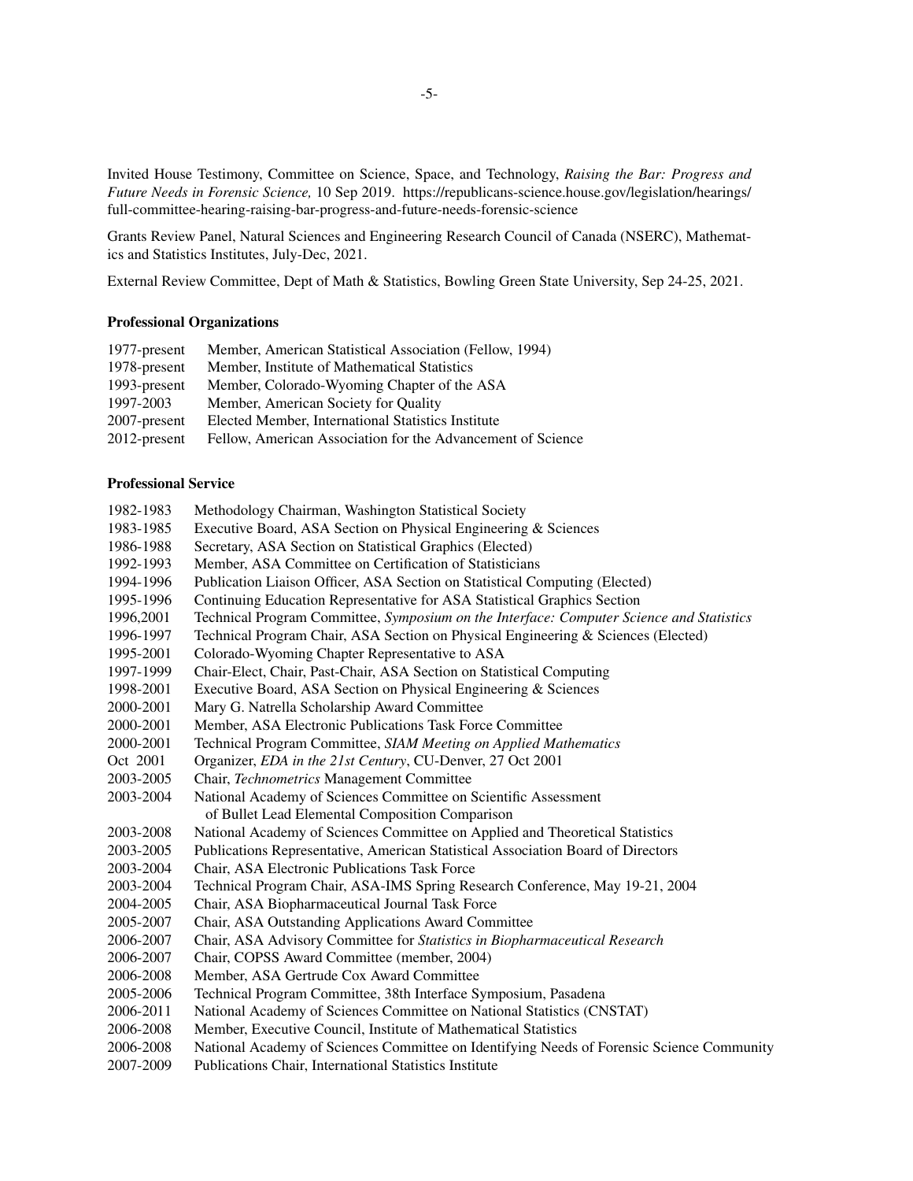Invited House Testimony, Committee on Science, Space, and Technology, *Raising the Bar: Progress and Future Needs in Forensic Science,* 10 Sep 2019. https://republicans-science.house.gov/legislation/hearings/full-committee-hearing-raising-bar-progress-and-future-needs-forensic-science

Grants Review Panel, Natural Sciences and Engineering Research Council of Canada (NSERC), Mathematics and Statistics Institutes, July-Dec, 2021.

External Review Committee, Dept of Math & Statistics, Bowling Green State University, Sep 24-25, 2021.

**Professional Organizations**

| | |
|---|---|
| 1977-present | Member, American Statistical Association (Fellow, 1994) |
| 1978-present | Member, Institute of Mathematical Statistics |
| 1993-present | Member, Colorado-Wyoming Chapter of the ASA |
| 1997-2003 | Member, American Society for Quality |
| 2007-present | Elected Member, International Statistics Institute |
| 2012-present | Fellow, American Association for the Advancement of Science |

**Professional Service**

| | |
|---|---|
| 1982-1983 | Methodology Chairman, Washington Statistical Society |
| 1983-1985 | Executive Board, ASA Section on Physical Engineering & Sciences |
| 1986-1988 | Secretary, ASA Section on Statistical Graphics (Elected) |
| 1992-1993 | Member, ASA Committee on Certification of Statisticians |
| 1994-1996 | Publication Liaison Officer, ASA Section on Statistical Computing (Elected) |
| 1995-1996 | Continuing Education Representative for ASA Statistical Graphics Section |
| 1996,2001 | Technical Program Committee, *Symposium on the Interface: Computer Science and Statistics* |
| 1996-1997 | Technical Program Chair, ASA Section on Physical Engineering & Sciences (Elected) |
| 1995-2001 | Colorado-Wyoming Chapter Representative to ASA |
| 1997-1999 | Chair-Elect, Chair, Past-Chair, ASA Section on Statistical Computing |
| 1998-2001 | Executive Board, ASA Section on Physical Engineering & Sciences |
| 2000-2001 | Mary G. Natrella Scholarship Award Committee |
| 2000-2001 | Member, ASA Electronic Publications Task Force Committee |
| 2000-2001 | Technical Program Committee, *SIAM Meeting on Applied Mathematics* |
| Oct 2001 | Organizer, *EDA in the 21st Century*, CU-Denver, 27 Oct 2001 |
| 2003-2005 | Chair, *Technometrics* Management Committee |
| 2003-2004 | National Academy of Sciences Committee on Scientific Assessment of Bullet Lead Elemental Composition Comparison |
| 2003-2008 | National Academy of Sciences Committee on Applied and Theoretical Statistics |
| 2003-2005 | Publications Representative, American Statistical Association Board of Directors |
| 2003-2004 | Chair, ASA Electronic Publications Task Force |
| 2003-2004 | Technical Program Chair, ASA-IMS Spring Research Conference, May 19-21, 2004 |
| 2004-2005 | Chair, ASA Biopharmaceutical Journal Task Force |
| 2005-2007 | Chair, ASA Outstanding Applications Award Committee |
| 2006-2007 | Chair, ASA Advisory Committee for *Statistics in Biopharmaceutical Research* |
| 2006-2007 | Chair, COPSS Award Committee (member, 2004) |
| 2006-2008 | Member, ASA Gertrude Cox Award Committee |
| 2005-2006 | Technical Program Committee, 38th Interface Symposium, Pasadena |
| 2006-2011 | National Academy of Sciences Committee on National Statistics (CNSTAT) |
| 2006-2008 | Member, Executive Council, Institute of Mathematical Statistics |
| 2006-2008 | National Academy of Sciences Committee on Identifying Needs of Forensic Science Community |
| 2007-2009 | Publications Chair, International Statistics Institute |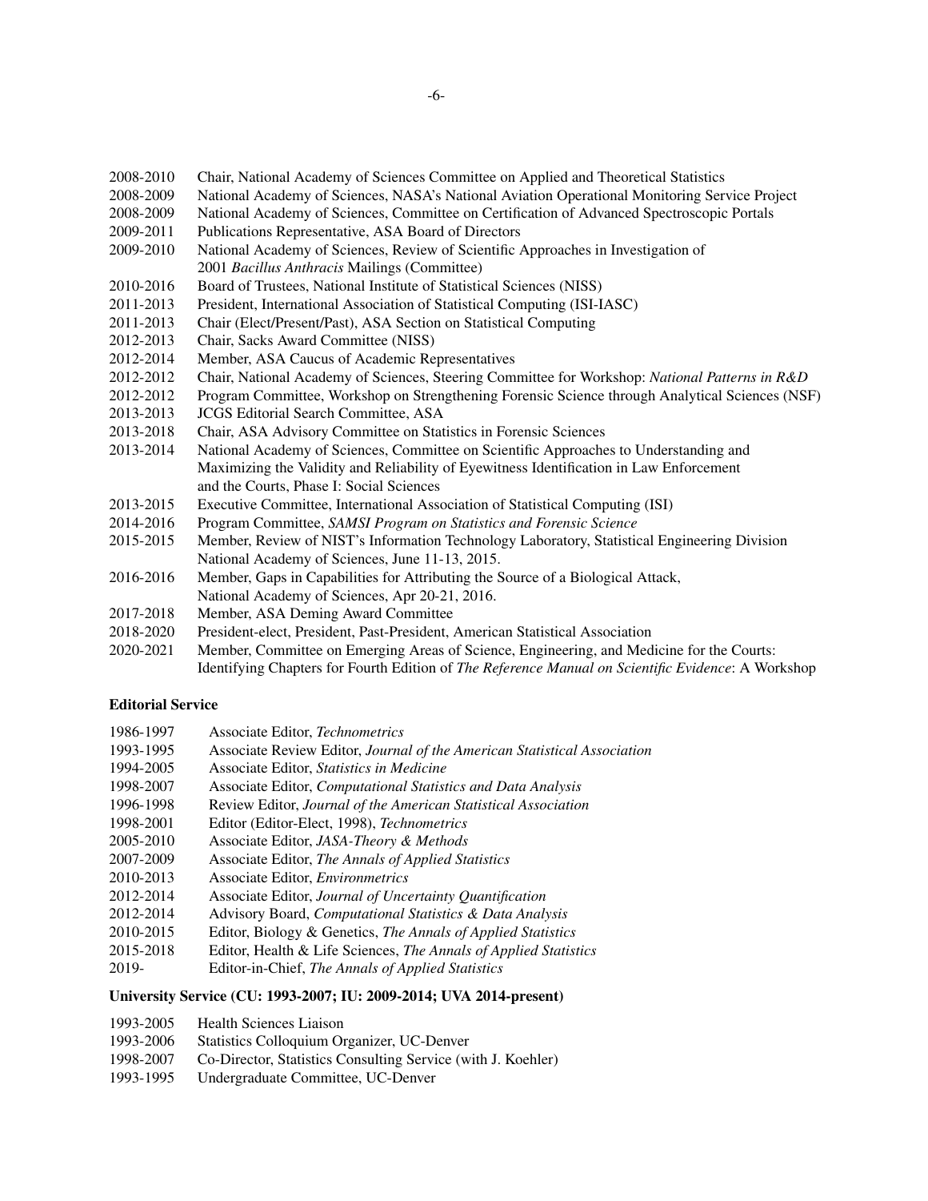2008-2010 Chair, National Academy of Sciences Committee on Applied and Theoretical Statistics
2008-2009 National Academy of Sciences, NASA's National Aviation Operational Monitoring Service Project
2008-2009 National Academy of Sciences, Committee on Certification of Advanced Spectroscopic Portals
2009-2011 Publications Representative, ASA Board of Directors
2009-2010 National Academy of Sciences, Review of Scientific Approaches in Investigation of 2001 *Bacillus Anthracis* Mailings (Committee)
2010-2016 Board of Trustees, National Institute of Statistical Sciences (NISS)
2011-2013 President, International Association of Statistical Computing (ISI-IASC)
2011-2013 Chair (Elect/Present/Past), ASA Section on Statistical Computing
2012-2013 Chair, Sacks Award Committee (NISS)
2012-2014 Member, ASA Caucus of Academic Representatives
2012-2012 Chair, National Academy of Sciences, Steering Committee for Workshop: *National Patterns in R&D*
2012-2012 Program Committee, Workshop on Strengthening Forensic Science through Analytical Sciences (NSF)
2013-2013 JCGS Editorial Search Committee, ASA
2013-2018 Chair, ASA Advisory Committee on Statistics in Forensic Sciences
2013-2014 National Academy of Sciences, Committee on Scientific Approaches to Understanding and Maximizing the Validity and Reliability of Eyewitness Identification in Law Enforcement and the Courts, Phase I: Social Sciences
2013-2015 Executive Committee, International Association of Statistical Computing (ISI)
2014-2016 Program Committee, *SAMSI Program on Statistics and Forensic Science*
2015-2015 Member, Review of NIST's Information Technology Laboratory, Statistical Engineering Division National Academy of Sciences, June 11-13, 2015.
2016-2016 Member, Gaps in Capabilities for Attributing the Source of a Biological Attack, National Academy of Sciences, Apr 20-21, 2016.
2017-2018 Member, ASA Deming Award Committee
2018-2020 President-elect, President, Past-President, American Statistical Association
2020-2021 Member, Committee on Emerging Areas of Science, Engineering, and Medicine for the Courts: Identifying Chapters for Fourth Edition of *The Reference Manual on Scientific Evidence*: A Workshop

**Editorial Service**

1986-1997 Associate Editor, *Technometrics*
1993-1995 Associate Review Editor, *Journal of the American Statistical Association*
1994-2005 Associate Editor, *Statistics in Medicine*
1998-2007 Associate Editor, *Computational Statistics and Data Analysis*
1996-1998 Review Editor, *Journal of the American Statistical Association*
1998-2001 Editor (Editor-Elect, 1998), *Technometrics*
2005-2010 Associate Editor, *JASA-Theory & Methods*
2007-2009 Associate Editor, *The Annals of Applied Statistics*
2010-2013 Associate Editor, *Environmetrics*
2012-2014 Associate Editor, *Journal of Uncertainty Quantification*
2012-2014 Advisory Board, *Computational Statistics & Data Analysis*
2010-2015 Editor, Biology & Genetics, *The Annals of Applied Statistics*
2015-2018 Editor, Health & Life Sciences, *The Annals of Applied Statistics*
2019- Editor-in-Chief, *The Annals of Applied Statistics*

**University Service (CU: 1993-2007; IU: 2009-2014; UVA 2014-present)**

1993-2005 Health Sciences Liaison
1993-2006 Statistics Colloquium Organizer, UC-Denver
1998-2007 Co-Director, Statistics Consulting Service (with J. Koehler)
1993-1995 Undergraduate Committee, UC-Denver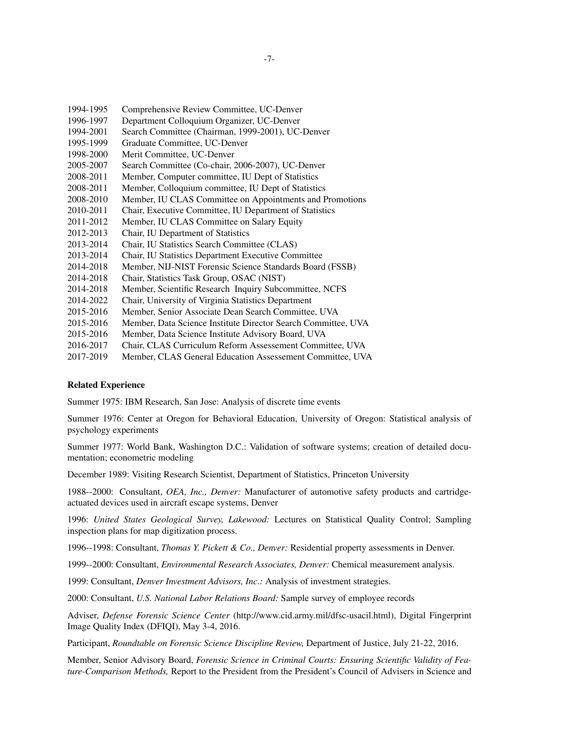1994-1995 Comprehensive Review Committee, UC-Denver
1996-1997 Department Colloquium Organizer, UC-Denver
1994-2001 Search Committee (Chairman, 1999-2001), UC-Denver
1995-1999 Graduate Committee, UC-Denver
1998-2000 Merit Committee, UC-Denver
2005-2007 Search Committee (Co-chair, 2006-2007), UC-Denver
2008-2011 Member, Computer committee, IU Dept of Statistics
2008-2011 Member, Colloquium committee, IU Dept of Statistics
2008-2010 Member, IU CLAS Committee on Appointments and Promotions
2010-2011 Chair, Executive Committee, IU Department of Statistics
2011-2012 Member, IU CLAS Committee on Salary Equity
2012-2013 Chair, IU Department of Statistics
2013-2014 Chair, IU Statistics Search Committee (CLAS)
2013-2014 Chair, IU Statistics Department Executive Committee
2014-2018 Member, NIJ-NIST Forensic Science Standards Board (FSSB)
2014-2018 Chair, Statistics Task Group, OSAC (NIST)
2014-2018 Member, Scientific Research Inquiry Subcommittee, NCFS
2014-2022 Chair, University of Virginia Statistics Department
2015-2016 Member, Senior Associate Dean Search Committee, UVA
2015-2016 Member, Data Science Institute Director Search Committee, UVA
2015-2016 Member, Data Science Institute Advisory Board, UVA
2016-2017 Chair, CLAS Curriculum Reform Assessement Committee, UVA
2017-2019 Member, CLAS General Education Assessement Committee, UVA

**Related Experience**

Summer 1975: IBM Research, San Jose: Analysis of discrete time events

Summer 1976: Center at Oregon for Behavioral Education, University of Oregon: Statistical analysis of psychology experiments

Summer 1977: World Bank, Washington D.C.: Validation of software systems; creation of detailed documentation; econometric modeling

December 1989: Visiting Research Scientist, Department of Statistics, Princeton University

1988--2000: Consultant, *OEA, Inc., Denver:* Manufacturer of automotive safety products and cartridge-actuated devices used in aircraft escape systems, Denver

1996: *United States Geological Survey, Lakewood:* Lectures on Statistical Quality Control; Sampling inspection plans for map digitization process.

1996--1998: Consultant, *Thomas Y. Pickett & Co., Denver:* Residential property assessments in Denver.

1999--2000: Consultant, *Environmental Research Associates, Denver:* Chemical measurement analysis.

1999: Consultant, *Denver Investment Advisors, Inc.:* Analysis of investment strategies.

2000: Consultant, *U.S. National Labor Relations Board:* Sample survey of employee records

Adviser, *Defense Forensic Science Center* (http://www.cid.army.mil/dfsc-usacil.html), Digital Fingerprint Image Quality Index (DFIQI), May 3-4, 2016.

Participant, *Roundtable on Forensic Science Discipline Review,* Department of Justice, July 21-22, 2016.

Member, Senior Advisory Board, *Forensic Science in Criminal Courts: Ensuring Scientific Validity of Feature-Comparison Methods,* Report to the President from the President's Council of Advisers in Science and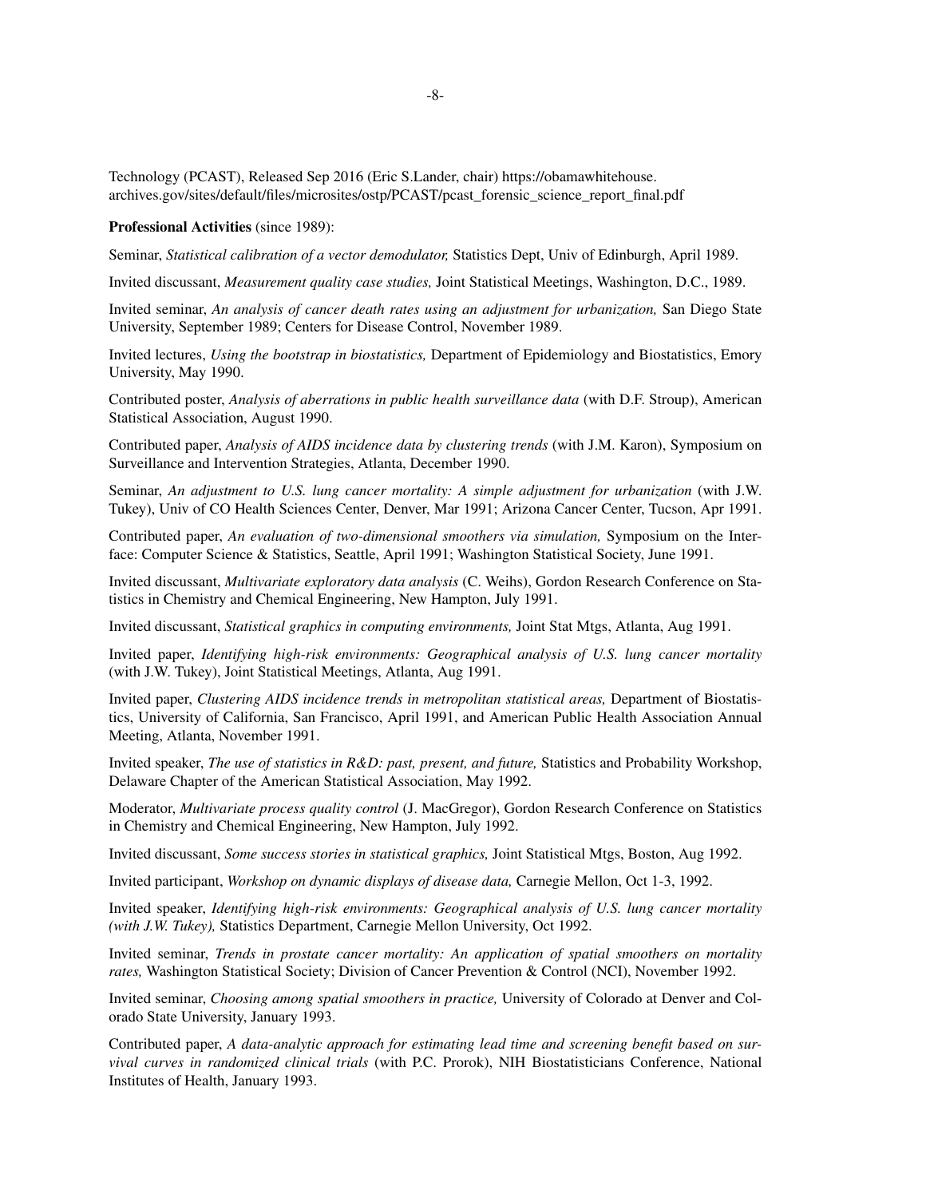Technology (PCAST), Released Sep 2016 (Eric S.Lander, chair) https://obamawhitehouse.archives.gov/sites/default/files/microsites/ostp/PCAST/pcast_forensic_science_report_final.pdf

**Professional Activities** (since 1989):

Seminar, *Statistical calibration of a vector demodulator,* Statistics Dept, Univ of Edinburgh, April 1989.

Invited discussant, *Measurement quality case studies,* Joint Statistical Meetings, Washington, D.C., 1989.

Invited seminar, *An analysis of cancer death rates using an adjustment for urbanization,* San Diego State University, September 1989; Centers for Disease Control, November 1989.

Invited lectures, *Using the bootstrap in biostatistics,* Department of Epidemiology and Biostatistics, Emory University, May 1990.

Contributed poster, *Analysis of aberrations in public health surveillance data* (with D.F. Stroup), American Statistical Association, August 1990.

Contributed paper, *Analysis of AIDS incidence data by clustering trends* (with J.M. Karon), Symposium on Surveillance and Intervention Strategies, Atlanta, December 1990.

Seminar, *An adjustment to U.S. lung cancer mortality: A simple adjustment for urbanization* (with J.W. Tukey), Univ of CO Health Sciences Center, Denver, Mar 1991; Arizona Cancer Center, Tucson, Apr 1991.

Contributed paper, *An evaluation of two-dimensional smoothers via simulation,* Symposium on the Interface: Computer Science & Statistics, Seattle, April 1991; Washington Statistical Society, June 1991.

Invited discussant, *Multivariate exploratory data analysis* (C. Weihs), Gordon Research Conference on Statistics in Chemistry and Chemical Engineering, New Hampton, July 1991.

Invited discussant, *Statistical graphics in computing environments,* Joint Stat Mtgs, Atlanta, Aug 1991.

Invited paper, *Identifying high-risk environments: Geographical analysis of U.S. lung cancer mortality* (with J.W. Tukey), Joint Statistical Meetings, Atlanta, Aug 1991.

Invited paper, *Clustering AIDS incidence trends in metropolitan statistical areas,* Department of Biostatistics, University of California, San Francisco, April 1991, and American Public Health Association Annual Meeting, Atlanta, November 1991.

Invited speaker, *The use of statistics in R&D: past, present, and future,* Statistics and Probability Workshop, Delaware Chapter of the American Statistical Association, May 1992.

Moderator, *Multivariate process quality control* (J. MacGregor), Gordon Research Conference on Statistics in Chemistry and Chemical Engineering, New Hampton, July 1992.

Invited discussant, *Some success stories in statistical graphics,* Joint Statistical Mtgs, Boston, Aug 1992.

Invited participant, *Workshop on dynamic displays of disease data,* Carnegie Mellon, Oct 1-3, 1992.

Invited speaker, *Identifying high-risk environments: Geographical analysis of U.S. lung cancer mortality (with J.W. Tukey),* Statistics Department, Carnegie Mellon University, Oct 1992.

Invited seminar, *Trends in prostate cancer mortality: An application of spatial smoothers on mortality rates,* Washington Statistical Society; Division of Cancer Prevention & Control (NCI), November 1992.

Invited seminar, *Choosing among spatial smoothers in practice,* University of Colorado at Denver and Colorado State University, January 1993.

Contributed paper, *A data-analytic approach for estimating lead time and screening benefit based on survival curves in randomized clinical trials* (with P.C. Prorok), NIH Biostatisticians Conference, National Institutes of Health, January 1993.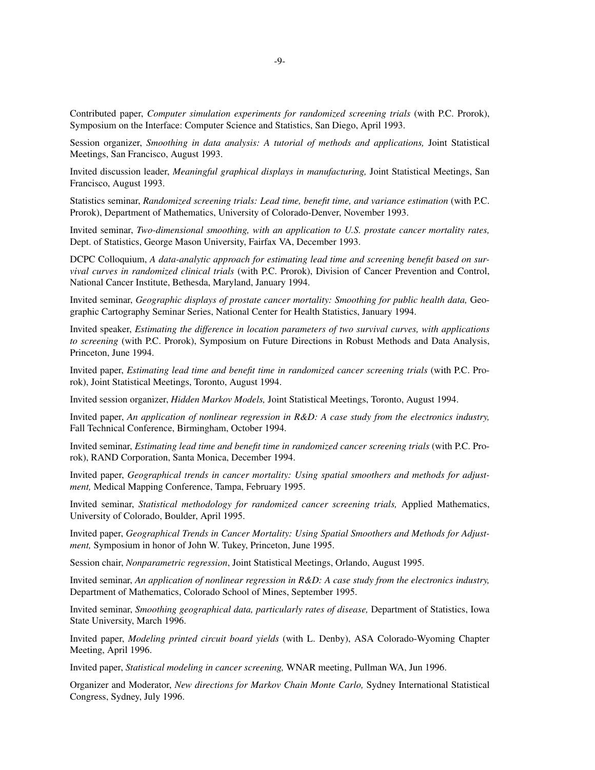Contributed paper, *Computer simulation experiments for randomized screening trials* (with P.C. Prorok), Symposium on the Interface: Computer Science and Statistics, San Diego, April 1993.

Session organizer, *Smoothing in data analysis: A tutorial of methods and applications,* Joint Statistical Meetings, San Francisco, August 1993.

Invited discussion leader, *Meaningful graphical displays in manufacturing,* Joint Statistical Meetings, San Francisco, August 1993.

Statistics seminar, *Randomized screening trials: Lead time, benefit time, and variance estimation* (with P.C. Prorok), Department of Mathematics, University of Colorado-Denver, November 1993.

Invited seminar, *Two-dimensional smoothing, with an application to U.S. prostate cancer mortality rates,* Dept. of Statistics, George Mason University, Fairfax VA, December 1993.

DCPC Colloquium, *A data-analytic approach for estimating lead time and screening benefit based on survival curves in randomized clinical trials* (with P.C. Prorok), Division of Cancer Prevention and Control, National Cancer Institute, Bethesda, Maryland, January 1994.

Invited seminar, *Geographic displays of prostate cancer mortality: Smoothing for public health data,* Geographic Cartography Seminar Series, National Center for Health Statistics, January 1994.

Invited speaker, *Estimating the difference in location parameters of two survival curves, with applications to screening* (with P.C. Prorok), Symposium on Future Directions in Robust Methods and Data Analysis, Princeton, June 1994.

Invited paper, *Estimating lead time and benefit time in randomized cancer screening trials* (with P.C. Prorok), Joint Statistical Meetings, Toronto, August 1994.

Invited session organizer, *Hidden Markov Models,* Joint Statistical Meetings, Toronto, August 1994.

Invited paper, *An application of nonlinear regression in R&D: A case study from the electronics industry,* Fall Technical Conference, Birmingham, October 1994.

Invited seminar, *Estimating lead time and benefit time in randomized cancer screening trials* (with P.C. Prorok), RAND Corporation, Santa Monica, December 1994.

Invited paper, *Geographical trends in cancer mortality: Using spatial smoothers and methods for adjustment,* Medical Mapping Conference, Tampa, February 1995.

Invited seminar, *Statistical methodology for randomized cancer screening trials,* Applied Mathematics, University of Colorado, Boulder, April 1995.

Invited paper, *Geographical Trends in Cancer Mortality: Using Spatial Smoothers and Methods for Adjustment,* Symposium in honor of John W. Tukey, Princeton, June 1995.

Session chair, *Nonparametric regression*, Joint Statistical Meetings, Orlando, August 1995.

Invited seminar, *An application of nonlinear regression in R&D: A case study from the electronics industry,* Department of Mathematics, Colorado School of Mines, September 1995.

Invited seminar, *Smoothing geographical data, particularly rates of disease,* Department of Statistics, Iowa State University, March 1996.

Invited paper, *Modeling printed circuit board yields* (with L. Denby), ASA Colorado-Wyoming Chapter Meeting, April 1996.

Invited paper, *Statistical modeling in cancer screening,* WNAR meeting, Pullman WA, Jun 1996.

Organizer and Moderator, *New directions for Markov Chain Monte Carlo,* Sydney International Statistical Congress, Sydney, July 1996.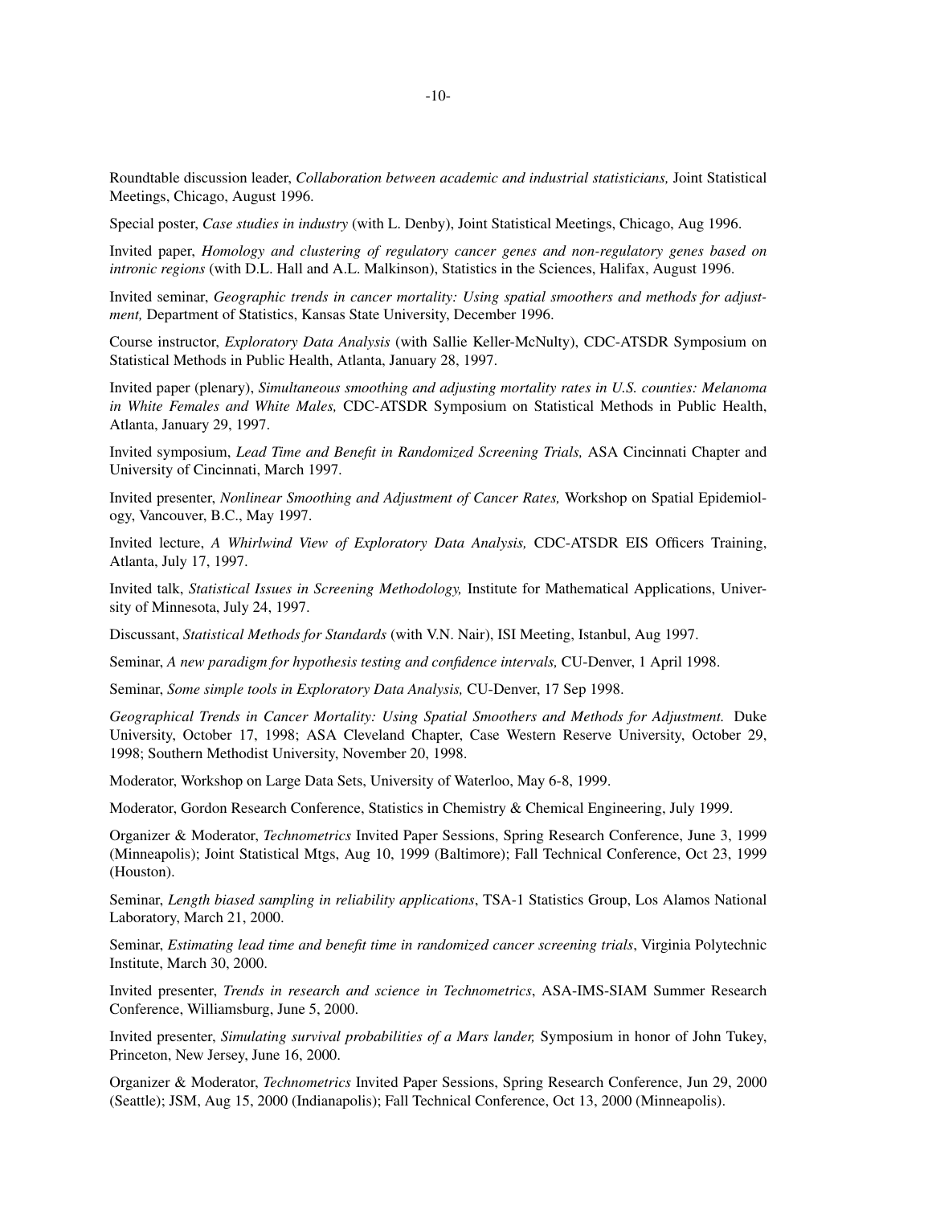Roundtable discussion leader, *Collaboration between academic and industrial statisticians,* Joint Statistical Meetings, Chicago, August 1996.

Special poster, *Case studies in industry* (with L. Denby), Joint Statistical Meetings, Chicago, Aug 1996.

Invited paper, *Homology and clustering of regulatory cancer genes and non-regulatory genes based on intronic regions* (with D.L. Hall and A.L. Malkinson), Statistics in the Sciences, Halifax, August 1996.

Invited seminar, *Geographic trends in cancer mortality: Using spatial smoothers and methods for adjustment,* Department of Statistics, Kansas State University, December 1996.

Course instructor, *Exploratory Data Analysis* (with Sallie Keller-McNulty), CDC-ATSDR Symposium on Statistical Methods in Public Health, Atlanta, January 28, 1997.

Invited paper (plenary), *Simultaneous smoothing and adjusting mortality rates in U.S. counties: Melanoma in White Females and White Males,* CDC-ATSDR Symposium on Statistical Methods in Public Health, Atlanta, January 29, 1997.

Invited symposium, *Lead Time and Benefit in Randomized Screening Trials,* ASA Cincinnati Chapter and University of Cincinnati, March 1997.

Invited presenter, *Nonlinear Smoothing and Adjustment of Cancer Rates,* Workshop on Spatial Epidemiology, Vancouver, B.C., May 1997.

Invited lecture, *A Whirlwind View of Exploratory Data Analysis,* CDC-ATSDR EIS Officers Training, Atlanta, July 17, 1997.

Invited talk, *Statistical Issues in Screening Methodology,* Institute for Mathematical Applications, University of Minnesota, July 24, 1997.

Discussant, *Statistical Methods for Standards* (with V.N. Nair), ISI Meeting, Istanbul, Aug 1997.

Seminar, *A new paradigm for hypothesis testing and confidence intervals,* CU-Denver, 1 April 1998.

Seminar, *Some simple tools in Exploratory Data Analysis,* CU-Denver, 17 Sep 1998.

*Geographical Trends in Cancer Mortality: Using Spatial Smoothers and Methods for Adjustment.* Duke University, October 17, 1998; ASA Cleveland Chapter, Case Western Reserve University, October 29, 1998; Southern Methodist University, November 20, 1998.

Moderator, Workshop on Large Data Sets, University of Waterloo, May 6-8, 1999.

Moderator, Gordon Research Conference, Statistics in Chemistry & Chemical Engineering, July 1999.

Organizer & Moderator, *Technometrics* Invited Paper Sessions, Spring Research Conference, June 3, 1999 (Minneapolis); Joint Statistical Mtgs, Aug 10, 1999 (Baltimore); Fall Technical Conference, Oct 23, 1999 (Houston).

Seminar, *Length biased sampling in reliability applications*, TSA-1 Statistics Group, Los Alamos National Laboratory, March 21, 2000.

Seminar, *Estimating lead time and benefit time in randomized cancer screening trials*, Virginia Polytechnic Institute, March 30, 2000.

Invited presenter, *Trends in research and science in Technometrics*, ASA-IMS-SIAM Summer Research Conference, Williamsburg, June 5, 2000.

Invited presenter, *Simulating survival probabilities of a Mars lander,* Symposium in honor of John Tukey, Princeton, New Jersey, June 16, 2000.

Organizer & Moderator, *Technometrics* Invited Paper Sessions, Spring Research Conference, Jun 29, 2000 (Seattle); JSM, Aug 15, 2000 (Indianapolis); Fall Technical Conference, Oct 13, 2000 (Minneapolis).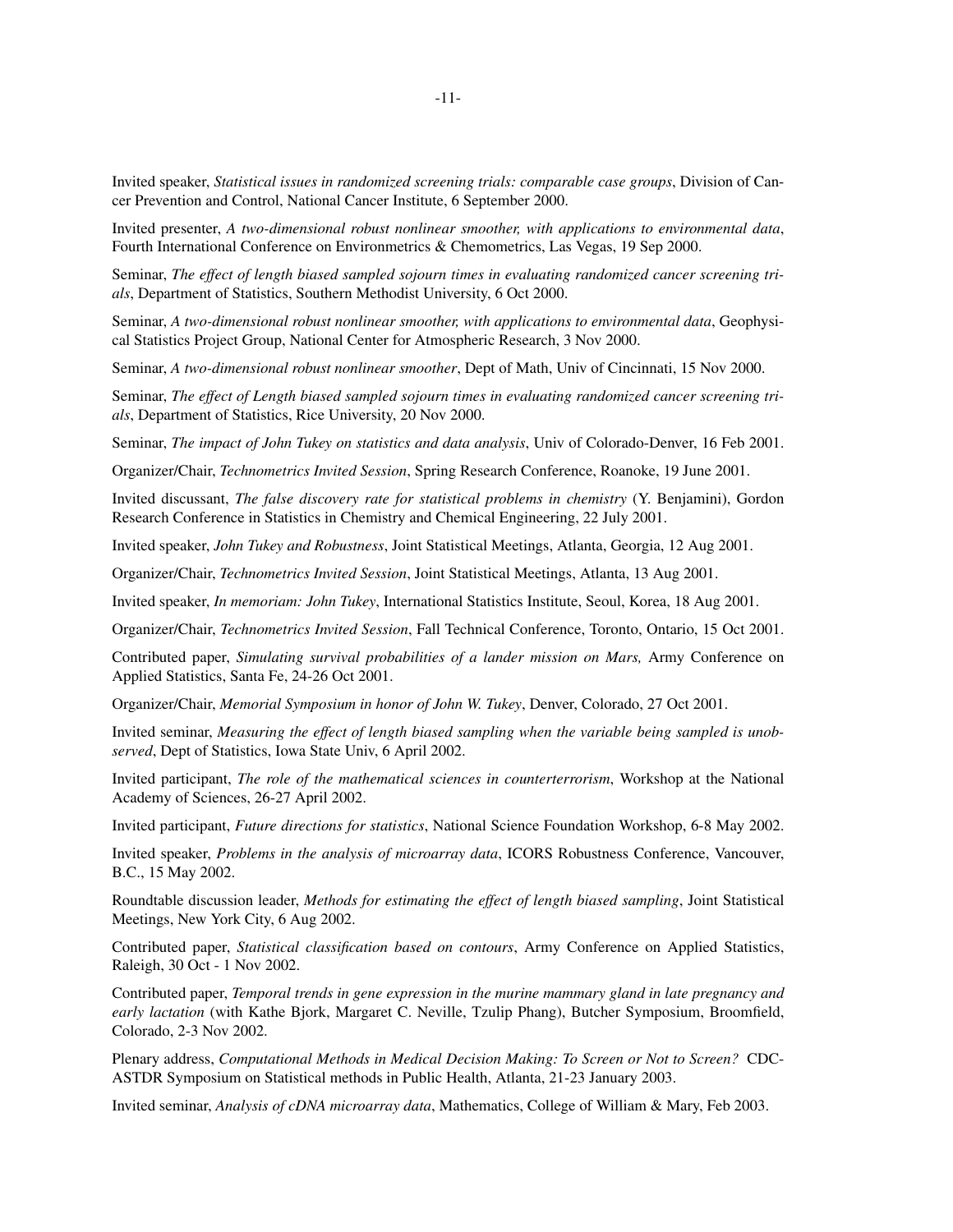Invited speaker, *Statistical issues in randomized screening trials: comparable case groups*, Division of Cancer Prevention and Control, National Cancer Institute, 6 September 2000.

Invited presenter, *A two-dimensional robust nonlinear smoother, with applications to environmental data*, Fourth International Conference on Environmetrics & Chemometrics, Las Vegas, 19 Sep 2000.

Seminar, *The effect of length biased sampled sojourn times in evaluating randomized cancer screening trials*, Department of Statistics, Southern Methodist University, 6 Oct 2000.

Seminar, *A two-dimensional robust nonlinear smoother, with applications to environmental data*, Geophysical Statistics Project Group, National Center for Atmospheric Research, 3 Nov 2000.

Seminar, *A two-dimensional robust nonlinear smoother*, Dept of Math, Univ of Cincinnati, 15 Nov 2000.

Seminar, *The effect of Length biased sampled sojourn times in evaluating randomized cancer screening trials*, Department of Statistics, Rice University, 20 Nov 2000.

Seminar, *The impact of John Tukey on statistics and data analysis*, Univ of Colorado-Denver, 16 Feb 2001.

Organizer/Chair, *Technometrics Invited Session*, Spring Research Conference, Roanoke, 19 June 2001.

Invited discussant, *The false discovery rate for statistical problems in chemistry* (Y. Benjamini), Gordon Research Conference in Statistics in Chemistry and Chemical Engineering, 22 July 2001.

Invited speaker, *John Tukey and Robustness*, Joint Statistical Meetings, Atlanta, Georgia, 12 Aug 2001.

Organizer/Chair, *Technometrics Invited Session*, Joint Statistical Meetings, Atlanta, 13 Aug 2001.

Invited speaker, *In memoriam: John Tukey*, International Statistics Institute, Seoul, Korea, 18 Aug 2001.

Organizer/Chair, *Technometrics Invited Session*, Fall Technical Conference, Toronto, Ontario, 15 Oct 2001.

Contributed paper, *Simulating survival probabilities of a lander mission on Mars,* Army Conference on Applied Statistics, Santa Fe, 24-26 Oct 2001.

Organizer/Chair, *Memorial Symposium in honor of John W. Tukey*, Denver, Colorado, 27 Oct 2001.

Invited seminar, *Measuring the effect of length biased sampling when the variable being sampled is unobserved*, Dept of Statistics, Iowa State Univ, 6 April 2002.

Invited participant, *The role of the mathematical sciences in counterterrorism*, Workshop at the National Academy of Sciences, 26-27 April 2002.

Invited participant, *Future directions for statistics*, National Science Foundation Workshop, 6-8 May 2002.

Invited speaker, *Problems in the analysis of microarray data*, ICORS Robustness Conference, Vancouver, B.C., 15 May 2002.

Roundtable discussion leader, *Methods for estimating the effect of length biased sampling*, Joint Statistical Meetings, New York City, 6 Aug 2002.

Contributed paper, *Statistical classification based on contours*, Army Conference on Applied Statistics, Raleigh, 30 Oct - 1 Nov 2002.

Contributed paper, *Temporal trends in gene expression in the murine mammary gland in late pregnancy and early lactation* (with Kathe Bjork, Margaret C. Neville, Tzulip Phang), Butcher Symposium, Broomfield, Colorado, 2-3 Nov 2002.

Plenary address, *Computational Methods in Medical Decision Making: To Screen or Not to Screen?* CDC-ASTDR Symposium on Statistical methods in Public Health, Atlanta, 21-23 January 2003.

Invited seminar, *Analysis of cDNA microarray data*, Mathematics, College of William & Mary, Feb 2003.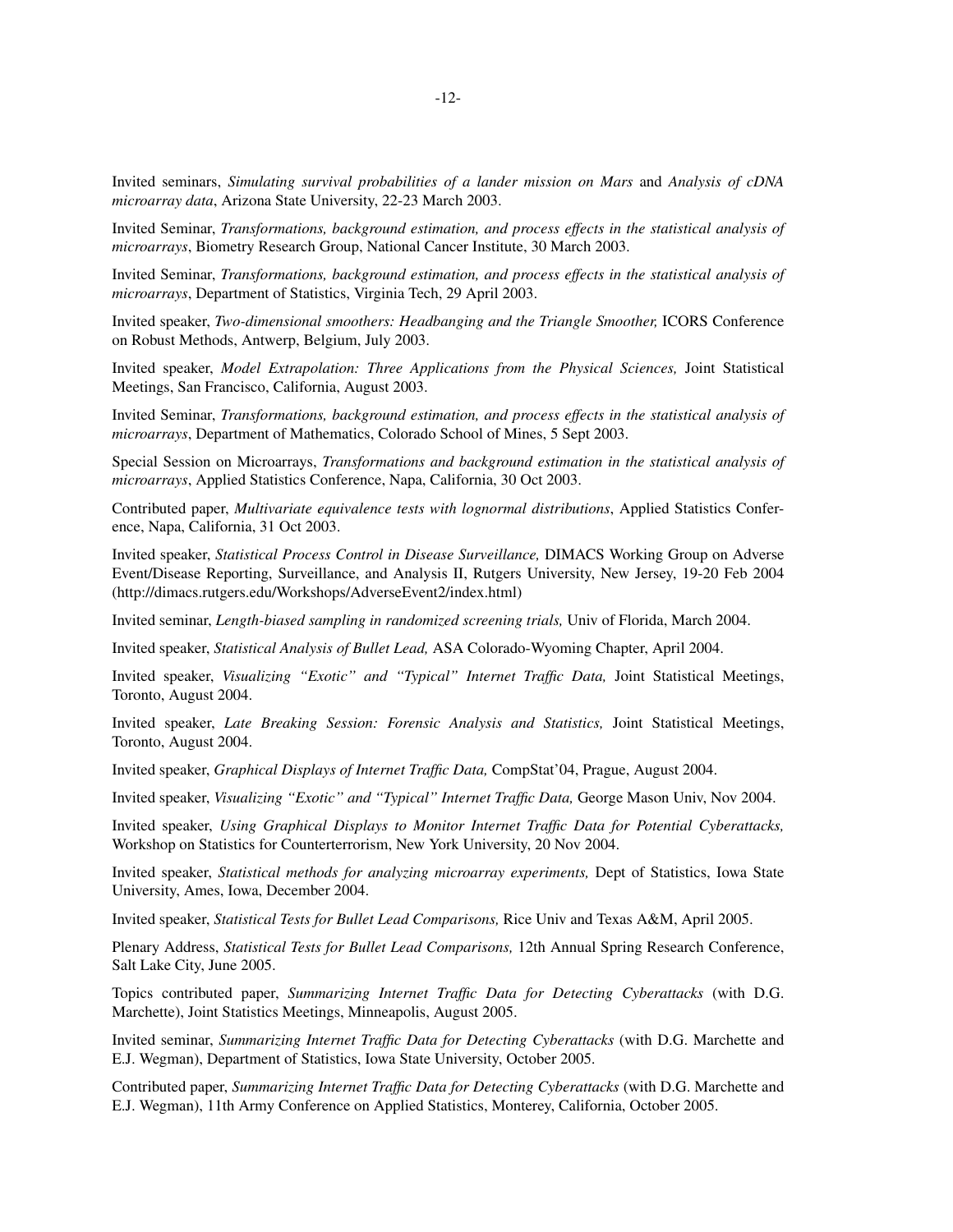Invited seminars, *Simulating survival probabilities of a lander mission on Mars* and *Analysis of cDNA microarray data*, Arizona State University, 22-23 March 2003.

Invited Seminar, *Transformations, background estimation, and process effects in the statistical analysis of microarrays*, Biometry Research Group, National Cancer Institute, 30 March 2003.

Invited Seminar, *Transformations, background estimation, and process effects in the statistical analysis of microarrays*, Department of Statistics, Virginia Tech, 29 April 2003.

Invited speaker, *Two-dimensional smoothers: Headbanging and the Triangle Smoother,* ICORS Conference on Robust Methods, Antwerp, Belgium, July 2003.

Invited speaker, *Model Extrapolation: Three Applications from the Physical Sciences,* Joint Statistical Meetings, San Francisco, California, August 2003.

Invited Seminar, *Transformations, background estimation, and process effects in the statistical analysis of microarrays*, Department of Mathematics, Colorado School of Mines, 5 Sept 2003.

Special Session on Microarrays, *Transformations and background estimation in the statistical analysis of microarrays*, Applied Statistics Conference, Napa, California, 30 Oct 2003.

Contributed paper, *Multivariate equivalence tests with lognormal distributions*, Applied Statistics Conference, Napa, California, 31 Oct 2003.

Invited speaker, *Statistical Process Control in Disease Surveillance,* DIMACS Working Group on Adverse Event/Disease Reporting, Surveillance, and Analysis II, Rutgers University, New Jersey, 19-20 Feb 2004 (http://dimacs.rutgers.edu/Workshops/AdverseEvent2/index.html)

Invited seminar, *Length-biased sampling in randomized screening trials,* Univ of Florida, March 2004.

Invited speaker, *Statistical Analysis of Bullet Lead,* ASA Colorado-Wyoming Chapter, April 2004.

Invited speaker, *Visualizing "Exotic" and "Typical" Internet Traffic Data,* Joint Statistical Meetings, Toronto, August 2004.

Invited speaker, *Late Breaking Session: Forensic Analysis and Statistics,* Joint Statistical Meetings, Toronto, August 2004.

Invited speaker, *Graphical Displays of Internet Traffic Data,* CompStat'04, Prague, August 2004.

Invited speaker, *Visualizing "Exotic" and "Typical" Internet Traffic Data,* George Mason Univ, Nov 2004.

Invited speaker, *Using Graphical Displays to Monitor Internet Traffic Data for Potential Cyberattacks,* Workshop on Statistics for Counterterrorism, New York University, 20 Nov 2004.

Invited speaker, *Statistical methods for analyzing microarray experiments,* Dept of Statistics, Iowa State University, Ames, Iowa, December 2004.

Invited speaker, *Statistical Tests for Bullet Lead Comparisons,* Rice Univ and Texas A&M, April 2005.

Plenary Address, *Statistical Tests for Bullet Lead Comparisons,* 12th Annual Spring Research Conference, Salt Lake City, June 2005.

Topics contributed paper, *Summarizing Internet Traffic Data for Detecting Cyberattacks* (with D.G. Marchette), Joint Statistics Meetings, Minneapolis, August 2005.

Invited seminar, *Summarizing Internet Traffic Data for Detecting Cyberattacks* (with D.G. Marchette and E.J. Wegman), Department of Statistics, Iowa State University, October 2005.

Contributed paper, *Summarizing Internet Traffic Data for Detecting Cyberattacks* (with D.G. Marchette and E.J. Wegman), 11th Army Conference on Applied Statistics, Monterey, California, October 2005.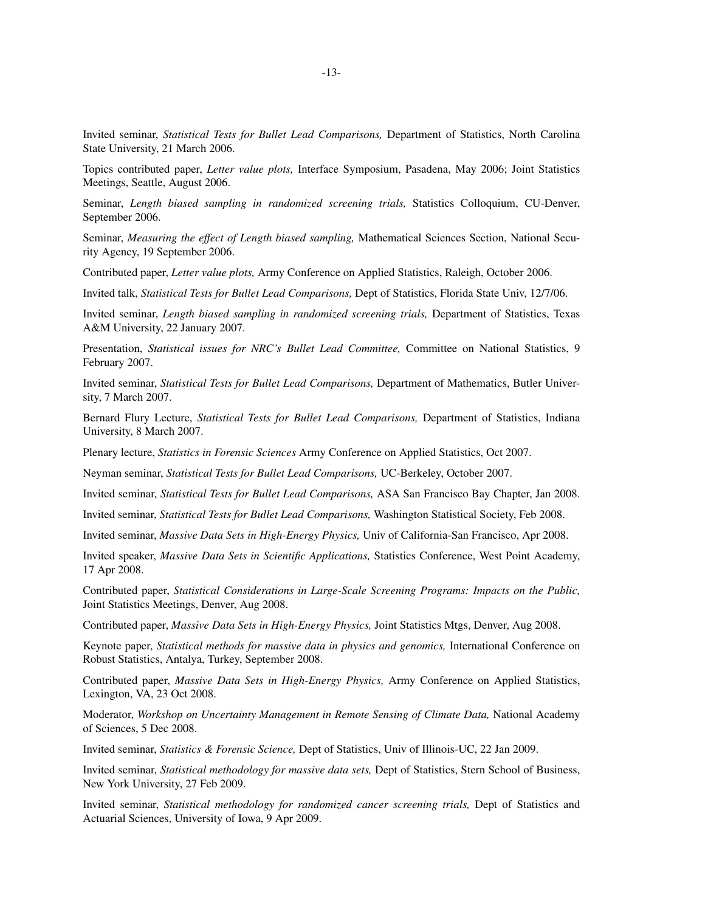Invited seminar, *Statistical Tests for Bullet Lead Comparisons,* Department of Statistics, North Carolina State University, 21 March 2006.

Topics contributed paper, *Letter value plots,* Interface Symposium, Pasadena, May 2006; Joint Statistics Meetings, Seattle, August 2006.

Seminar, *Length biased sampling in randomized screening trials,* Statistics Colloquium, CU-Denver, September 2006.

Seminar, *Measuring the effect of Length biased sampling,* Mathematical Sciences Section, National Security Agency, 19 September 2006.

Contributed paper, *Letter value plots,* Army Conference on Applied Statistics, Raleigh, October 2006.

Invited talk, *Statistical Tests for Bullet Lead Comparisons,* Dept of Statistics, Florida State Univ, 12/7/06.

Invited seminar, *Length biased sampling in randomized screening trials,* Department of Statistics, Texas A&M University, 22 January 2007.

Presentation, *Statistical issues for NRC's Bullet Lead Committee,* Committee on National Statistics, 9 February 2007.

Invited seminar, *Statistical Tests for Bullet Lead Comparisons,* Department of Mathematics, Butler University, 7 March 2007.

Bernard Flury Lecture, *Statistical Tests for Bullet Lead Comparisons,* Department of Statistics, Indiana University, 8 March 2007.

Plenary lecture, *Statistics in Forensic Sciences* Army Conference on Applied Statistics, Oct 2007.

Neyman seminar, *Statistical Tests for Bullet Lead Comparisons,* UC-Berkeley, October 2007.

Invited seminar, *Statistical Tests for Bullet Lead Comparisons,* ASA San Francisco Bay Chapter, Jan 2008.

Invited seminar, *Statistical Tests for Bullet Lead Comparisons,* Washington Statistical Society, Feb 2008.

Invited seminar, *Massive Data Sets in High-Energy Physics,* Univ of California-San Francisco, Apr 2008.

Invited speaker, *Massive Data Sets in Scientific Applications,* Statistics Conference, West Point Academy, 17 Apr 2008.

Contributed paper, *Statistical Considerations in Large-Scale Screening Programs: Impacts on the Public,* Joint Statistics Meetings, Denver, Aug 2008.

Contributed paper, *Massive Data Sets in High-Energy Physics,* Joint Statistics Mtgs, Denver, Aug 2008.

Keynote paper, *Statistical methods for massive data in physics and genomics,* International Conference on Robust Statistics, Antalya, Turkey, September 2008.

Contributed paper, *Massive Data Sets in High-Energy Physics,* Army Conference on Applied Statistics, Lexington, VA, 23 Oct 2008.

Moderator, *Workshop on Uncertainty Management in Remote Sensing of Climate Data,* National Academy of Sciences, 5 Dec 2008.

Invited seminar, *Statistics & Forensic Science,* Dept of Statistics, Univ of Illinois-UC, 22 Jan 2009.

Invited seminar, *Statistical methodology for massive data sets,* Dept of Statistics, Stern School of Business, New York University, 27 Feb 2009.

Invited seminar, *Statistical methodology for randomized cancer screening trials,* Dept of Statistics and Actuarial Sciences, University of Iowa, 9 Apr 2009.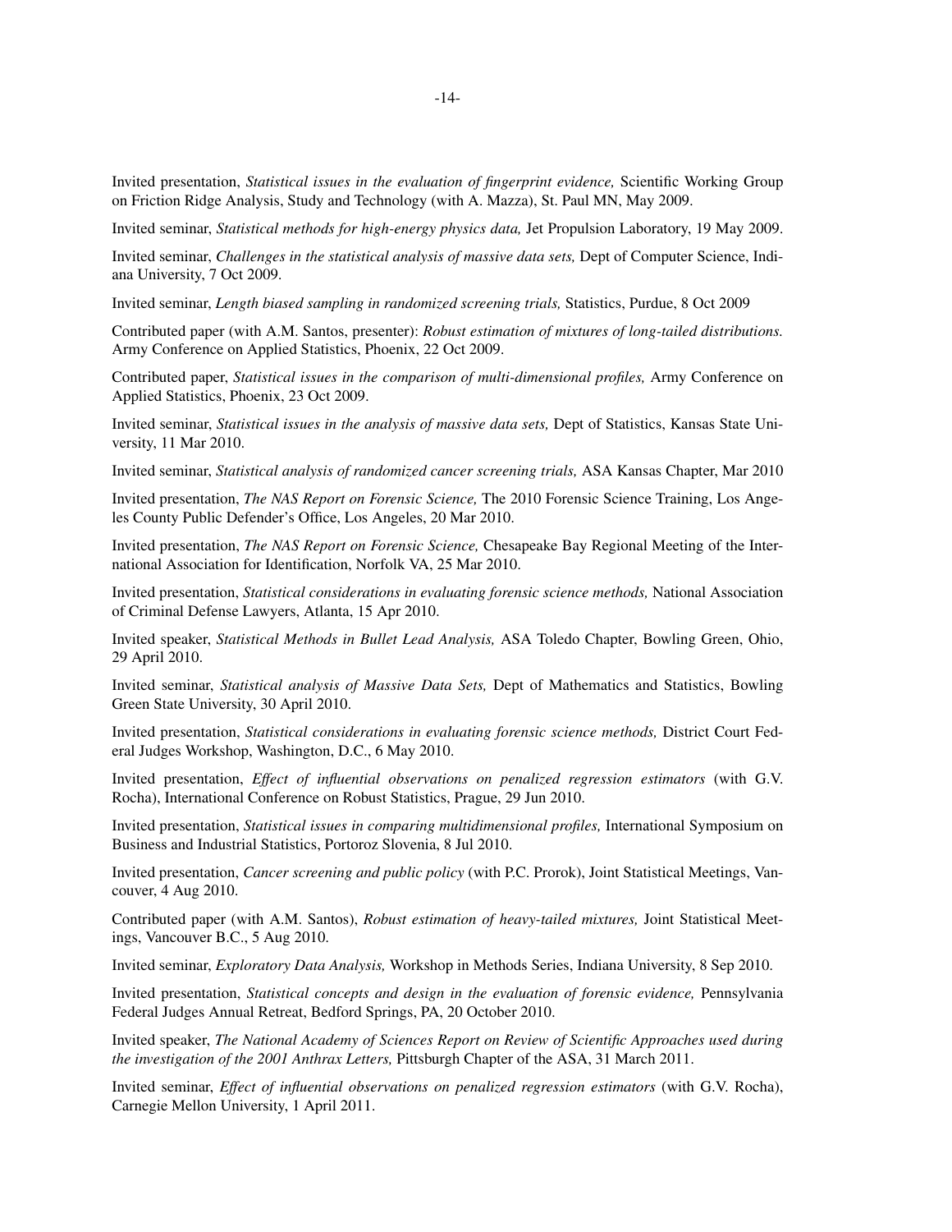Invited presentation, *Statistical issues in the evaluation of fingerprint evidence,* Scientific Working Group on Friction Ridge Analysis, Study and Technology (with A. Mazza), St. Paul MN, May 2009.

Invited seminar, *Statistical methods for high-energy physics data,* Jet Propulsion Laboratory, 19 May 2009.

Invited seminar, *Challenges in the statistical analysis of massive data sets,* Dept of Computer Science, Indiana University, 7 Oct 2009.

Invited seminar, *Length biased sampling in randomized screening trials,* Statistics, Purdue, 8 Oct 2009

Contributed paper (with A.M. Santos, presenter): *Robust estimation of mixtures of long-tailed distributions.* Army Conference on Applied Statistics, Phoenix, 22 Oct 2009.

Contributed paper, *Statistical issues in the comparison of multi-dimensional profiles,* Army Conference on Applied Statistics, Phoenix, 23 Oct 2009.

Invited seminar, *Statistical issues in the analysis of massive data sets,* Dept of Statistics, Kansas State University, 11 Mar 2010.

Invited seminar, *Statistical analysis of randomized cancer screening trials,* ASA Kansas Chapter, Mar 2010

Invited presentation, *The NAS Report on Forensic Science,* The 2010 Forensic Science Training, Los Angeles County Public Defender's Office, Los Angeles, 20 Mar 2010.

Invited presentation, *The NAS Report on Forensic Science,* Chesapeake Bay Regional Meeting of the International Association for Identification, Norfolk VA, 25 Mar 2010.

Invited presentation, *Statistical considerations in evaluating forensic science methods,* National Association of Criminal Defense Lawyers, Atlanta, 15 Apr 2010.

Invited speaker, *Statistical Methods in Bullet Lead Analysis,* ASA Toledo Chapter, Bowling Green, Ohio, 29 April 2010.

Invited seminar, *Statistical analysis of Massive Data Sets,* Dept of Mathematics and Statistics, Bowling Green State University, 30 April 2010.

Invited presentation, *Statistical considerations in evaluating forensic science methods,* District Court Federal Judges Workshop, Washington, D.C., 6 May 2010.

Invited presentation, *Effect of influential observations on penalized regression estimators* (with G.V. Rocha), International Conference on Robust Statistics, Prague, 29 Jun 2010.

Invited presentation, *Statistical issues in comparing multidimensional profiles,* International Symposium on Business and Industrial Statistics, Portoroz Slovenia, 8 Jul 2010.

Invited presentation, *Cancer screening and public policy* (with P.C. Prorok), Joint Statistical Meetings, Vancouver, 4 Aug 2010.

Contributed paper (with A.M. Santos), *Robust estimation of heavy-tailed mixtures,* Joint Statistical Meetings, Vancouver B.C., 5 Aug 2010.

Invited seminar, *Exploratory Data Analysis,* Workshop in Methods Series, Indiana University, 8 Sep 2010.

Invited presentation, *Statistical concepts and design in the evaluation of forensic evidence,* Pennsylvania Federal Judges Annual Retreat, Bedford Springs, PA, 20 October 2010.

Invited speaker, *The National Academy of Sciences Report on Review of Scientific Approaches used during the investigation of the 2001 Anthrax Letters,* Pittsburgh Chapter of the ASA, 31 March 2011.

Invited seminar, *Effect of influential observations on penalized regression estimators* (with G.V. Rocha), Carnegie Mellon University, 1 April 2011.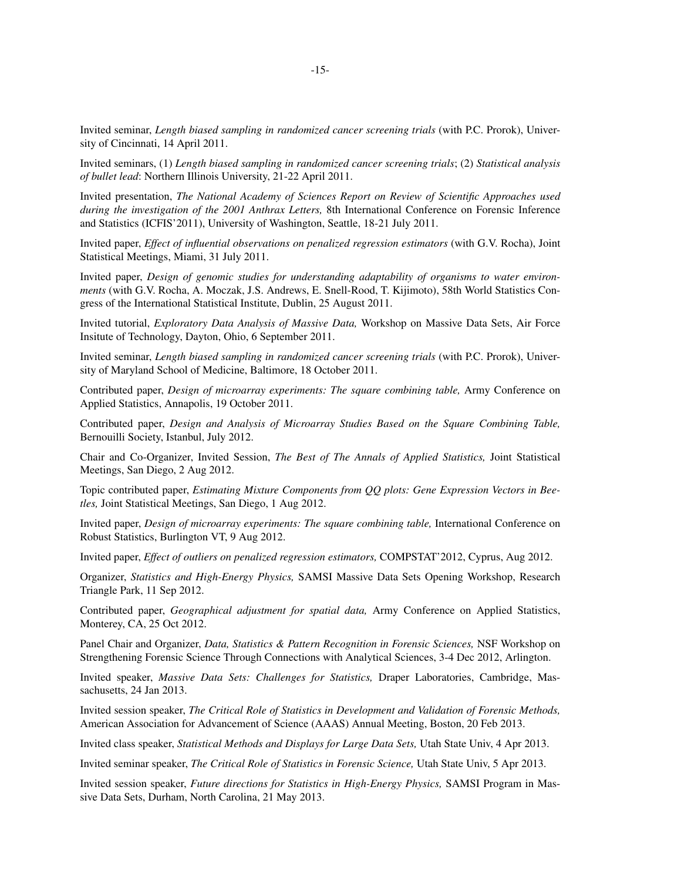Invited seminar, *Length biased sampling in randomized cancer screening trials* (with P.C. Prorok), University of Cincinnati, 14 April 2011.

Invited seminars, (1) *Length biased sampling in randomized cancer screening trials*; (2) *Statistical analysis of bullet lead*: Northern Illinois University, 21-22 April 2011.

Invited presentation, *The National Academy of Sciences Report on Review of Scientific Approaches used during the investigation of the 2001 Anthrax Letters,* 8th International Conference on Forensic Inference and Statistics (ICFIS'2011), University of Washington, Seattle, 18-21 July 2011.

Invited paper, *Effect of influential observations on penalized regression estimators* (with G.V. Rocha), Joint Statistical Meetings, Miami, 31 July 2011.

Invited paper, *Design of genomic studies for understanding adaptability of organisms to water environments* (with G.V. Rocha, A. Moczak, J.S. Andrews, E. Snell-Rood, T. Kijimoto), 58th World Statistics Congress of the International Statistical Institute, Dublin, 25 August 2011.

Invited tutorial, *Exploratory Data Analysis of Massive Data,* Workshop on Massive Data Sets, Air Force Insitute of Technology, Dayton, Ohio, 6 September 2011.

Invited seminar, *Length biased sampling in randomized cancer screening trials* (with P.C. Prorok), University of Maryland School of Medicine, Baltimore, 18 October 2011.

Contributed paper, *Design of microarray experiments: The square combining table,* Army Conference on Applied Statistics, Annapolis, 19 October 2011.

Contributed paper, *Design and Analysis of Microarray Studies Based on the Square Combining Table,* Bernouilli Society, Istanbul, July 2012.

Chair and Co-Organizer, Invited Session, *The Best of The Annals of Applied Statistics,* Joint Statistical Meetings, San Diego, 2 Aug 2012.

Topic contributed paper, *Estimating Mixture Components from QQ plots: Gene Expression Vectors in Beetles,* Joint Statistical Meetings, San Diego, 1 Aug 2012.

Invited paper, *Design of microarray experiments: The square combining table,* International Conference on Robust Statistics, Burlington VT, 9 Aug 2012.

Invited paper, *Effect of outliers on penalized regression estimators,* COMPSTAT'2012, Cyprus, Aug 2012.

Organizer, *Statistics and High-Energy Physics,* SAMSI Massive Data Sets Opening Workshop, Research Triangle Park, 11 Sep 2012.

Contributed paper, *Geographical adjustment for spatial data,* Army Conference on Applied Statistics, Monterey, CA, 25 Oct 2012.

Panel Chair and Organizer, *Data, Statistics & Pattern Recognition in Forensic Sciences,* NSF Workshop on Strengthening Forensic Science Through Connections with Analytical Sciences, 3-4 Dec 2012, Arlington.

Invited speaker, *Massive Data Sets: Challenges for Statistics,* Draper Laboratories, Cambridge, Massachusetts, 24 Jan 2013.

Invited session speaker, *The Critical Role of Statistics in Development and Validation of Forensic Methods,* American Association for Advancement of Science (AAAS) Annual Meeting, Boston, 20 Feb 2013.

Invited class speaker, *Statistical Methods and Displays for Large Data Sets,* Utah State Univ, 4 Apr 2013.

Invited seminar speaker, *The Critical Role of Statistics in Forensic Science,* Utah State Univ, 5 Apr 2013.

Invited session speaker, *Future directions for Statistics in High-Energy Physics,* SAMSI Program in Massive Data Sets, Durham, North Carolina, 21 May 2013.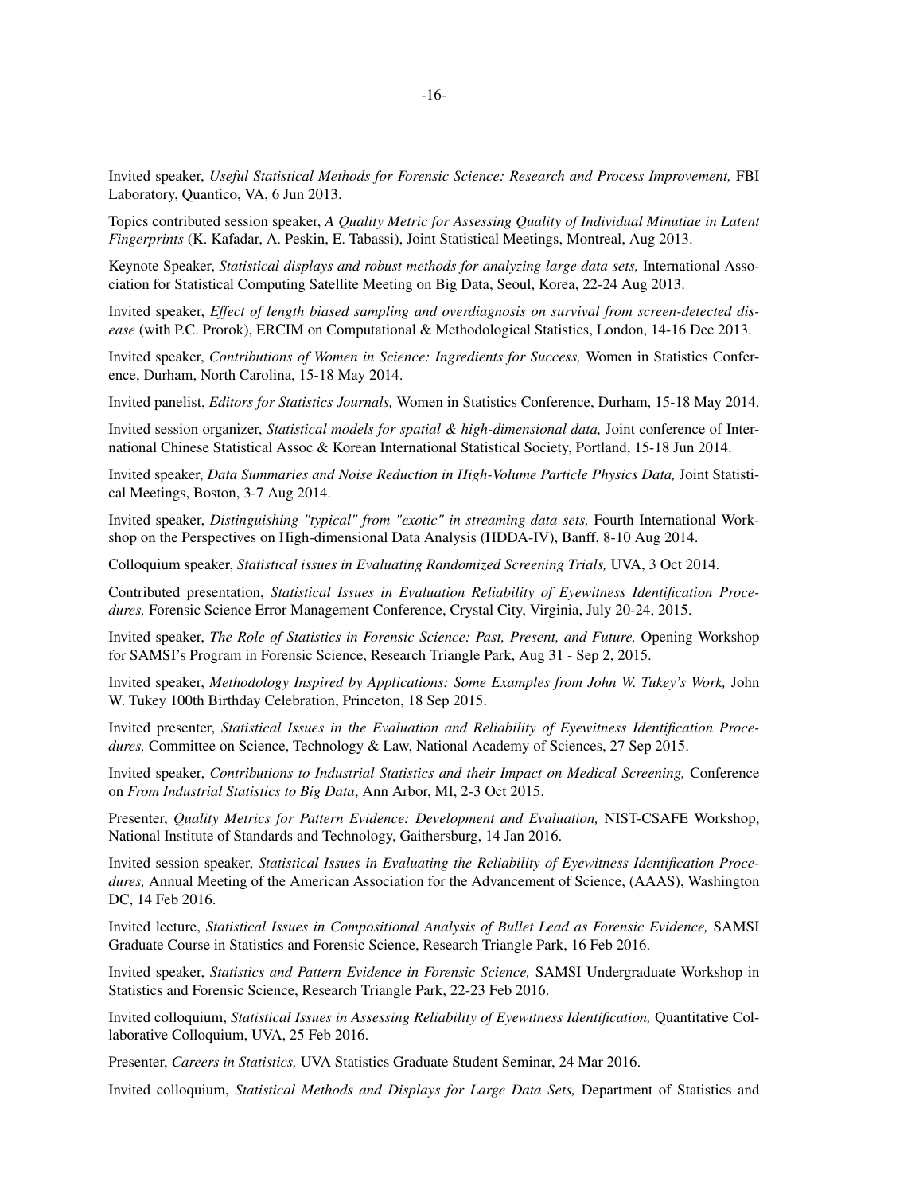Invited speaker, *Useful Statistical Methods for Forensic Science: Research and Process Improvement,* FBI Laboratory, Quantico, VA, 6 Jun 2013.

Topics contributed session speaker, *A Quality Metric for Assessing Quality of Individual Minutiae in Latent Fingerprints* (K. Kafadar, A. Peskin, E. Tabassi), Joint Statistical Meetings, Montreal, Aug 2013.

Keynote Speaker, *Statistical displays and robust methods for analyzing large data sets,* International Association for Statistical Computing Satellite Meeting on Big Data, Seoul, Korea, 22-24 Aug 2013.

Invited speaker, *Effect of length biased sampling and overdiagnosis on survival from screen-detected disease* (with P.C. Prorok), ERCIM on Computational & Methodological Statistics, London, 14-16 Dec 2013.

Invited speaker, *Contributions of Women in Science: Ingredients for Success,* Women in Statistics Conference, Durham, North Carolina, 15-18 May 2014.

Invited panelist, *Editors for Statistics Journals,* Women in Statistics Conference, Durham, 15-18 May 2014.

Invited session organizer, *Statistical models for spatial & high-dimensional data,* Joint conference of International Chinese Statistical Assoc & Korean International Statistical Society, Portland, 15-18 Jun 2014.

Invited speaker, *Data Summaries and Noise Reduction in High-Volume Particle Physics Data,* Joint Statistical Meetings, Boston, 3-7 Aug 2014.

Invited speaker, *Distinguishing "typical" from "exotic" in streaming data sets,* Fourth International Workshop on the Perspectives on High-dimensional Data Analysis (HDDA-IV), Banff, 8-10 Aug 2014.

Colloquium speaker, *Statistical issues in Evaluating Randomized Screening Trials,* UVA, 3 Oct 2014.

Contributed presentation, *Statistical Issues in Evaluation Reliability of Eyewitness Identification Procedures,* Forensic Science Error Management Conference, Crystal City, Virginia, July 20-24, 2015.

Invited speaker, *The Role of Statistics in Forensic Science: Past, Present, and Future,* Opening Workshop for SAMSI's Program in Forensic Science, Research Triangle Park, Aug 31 - Sep 2, 2015.

Invited speaker, *Methodology Inspired by Applications: Some Examples from John W. Tukey's Work,* John W. Tukey 100th Birthday Celebration, Princeton, 18 Sep 2015.

Invited presenter, *Statistical Issues in the Evaluation and Reliability of Eyewitness Identification Procedures,* Committee on Science, Technology & Law, National Academy of Sciences, 27 Sep 2015.

Invited speaker, *Contributions to Industrial Statistics and their Impact on Medical Screening,* Conference on *From Industrial Statistics to Big Data*, Ann Arbor, MI, 2-3 Oct 2015.

Presenter, *Quality Metrics for Pattern Evidence: Development and Evaluation,* NIST-CSAFE Workshop, National Institute of Standards and Technology, Gaithersburg, 14 Jan 2016.

Invited session speaker, *Statistical Issues in Evaluating the Reliability of Eyewitness Identification Procedures,* Annual Meeting of the American Association for the Advancement of Science, (AAAS), Washington DC, 14 Feb 2016.

Invited lecture, *Statistical Issues in Compositional Analysis of Bullet Lead as Forensic Evidence,* SAMSI Graduate Course in Statistics and Forensic Science, Research Triangle Park, 16 Feb 2016.

Invited speaker, *Statistics and Pattern Evidence in Forensic Science,* SAMSI Undergraduate Workshop in Statistics and Forensic Science, Research Triangle Park, 22-23 Feb 2016.

Invited colloquium, *Statistical Issues in Assessing Reliability of Eyewitness Identification,* Quantitative Collaborative Colloquium, UVA, 25 Feb 2016.

Presenter, *Careers in Statistics,* UVA Statistics Graduate Student Seminar, 24 Mar 2016.

Invited colloquium, *Statistical Methods and Displays for Large Data Sets,* Department of Statistics and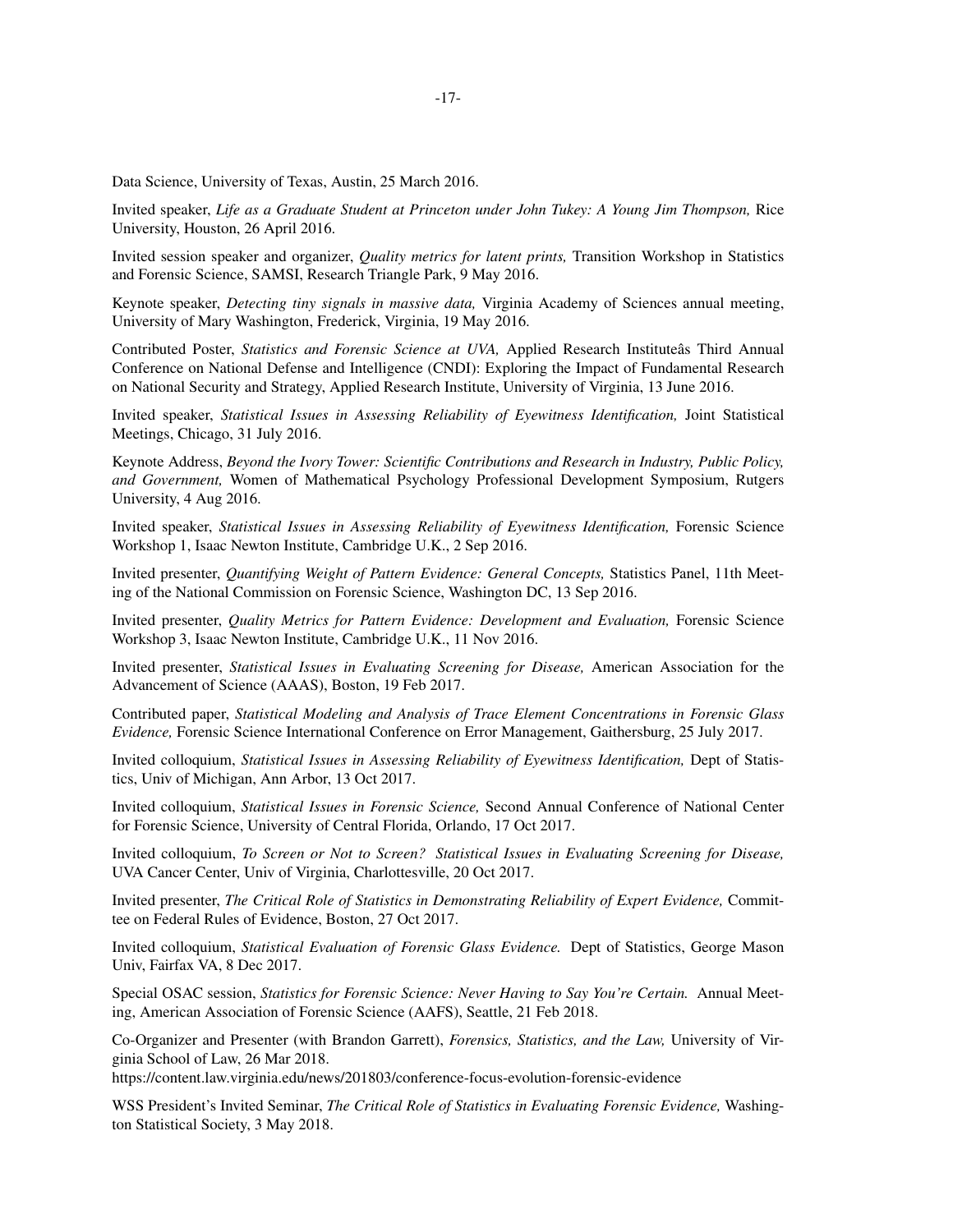Data Science, University of Texas, Austin, 25 March 2016.

Invited speaker, *Life as a Graduate Student at Princeton under John Tukey: A Young Jim Thompson,* Rice University, Houston, 26 April 2016.

Invited session speaker and organizer, *Quality metrics for latent prints,* Transition Workshop in Statistics and Forensic Science, SAMSI, Research Triangle Park, 9 May 2016.

Keynote speaker, *Detecting tiny signals in massive data,* Virginia Academy of Sciences annual meeting, University of Mary Washington, Frederick, Virginia, 19 May 2016.

Contributed Poster, *Statistics and Forensic Science at UVA,* Applied Research Instituteâs Third Annual Conference on National Defense and Intelligence (CNDI): Exploring the Impact of Fundamental Research on National Security and Strategy, Applied Research Institute, University of Virginia, 13 June 2016.

Invited speaker, *Statistical Issues in Assessing Reliability of Eyewitness Identification,* Joint Statistical Meetings, Chicago, 31 July 2016.

Keynote Address, *Beyond the Ivory Tower: Scientific Contributions and Research in Industry, Public Policy, and Government,* Women of Mathematical Psychology Professional Development Symposium, Rutgers University, 4 Aug 2016.

Invited speaker, *Statistical Issues in Assessing Reliability of Eyewitness Identification,* Forensic Science Workshop 1, Isaac Newton Institute, Cambridge U.K., 2 Sep 2016.

Invited presenter, *Quantifying Weight of Pattern Evidence: General Concepts,* Statistics Panel, 11th Meeting of the National Commission on Forensic Science, Washington DC, 13 Sep 2016.

Invited presenter, *Quality Metrics for Pattern Evidence: Development and Evaluation,* Forensic Science Workshop 3, Isaac Newton Institute, Cambridge U.K., 11 Nov 2016.

Invited presenter, *Statistical Issues in Evaluating Screening for Disease,* American Association for the Advancement of Science (AAAS), Boston, 19 Feb 2017.

Contributed paper, *Statistical Modeling and Analysis of Trace Element Concentrations in Forensic Glass Evidence,* Forensic Science International Conference on Error Management, Gaithersburg, 25 July 2017.

Invited colloquium, *Statistical Issues in Assessing Reliability of Eyewitness Identification,* Dept of Statistics, Univ of Michigan, Ann Arbor, 13 Oct 2017.

Invited colloquium, *Statistical Issues in Forensic Science,* Second Annual Conference of National Center for Forensic Science, University of Central Florida, Orlando, 17 Oct 2017.

Invited colloquium, *To Screen or Not to Screen? Statistical Issues in Evaluating Screening for Disease,* UVA Cancer Center, Univ of Virginia, Charlottesville, 20 Oct 2017.

Invited presenter, *The Critical Role of Statistics in Demonstrating Reliability of Expert Evidence,* Committee on Federal Rules of Evidence, Boston, 27 Oct 2017.

Invited colloquium, *Statistical Evaluation of Forensic Glass Evidence.* Dept of Statistics, George Mason Univ, Fairfax VA, 8 Dec 2017.

Special OSAC session, *Statistics for Forensic Science: Never Having to Say You're Certain.* Annual Meeting, American Association of Forensic Science (AAFS), Seattle, 21 Feb 2018.

Co-Organizer and Presenter (with Brandon Garrett), *Forensics, Statistics, and the Law,* University of Virginia School of Law, 26 Mar 2018.
https://content.law.virginia.edu/news/201803/conference-focus-evolution-forensic-evidence

WSS President's Invited Seminar, *The Critical Role of Statistics in Evaluating Forensic Evidence,* Washington Statistical Society, 3 May 2018.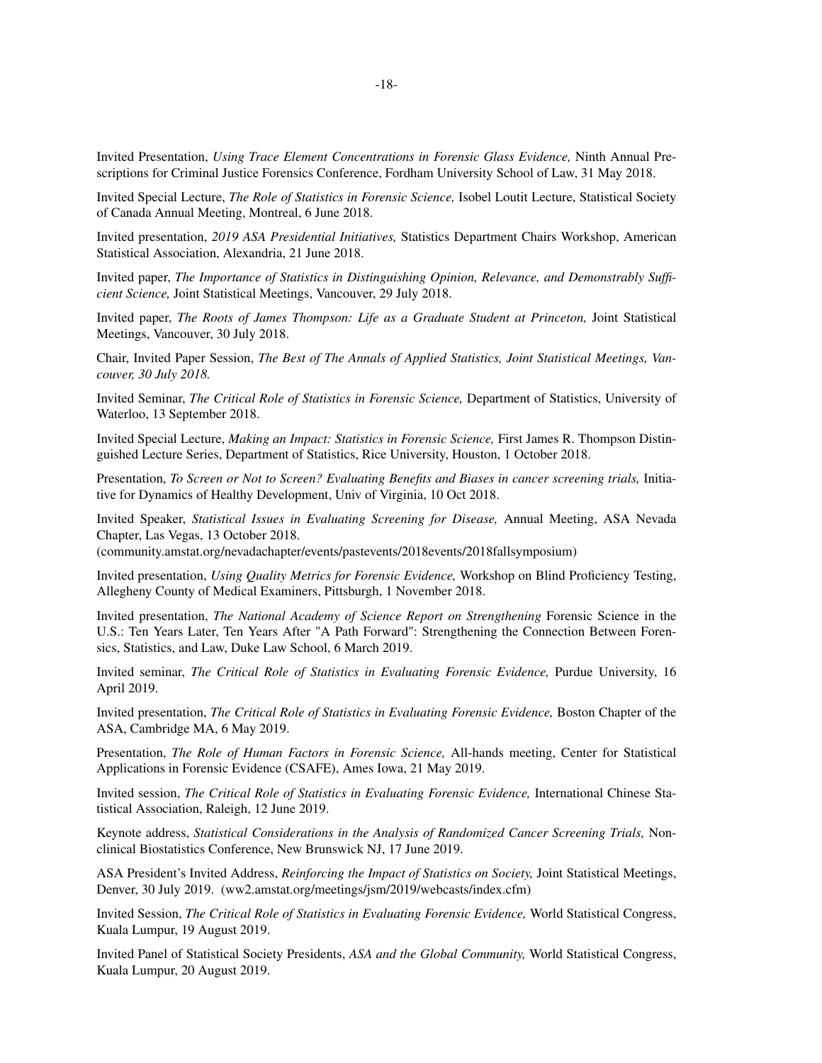Invited Presentation, *Using Trace Element Concentrations in Forensic Glass Evidence,* Ninth Annual Prescriptions for Criminal Justice Forensics Conference, Fordham University School of Law, 31 May 2018.

Invited Special Lecture, *The Role of Statistics in Forensic Science,* Isobel Loutit Lecture, Statistical Society of Canada Annual Meeting, Montreal, 6 June 2018.

Invited presentation, *2019 ASA Presidential Initiatives,* Statistics Department Chairs Workshop, American Statistical Association, Alexandria, 21 June 2018.

Invited paper, *The Importance of Statistics in Distinguishing Opinion, Relevance, and Demonstrably Sufficient Science,* Joint Statistical Meetings, Vancouver, 29 July 2018.

Invited paper, *The Roots of James Thompson: Life as a Graduate Student at Princeton,* Joint Statistical Meetings, Vancouver, 30 July 2018.

Chair, Invited Paper Session, *The Best of The Annals of Applied Statistics, Joint Statistical Meetings, Vancouver, 30 July 2018.*

Invited Seminar, *The Critical Role of Statistics in Forensic Science,* Department of Statistics, University of Waterloo, 13 September 2018.

Invited Special Lecture, *Making an Impact: Statistics in Forensic Science,* First James R. Thompson Distinguished Lecture Series, Department of Statistics, Rice University, Houston, 1 October 2018.

Presentation, *To Screen or Not to Screen? Evaluating Benefits and Biases in cancer screening trials,* Initiative for Dynamics of Healthy Development, Univ of Virginia, 10 Oct 2018.

Invited Speaker, *Statistical Issues in Evaluating Screening for Disease,* Annual Meeting, ASA Nevada Chapter, Las Vegas, 13 October 2018.
(community.amstat.org/nevadachapter/events/pastevents/2018events/2018fallsymposium)

Invited presentation, *Using Quality Metrics for Forensic Evidence,* Workshop on Blind Proficiency Testing, Allegheny County of Medical Examiners, Pittsburgh, 1 November 2018.

Invited presentation, *The National Academy of Science Report on Strengthening* Forensic Science in the U.S.: Ten Years Later, Ten Years After "A Path Forward": Strengthening the Connection Between Forensics, Statistics, and Law, Duke Law School, 6 March 2019.

Invited seminar, *The Critical Role of Statistics in Evaluating Forensic Evidence,* Purdue University, 16 April 2019.

Invited presentation, *The Critical Role of Statistics in Evaluating Forensic Evidence,* Boston Chapter of the ASA, Cambridge MA, 6 May 2019.

Presentation, *The Role of Human Factors in Forensic Science,* All-hands meeting, Center for Statistical Applications in Forensic Evidence (CSAFE), Ames Iowa, 21 May 2019.

Invited session, *The Critical Role of Statistics in Evaluating Forensic Evidence,* International Chinese Statistical Association, Raleigh, 12 June 2019.

Keynote address, *Statistical Considerations in the Analysis of Randomized Cancer Screening Trials,* Nonclinical Biostatistics Conference, New Brunswick NJ, 17 June 2019.

ASA President's Invited Address, *Reinforcing the Impact of Statistics on Society,* Joint Statistical Meetings, Denver, 30 July 2019. (ww2.amstat.org/meetings/jsm/2019/webcasts/index.cfm)

Invited Session, *The Critical Role of Statistics in Evaluating Forensic Evidence,* World Statistical Congress, Kuala Lumpur, 19 August 2019.

Invited Panel of Statistical Society Presidents, *ASA and the Global Community,* World Statistical Congress, Kuala Lumpur, 20 August 2019.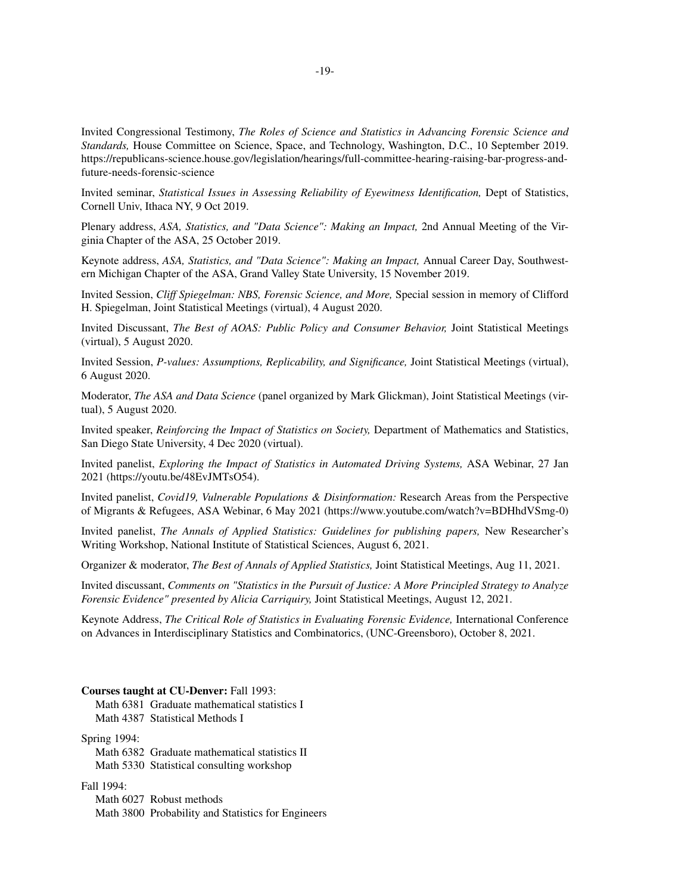Invited Congressional Testimony, *The Roles of Science and Statistics in Advancing Forensic Science and Standards,* House Committee on Science, Space, and Technology, Washington, D.C., 10 September 2019. https://republicans-science.house.gov/legislation/hearings/full-committee-hearing-raising-bar-progress-and-future-needs-forensic-science

Invited seminar, *Statistical Issues in Assessing Reliability of Eyewitness Identification,* Dept of Statistics, Cornell Univ, Ithaca NY, 9 Oct 2019.

Plenary address, *ASA, Statistics, and "Data Science": Making an Impact,* 2nd Annual Meeting of the Virginia Chapter of the ASA, 25 October 2019.

Keynote address, *ASA, Statistics, and "Data Science": Making an Impact,* Annual Career Day, Southwestern Michigan Chapter of the ASA, Grand Valley State University, 15 November 2019.

Invited Session, *Cliff Spiegelman: NBS, Forensic Science, and More,* Special session in memory of Clifford H. Spiegelman, Joint Statistical Meetings (virtual), 4 August 2020.

Invited Discussant, *The Best of AOAS: Public Policy and Consumer Behavior,* Joint Statistical Meetings (virtual), 5 August 2020.

Invited Session, *P-values: Assumptions, Replicability, and Significance,* Joint Statistical Meetings (virtual), 6 August 2020.

Moderator, *The ASA and Data Science* (panel organized by Mark Glickman), Joint Statistical Meetings (virtual), 5 August 2020.

Invited speaker, *Reinforcing the Impact of Statistics on Society,* Department of Mathematics and Statistics, San Diego State University, 4 Dec 2020 (virtual).

Invited panelist, *Exploring the Impact of Statistics in Automated Driving Systems,* ASA Webinar, 27 Jan 2021 (https://youtu.be/48EvJMTsO54).

Invited panelist, *Covid19, Vulnerable Populations & Disinformation:* Research Areas from the Perspective of Migrants & Refugees, ASA Webinar, 6 May 2021 (https://www.youtube.com/watch?v=BDHhdVSmg-0)

Invited panelist, *The Annals of Applied Statistics: Guidelines for publishing papers,* New Researcher's Writing Workshop, National Institute of Statistical Sciences, August 6, 2021.

Organizer & moderator, *The Best of Annals of Applied Statistics,* Joint Statistical Meetings, Aug 11, 2021.

Invited discussant, *Comments on "Statistics in the Pursuit of Justice: A More Principled Strategy to Analyze Forensic Evidence" presented by Alicia Carriquiry,* Joint Statistical Meetings, August 12, 2021.

Keynote Address, *The Critical Role of Statistics in Evaluating Forensic Evidence,* International Conference on Advances in Interdisciplinary Statistics and Combinatorics, (UNC-Greensboro), October 8, 2021.

**Courses taught at CU-Denver:** Fall 1993:

Math 6381 Graduate mathematical statistics I
Math 4387 Statistical Methods I

Spring 1994:

Math 6382 Graduate mathematical statistics II
Math 5330 Statistical consulting workshop

Fall 1994:

Math 6027 Robust methods
Math 3800 Probability and Statistics for Engineers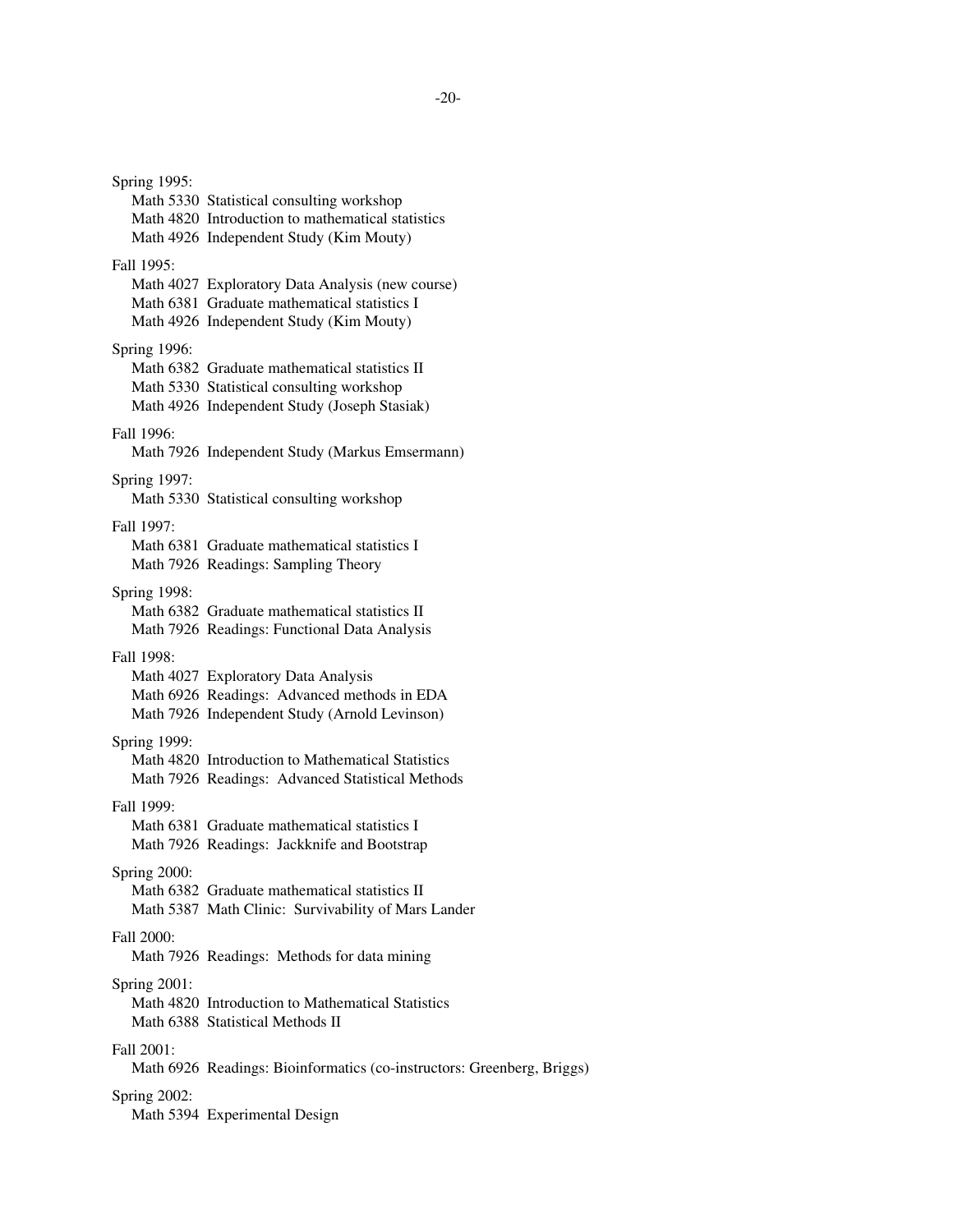Spring 1995:

- Math 5330 Statistical consulting workshop
- Math 4820 Introduction to mathematical statistics
- Math 4926 Independent Study (Kim Mouty)

Fall 1995:

- Math 4027 Exploratory Data Analysis (new course)
- Math 6381 Graduate mathematical statistics I
- Math 4926 Independent Study (Kim Mouty)

Spring 1996:

- Math 6382 Graduate mathematical statistics II
- Math 5330 Statistical consulting workshop
- Math 4926 Independent Study (Joseph Stasiak)

Fall 1996:

- Math 7926 Independent Study (Markus Emsermann)

Spring 1997:

- Math 5330 Statistical consulting workshop

Fall 1997:

- Math 6381 Graduate mathematical statistics I
- Math 7926 Readings: Sampling Theory

Spring 1998:

- Math 6382 Graduate mathematical statistics II
- Math 7926 Readings: Functional Data Analysis

Fall 1998:

- Math 4027 Exploratory Data Analysis
- Math 6926 Readings: Advanced methods in EDA
- Math 7926 Independent Study (Arnold Levinson)

Spring 1999:

- Math 4820 Introduction to Mathematical Statistics
- Math 7926 Readings: Advanced Statistical Methods

Fall 1999:

- Math 6381 Graduate mathematical statistics I
- Math 7926 Readings: Jackknife and Bootstrap

Spring 2000:

- Math 6382 Graduate mathematical statistics II
- Math 5387 Math Clinic: Survivability of Mars Lander

Fall 2000:

- Math 7926 Readings: Methods for data mining

Spring 2001:

- Math 4820 Introduction to Mathematical Statistics
- Math 6388 Statistical Methods II

Fall 2001:

- Math 6926 Readings: Bioinformatics (co-instructors: Greenberg, Briggs)

Spring 2002:

- Math 5394 Experimental Design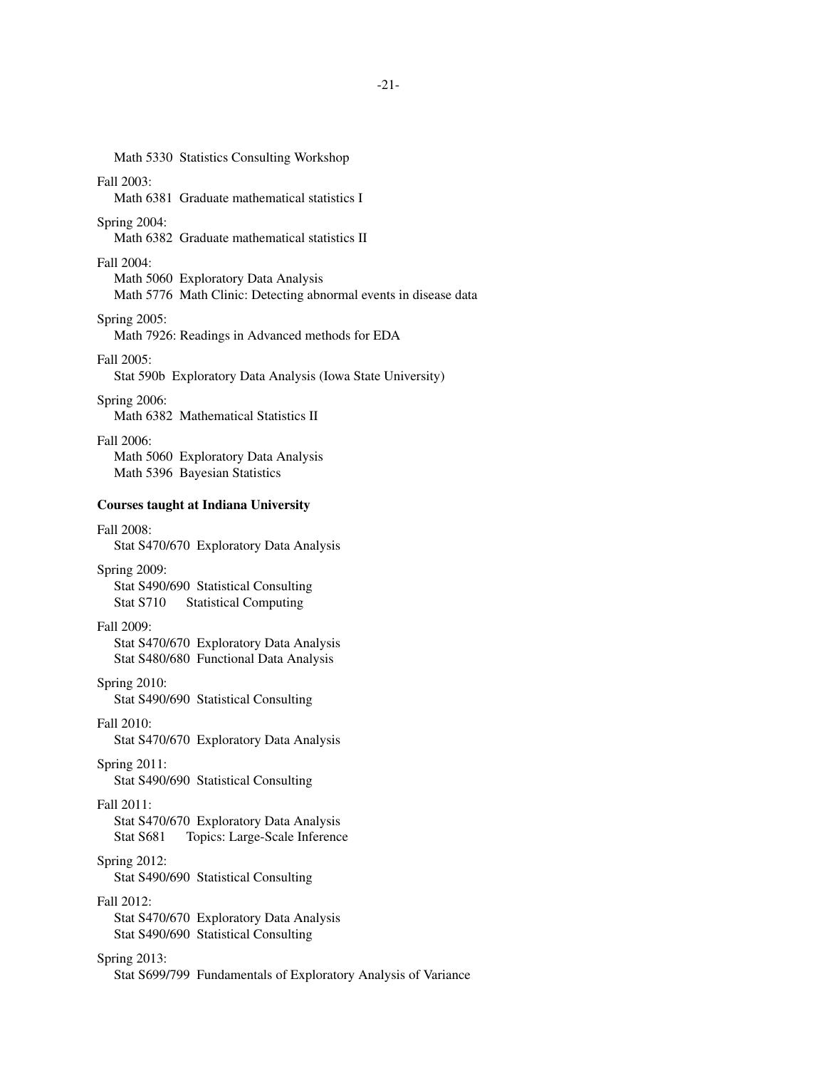Math 5330 Statistics Consulting Workshop

Fall 2003:
Math 6381 Graduate mathematical statistics I

Spring 2004:
Math 6382 Graduate mathematical statistics II

Fall 2004:
Math 5060 Exploratory Data Analysis
Math 5776 Math Clinic: Detecting abnormal events in disease data

Spring 2005:
Math 7926: Readings in Advanced methods for EDA

Fall 2005:
Stat 590b Exploratory Data Analysis (Iowa State University)

Spring 2006:
Math 6382 Mathematical Statistics II

Fall 2006:
Math 5060 Exploratory Data Analysis
Math 5396 Bayesian Statistics

**Courses taught at Indiana University**

Fall 2008:
Stat S470/670 Exploratory Data Analysis

Spring 2009:
Stat S490/690 Statistical Consulting
Stat S710 Statistical Computing

Fall 2009:
Stat S470/670 Exploratory Data Analysis
Stat S480/680 Functional Data Analysis

Spring 2010:
Stat S490/690 Statistical Consulting

Fall 2010:
Stat S470/670 Exploratory Data Analysis

Spring 2011:
Stat S490/690 Statistical Consulting

Fall 2011:
Stat S470/670 Exploratory Data Analysis
Stat S681 Topics: Large-Scale Inference

Spring 2012:
Stat S490/690 Statistical Consulting

Fall 2012:
Stat S470/670 Exploratory Data Analysis
Stat S490/690 Statistical Consulting

Spring 2013:
Stat S699/799 Fundamentals of Exploratory Analysis of Variance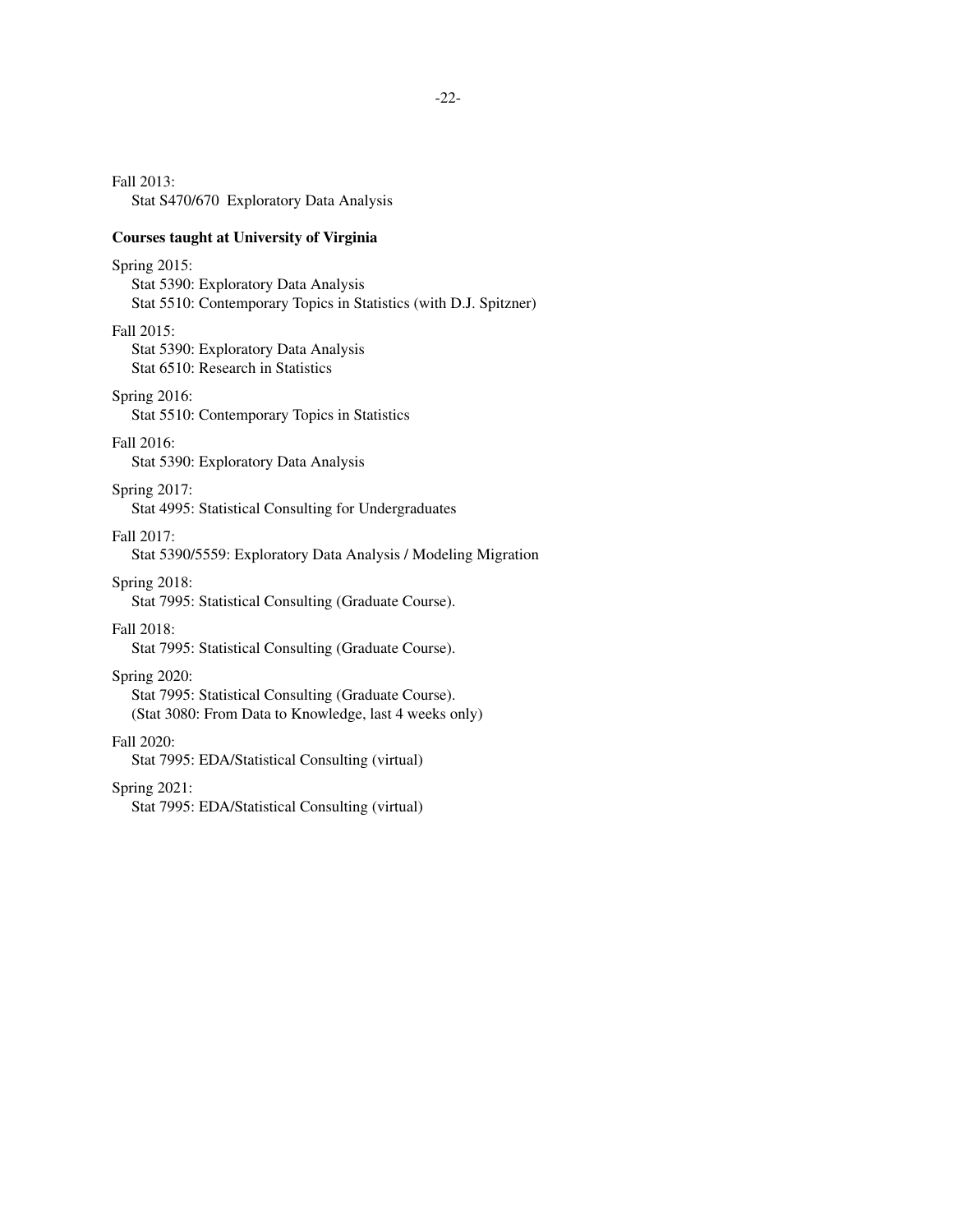Fall 2013:
Stat S470/670 Exploratory Data Analysis

**Courses taught at University of Virginia**

Spring 2015:
Stat 5390: Exploratory Data Analysis
Stat 5510: Contemporary Topics in Statistics (with D.J. Spitzner)

Fall 2015:
Stat 5390: Exploratory Data Analysis
Stat 6510: Research in Statistics

Spring 2016:
Stat 5510: Contemporary Topics in Statistics

Fall 2016:
Stat 5390: Exploratory Data Analysis

Spring 2017:
Stat 4995: Statistical Consulting for Undergraduates

Fall 2017:
Stat 5390/5559: Exploratory Data Analysis / Modeling Migration

Spring 2018:
Stat 7995: Statistical Consulting (Graduate Course).

Fall 2018:
Stat 7995: Statistical Consulting (Graduate Course).

Spring 2020:
Stat 7995: Statistical Consulting (Graduate Course).
(Stat 3080: From Data to Knowledge, last 4 weeks only)

Fall 2020:
Stat 7995: EDA/Statistical Consulting (virtual)

Spring 2021:
Stat 7995: EDA/Statistical Consulting (virtual)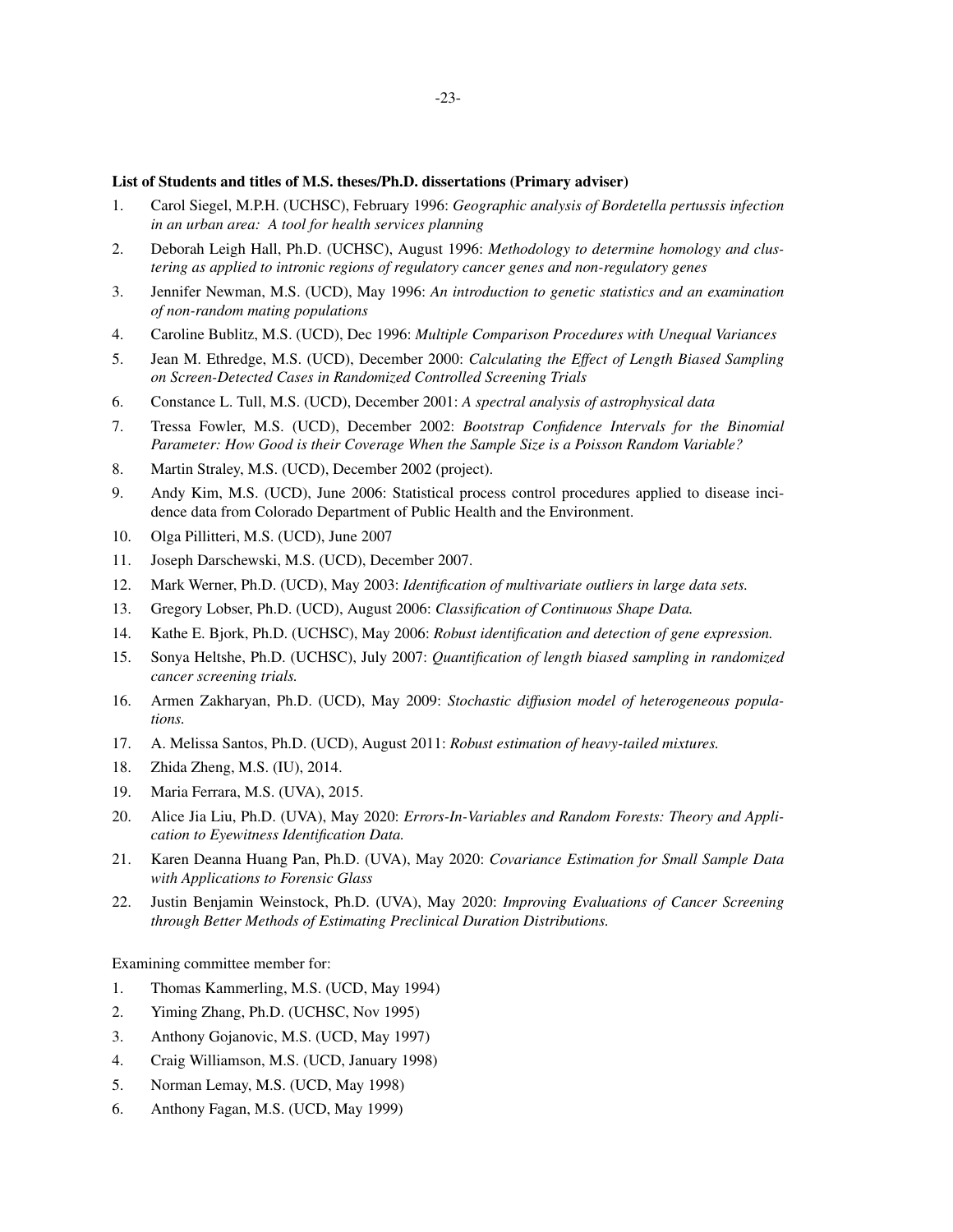**List of Students and titles of M.S. theses/Ph.D. dissertations (Primary adviser)**

1. Carol Siegel, M.P.H. (UCHSC), February 1996: *Geographic analysis of Bordetella pertussis infection in an urban area: A tool for health services planning*
2. Deborah Leigh Hall, Ph.D. (UCHSC), August 1996: *Methodology to determine homology and clustering as applied to intronic regions of regulatory cancer genes and non-regulatory genes*
3. Jennifer Newman, M.S. (UCD), May 1996: *An introduction to genetic statistics and an examination of non-random mating populations*
4. Caroline Bublitz, M.S. (UCD), Dec 1996: *Multiple Comparison Procedures with Unequal Variances*
5. Jean M. Ethredge, M.S. (UCD), December 2000: *Calculating the Effect of Length Biased Sampling on Screen-Detected Cases in Randomized Controlled Screening Trials*
6. Constance L. Tull, M.S. (UCD), December 2001: *A spectral analysis of astrophysical data*
7. Tressa Fowler, M.S. (UCD), December 2002: *Bootstrap Confidence Intervals for the Binomial Parameter: How Good is their Coverage When the Sample Size is a Poisson Random Variable?*
8. Martin Straley, M.S. (UCD), December 2002 (project).
9. Andy Kim, M.S. (UCD), June 2006: Statistical process control procedures applied to disease incidence data from Colorado Department of Public Health and the Environment.
10. Olga Pillitteri, M.S. (UCD), June 2007
11. Joseph Darschewski, M.S. (UCD), December 2007.
12. Mark Werner, Ph.D. (UCD), May 2003: *Identification of multivariate outliers in large data sets.*
13. Gregory Lobser, Ph.D. (UCD), August 2006: *Classification of Continuous Shape Data.*
14. Kathe E. Bjork, Ph.D. (UCHSC), May 2006: *Robust identification and detection of gene expression.*
15. Sonya Heltshe, Ph.D. (UCHSC), July 2007: *Quantification of length biased sampling in randomized cancer screening trials.*
16. Armen Zakharyan, Ph.D. (UCD), May 2009: *Stochastic diffusion model of heterogeneous populations.*
17. A. Melissa Santos, Ph.D. (UCD), August 2011: *Robust estimation of heavy-tailed mixtures.*
18. Zhida Zheng, M.S. (IU), 2014.
19. Maria Ferrara, M.S. (UVA), 2015.
20. Alice Jia Liu, Ph.D. (UVA), May 2020: *Errors-In-Variables and Random Forests: Theory and Application to Eyewitness Identification Data.*
21. Karen Deanna Huang Pan, Ph.D. (UVA), May 2020: *Covariance Estimation for Small Sample Data with Applications to Forensic Glass*
22. Justin Benjamin Weinstock, Ph.D. (UVA), May 2020: *Improving Evaluations of Cancer Screening through Better Methods of Estimating Preclinical Duration Distributions.*

Examining committee member for:

1. Thomas Kammerling, M.S. (UCD, May 1994)
2. Yiming Zhang, Ph.D. (UCHSC, Nov 1995)
3. Anthony Gojanovic, M.S. (UCD, May 1997)
4. Craig Williamson, M.S. (UCD, January 1998)
5. Norman Lemay, M.S. (UCD, May 1998)
6. Anthony Fagan, M.S. (UCD, May 1999)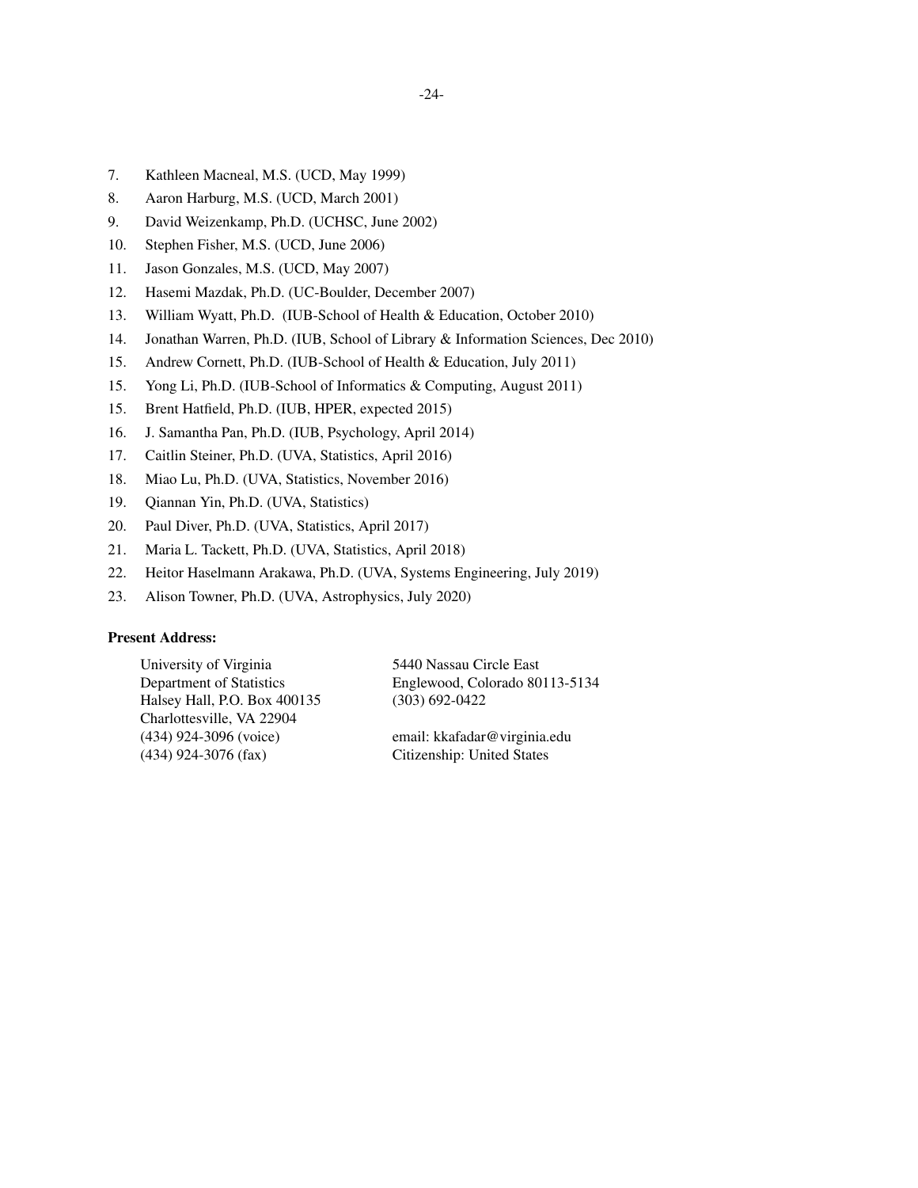7. Kathleen Macneal, M.S. (UCD, May 1999)
8. Aaron Harburg, M.S. (UCD, March 2001)
9. David Weizenkamp, Ph.D. (UCHSC, June 2002)
10. Stephen Fisher, M.S. (UCD, June 2006)
11. Jason Gonzales, M.S. (UCD, May 2007)
12. Hasemi Mazdak, Ph.D. (UC-Boulder, December 2007)
13. William Wyatt, Ph.D. (IUB-School of Health & Education, October 2010)
14. Jonathan Warren, Ph.D. (IUB, School of Library & Information Sciences, Dec 2010)
15. Andrew Cornett, Ph.D. (IUB-School of Health & Education, July 2011)
15. Yong Li, Ph.D. (IUB-School of Informatics & Computing, August 2011)
15. Brent Hatfield, Ph.D. (IUB, HPER, expected 2015)
16. J. Samantha Pan, Ph.D. (IUB, Psychology, April 2014)
17. Caitlin Steiner, Ph.D. (UVA, Statistics, April 2016)
18. Miao Lu, Ph.D. (UVA, Statistics, November 2016)
19. Qiannan Yin, Ph.D. (UVA, Statistics)
20. Paul Diver, Ph.D. (UVA, Statistics, April 2017)
21. Maria L. Tackett, Ph.D. (UVA, Statistics, April 2018)
22. Heitor Haselmann Arakawa, Ph.D. (UVA, Systems Engineering, July 2019)
23. Alison Towner, Ph.D. (UVA, Astrophysics, July 2020)

**Present Address:**

University of Virginia
Department of Statistics
Halsey Hall, P.O. Box 400135
Charlottesville, VA 22904
(434) 924-3096 (voice)
(434) 924-3076 (fax)

5440 Nassau Circle East
Englewood, Colorado 80113-5134
(303) 692-0422

email: kkafadar@virginia.edu
Citizenship: United States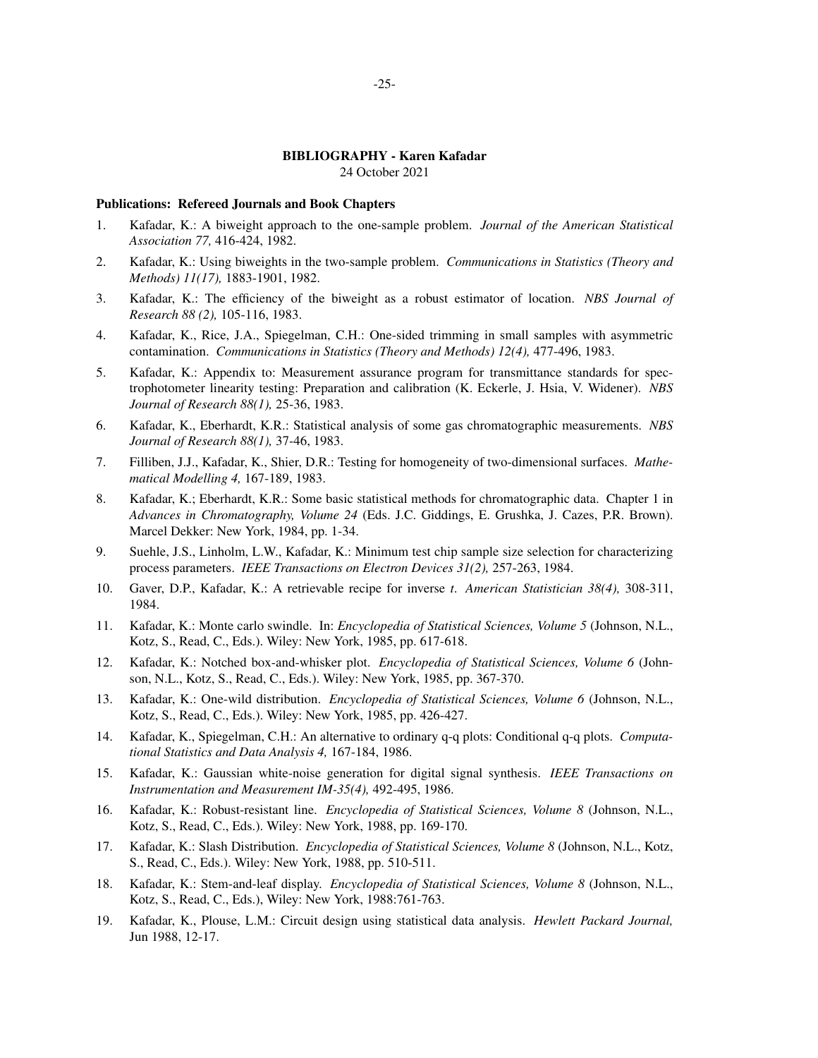## BIBLIOGRAPHY - Karen Kafadar

24 October 2021

### Publications: Refereed Journals and Book Chapters

1. Kafadar, K.: A biweight approach to the one-sample problem. *Journal of the American Statistical Association 77,* 416-424, 1982.

2. Kafadar, K.: Using biweights in the two-sample problem. *Communications in Statistics (Theory and Methods) 11(17),* 1883-1901, 1982.

3. Kafadar, K.: The efficiency of the biweight as a robust estimator of location. *NBS Journal of Research 88 (2),* 105-116, 1983.

4. Kafadar, K., Rice, J.A., Spiegelman, C.H.: One-sided trimming in small samples with asymmetric contamination. *Communications in Statistics (Theory and Methods) 12(4),* 477-496, 1983.

5. Kafadar, K.: Appendix to: Measurement assurance program for transmittance standards for spectrophotometer linearity testing: Preparation and calibration (K. Eckerle, J. Hsia, V. Widener). *NBS Journal of Research 88(1),* 25-36, 1983.

6. Kafadar, K., Eberhardt, K.R.: Statistical analysis of some gas chromatographic measurements. *NBS Journal of Research 88(1),* 37-46, 1983.

7. Filliben, J.J., Kafadar, K., Shier, D.R.: Testing for homogeneity of two-dimensional surfaces. *Mathematical Modelling 4,* 167-189, 1983.

8. Kafadar, K.; Eberhardt, K.R.: Some basic statistical methods for chromatographic data. Chapter 1 in *Advances in Chromatography, Volume 24* (Eds. J.C. Giddings, E. Grushka, J. Cazes, P.R. Brown). Marcel Dekker: New York, 1984, pp. 1-34.

9. Suehle, J.S., Linholm, L.W., Kafadar, K.: Minimum test chip sample size selection for characterizing process parameters. *IEEE Transactions on Electron Devices 31(2),* 257-263, 1984.

10. Gaver, D.P., Kafadar, K.: A retrievable recipe for inverse *t*. *American Statistician 38(4),* 308-311, 1984.

11. Kafadar, K.: Monte carlo swindle. In: *Encyclopedia of Statistical Sciences, Volume 5* (Johnson, N.L., Kotz, S., Read, C., Eds.). Wiley: New York, 1985, pp. 617-618.

12. Kafadar, K.: Notched box-and-whisker plot. *Encyclopedia of Statistical Sciences, Volume 6* (Johnson, N.L., Kotz, S., Read, C., Eds.). Wiley: New York, 1985, pp. 367-370.

13. Kafadar, K.: One-wild distribution. *Encyclopedia of Statistical Sciences, Volume 6* (Johnson, N.L., Kotz, S., Read, C., Eds.). Wiley: New York, 1985, pp. 426-427.

14. Kafadar, K., Spiegelman, C.H.: An alternative to ordinary q-q plots: Conditional q-q plots. *Computational Statistics and Data Analysis 4,* 167-184, 1986.

15. Kafadar, K.: Gaussian white-noise generation for digital signal synthesis. *IEEE Transactions on Instrumentation and Measurement IM-35(4),* 492-495, 1986.

16. Kafadar, K.: Robust-resistant line. *Encyclopedia of Statistical Sciences, Volume 8* (Johnson, N.L., Kotz, S., Read, C., Eds.). Wiley: New York, 1988, pp. 169-170.

17. Kafadar, K.: Slash Distribution. *Encyclopedia of Statistical Sciences, Volume 8* (Johnson, N.L., Kotz, S., Read, C., Eds.). Wiley: New York, 1988, pp. 510-511.

18. Kafadar, K.: Stem-and-leaf display. *Encyclopedia of Statistical Sciences, Volume 8* (Johnson, N.L., Kotz, S., Read, C., Eds.), Wiley: New York, 1988:761-763.

19. Kafadar, K., Plouse, L.M.: Circuit design using statistical data analysis. *Hewlett Packard Journal,* Jun 1988, 12-17.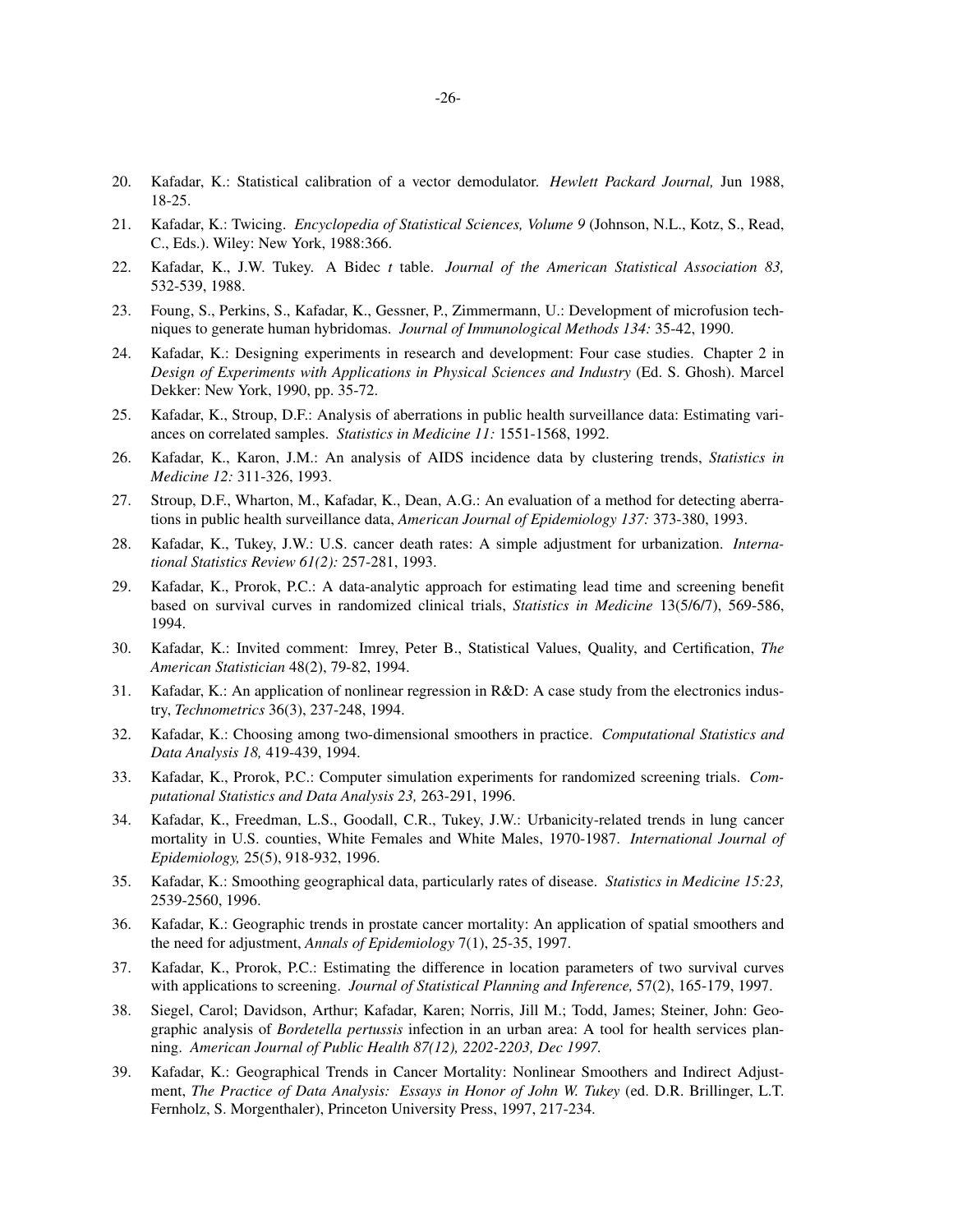20. Kafadar, K.: Statistical calibration of a vector demodulator. *Hewlett Packard Journal,* Jun 1988, 18-25.

21. Kafadar, K.: Twicing. *Encyclopedia of Statistical Sciences, Volume 9* (Johnson, N.L., Kotz, S., Read, C., Eds.). Wiley: New York, 1988:366.

22. Kafadar, K., J.W. Tukey. A Bidec *t* table. *Journal of the American Statistical Association 83,* 532-539, 1988.

23. Foung, S., Perkins, S., Kafadar, K., Gessner, P., Zimmermann, U.: Development of microfusion techniques to generate human hybridomas. *Journal of Immunological Methods 134:* 35-42, 1990.

24. Kafadar, K.: Designing experiments in research and development: Four case studies. Chapter 2 in *Design of Experiments with Applications in Physical Sciences and Industry* (Ed. S. Ghosh). Marcel Dekker: New York, 1990, pp. 35-72.

25. Kafadar, K., Stroup, D.F.: Analysis of aberrations in public health surveillance data: Estimating variances on correlated samples. *Statistics in Medicine 11:* 1551-1568, 1992.

26. Kafadar, K., Karon, J.M.: An analysis of AIDS incidence data by clustering trends, *Statistics in Medicine 12:* 311-326, 1993.

27. Stroup, D.F., Wharton, M., Kafadar, K., Dean, A.G.: An evaluation of a method for detecting aberrations in public health surveillance data, *American Journal of Epidemiology 137:* 373-380, 1993.

28. Kafadar, K., Tukey, J.W.: U.S. cancer death rates: A simple adjustment for urbanization. *International Statistics Review 61(2):* 257-281, 1993.

29. Kafadar, K., Prorok, P.C.: A data-analytic approach for estimating lead time and screening benefit based on survival curves in randomized clinical trials, *Statistics in Medicine* 13(5/6/7), 569-586, 1994.

30. Kafadar, K.: Invited comment: Imrey, Peter B., Statistical Values, Quality, and Certification, *The American Statistician* 48(2), 79-82, 1994.

31. Kafadar, K.: An application of nonlinear regression in R&D: A case study from the electronics industry, *Technometrics* 36(3), 237-248, 1994.

32. Kafadar, K.: Choosing among two-dimensional smoothers in practice. *Computational Statistics and Data Analysis 18,* 419-439, 1994.

33. Kafadar, K., Prorok, P.C.: Computer simulation experiments for randomized screening trials. *Computational Statistics and Data Analysis 23,* 263-291, 1996.

34. Kafadar, K., Freedman, L.S., Goodall, C.R., Tukey, J.W.: Urbanicity-related trends in lung cancer mortality in U.S. counties, White Females and White Males, 1970-1987. *International Journal of Epidemiology,* 25(5), 918-932, 1996.

35. Kafadar, K.: Smoothing geographical data, particularly rates of disease. *Statistics in Medicine 15:23,* 2539-2560, 1996.

36. Kafadar, K.: Geographic trends in prostate cancer mortality: An application of spatial smoothers and the need for adjustment, *Annals of Epidemiology* 7(1), 25-35, 1997.

37. Kafadar, K., Prorok, P.C.: Estimating the difference in location parameters of two survival curves with applications to screening. *Journal of Statistical Planning and Inference,* 57(2), 165-179, 1997.

38. Siegel, Carol; Davidson, Arthur; Kafadar, Karen; Norris, Jill M.; Todd, James; Steiner, John: Geographic analysis of *Bordetella pertussis* infection in an urban area: A tool for health services planning. *American Journal of Public Health 87(12), 2202-2203, Dec 1997.*

39. Kafadar, K.: Geographical Trends in Cancer Mortality: Nonlinear Smoothers and Indirect Adjustment, *The Practice of Data Analysis: Essays in Honor of John W. Tukey* (ed. D.R. Brillinger, L.T. Fernholz, S. Morgenthaler), Princeton University Press, 1997, 217-234.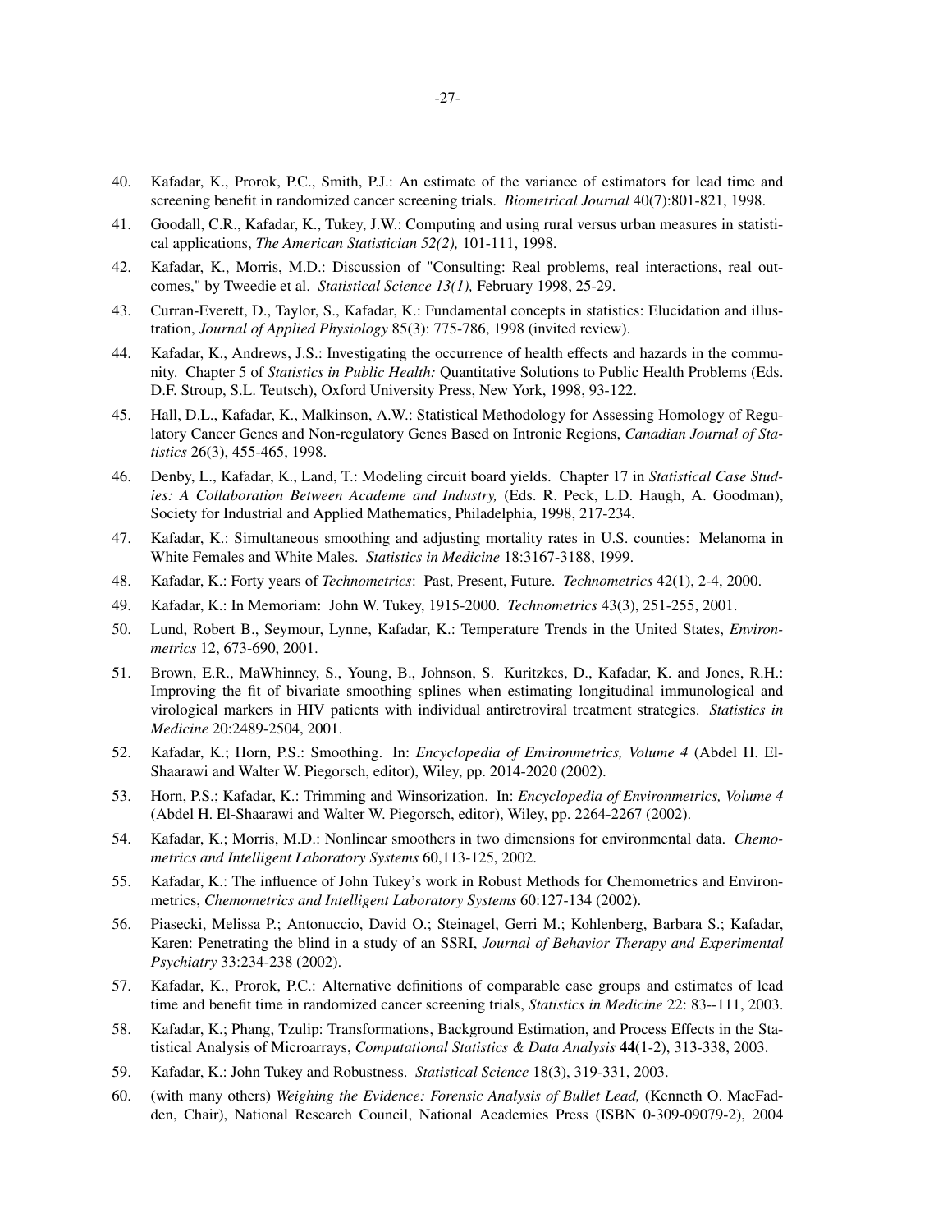40. Kafadar, K., Prorok, P.C., Smith, P.J.: An estimate of the variance of estimators for lead time and screening benefit in randomized cancer screening trials. *Biometrical Journal* 40(7):801-821, 1998.

41. Goodall, C.R., Kafadar, K., Tukey, J.W.: Computing and using rural versus urban measures in statistical applications, *The American Statistician 52(2),* 101-111, 1998.

42. Kafadar, K., Morris, M.D.: Discussion of "Consulting: Real problems, real interactions, real outcomes," by Tweedie et al. *Statistical Science 13(1),* February 1998, 25-29.

43. Curran-Everett, D., Taylor, S., Kafadar, K.: Fundamental concepts in statistics: Elucidation and illustration, *Journal of Applied Physiology* 85(3): 775-786, 1998 (invited review).

44. Kafadar, K., Andrews, J.S.: Investigating the occurrence of health effects and hazards in the community. Chapter 5 of *Statistics in Public Health:* Quantitative Solutions to Public Health Problems (Eds. D.F. Stroup, S.L. Teutsch), Oxford University Press, New York, 1998, 93-122.

45. Hall, D.L., Kafadar, K., Malkinson, A.W.: Statistical Methodology for Assessing Homology of Regulatory Cancer Genes and Non-regulatory Genes Based on Intronic Regions, *Canadian Journal of Statistics* 26(3), 455-465, 1998.

46. Denby, L., Kafadar, K., Land, T.: Modeling circuit board yields. Chapter 17 in *Statistical Case Studies: A Collaboration Between Academe and Industry,* (Eds. R. Peck, L.D. Haugh, A. Goodman), Society for Industrial and Applied Mathematics, Philadelphia, 1998, 217-234.

47. Kafadar, K.: Simultaneous smoothing and adjusting mortality rates in U.S. counties: Melanoma in White Females and White Males. *Statistics in Medicine* 18:3167-3188, 1999.

48. Kafadar, K.: Forty years of *Technometrics*: Past, Present, Future. *Technometrics* 42(1), 2-4, 2000.

49. Kafadar, K.: In Memoriam: John W. Tukey, 1915-2000. *Technometrics* 43(3), 251-255, 2001.

50. Lund, Robert B., Seymour, Lynne, Kafadar, K.: Temperature Trends in the United States, *Environmetrics* 12, 673-690, 2001.

51. Brown, E.R., MaWhinney, S., Young, B., Johnson, S. Kuritzkes, D., Kafadar, K. and Jones, R.H.: Improving the fit of bivariate smoothing splines when estimating longitudinal immunological and virological markers in HIV patients with individual antiretroviral treatment strategies. *Statistics in Medicine* 20:2489-2504, 2001.

52. Kafadar, K.; Horn, P.S.: Smoothing. In: *Encyclopedia of Environmetrics, Volume 4* (Abdel H. El-Shaarawi and Walter W. Piegorsch, editor), Wiley, pp. 2014-2020 (2002).

53. Horn, P.S.; Kafadar, K.: Trimming and Winsorization. In: *Encyclopedia of Environmetrics, Volume 4* (Abdel H. El-Shaarawi and Walter W. Piegorsch, editor), Wiley, pp. 2264-2267 (2002).

54. Kafadar, K.; Morris, M.D.: Nonlinear smoothers in two dimensions for environmental data. *Chemometrics and Intelligent Laboratory Systems* 60,113-125, 2002.

55. Kafadar, K.: The influence of John Tukey's work in Robust Methods for Chemometrics and Environmetrics, *Chemometrics and Intelligent Laboratory Systems* 60:127-134 (2002).

56. Piasecki, Melissa P.; Antonuccio, David O.; Steinagel, Gerri M.; Kohlenberg, Barbara S.; Kafadar, Karen: Penetrating the blind in a study of an SSRI, *Journal of Behavior Therapy and Experimental Psychiatry* 33:234-238 (2002).

57. Kafadar, K., Prorok, P.C.: Alternative definitions of comparable case groups and estimates of lead time and benefit time in randomized cancer screening trials, *Statistics in Medicine* 22: 83--111, 2003.

58. Kafadar, K.; Phang, Tzulip: Transformations, Background Estimation, and Process Effects in the Statistical Analysis of Microarrays, *Computational Statistics & Data Analysis* **44**(1-2), 313-338, 2003.

59. Kafadar, K.: John Tukey and Robustness. *Statistical Science* 18(3), 319-331, 2003.

60. (with many others) *Weighing the Evidence: Forensic Analysis of Bullet Lead,* (Kenneth O. MacFadden, Chair), National Research Council, National Academies Press (ISBN 0-309-09079-2), 2004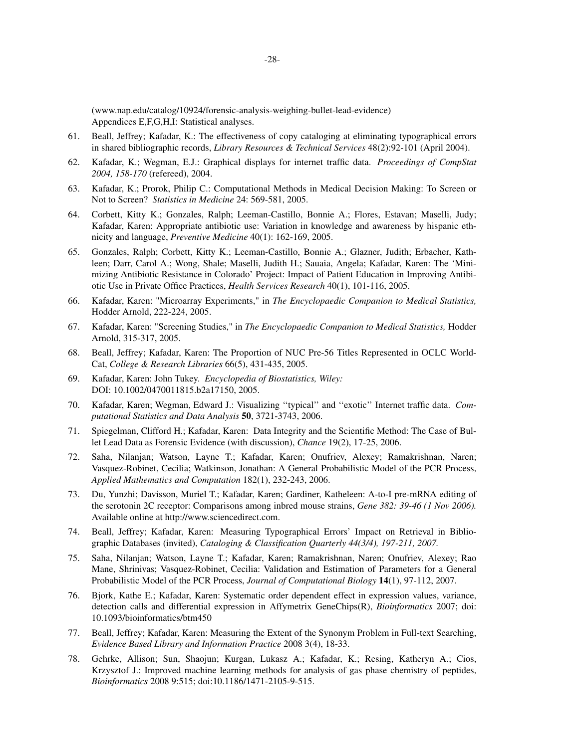(www.nap.edu/catalog/10924/forensic-analysis-weighing-bullet-lead-evidence)
Appendices E,F,G,H,I: Statistical analyses.

61. Beall, Jeffrey; Kafadar, K.: The effectiveness of copy cataloging at eliminating typographical errors in shared bibliographic records, *Library Resources & Technical Services* 48(2):92-101 (April 2004).

62. Kafadar, K.; Wegman, E.J.: Graphical displays for internet traffic data. *Proceedings of CompStat 2004, 158-170* (refereed), 2004.

63. Kafadar, K.; Prorok, Philip C.: Computational Methods in Medical Decision Making: To Screen or Not to Screen? *Statistics in Medicine* 24: 569-581, 2005.

64. Corbett, Kitty K.; Gonzales, Ralph; Leeman-Castillo, Bonnie A.; Flores, Estavan; Maselli, Judy; Kafadar, Karen: Appropriate antibiotic use: Variation in knowledge and awareness by hispanic ethnicity and language, *Preventive Medicine* 40(1): 162-169, 2005.

65. Gonzales, Ralph; Corbett, Kitty K.; Leeman-Castillo, Bonnie A.; Glazner, Judith; Erbacher, Kathleen; Darr, Carol A.; Wong, Shale; Maselli, Judith H.; Sauaia, Angela; Kafadar, Karen: The 'Minimizing Antibiotic Resistance in Colorado' Project: Impact of Patient Education in Improving Antibiotic Use in Private Office Practices, *Health Services Research* 40(1), 101-116, 2005.

66. Kafadar, Karen: "Microarray Experiments," in *The Encyclopaedic Companion to Medical Statistics,* Hodder Arnold, 222-224, 2005.

67. Kafadar, Karen: "Screening Studies," in *The Encyclopaedic Companion to Medical Statistics,* Hodder Arnold, 315-317, 2005.

68. Beall, Jeffrey; Kafadar, Karen: The Proportion of NUC Pre-56 Titles Represented in OCLC WorldCat, *College & Research Libraries* 66(5), 431-435, 2005.

69. Kafadar, Karen: John Tukey. *Encyclopedia of Biostatistics, Wiley:*
DOI: 10.1002/0470011815.b2a17150, 2005.

70. Kafadar, Karen; Wegman, Edward J.: Visualizing "typical" and "exotic" Internet traffic data. *Computational Statistics and Data Analysis* **50**, 3721-3743, 2006.

71. Spiegelman, Clifford H.; Kafadar, Karen: Data Integrity and the Scientific Method: The Case of Bullet Lead Data as Forensic Evidence (with discussion), *Chance* 19(2), 17-25, 2006.

72. Saha, Nilanjan; Watson, Layne T.; Kafadar, Karen; Onufriev, Alexey; Ramakrishnan, Naren; Vasquez-Robinet, Cecilia; Watkinson, Jonathan: A General Probabilistic Model of the PCR Process, *Applied Mathematics and Computation* 182(1), 232-243, 2006.

73. Du, Yunzhi; Davisson, Muriel T.; Kafadar, Karen; Gardiner, Katheleen: A-to-I pre-mRNA editing of the serotonin 2C receptor: Comparisons among inbred mouse strains, *Gene 382: 39-46 (1 Nov 2006).* Available online at http://www.sciencedirect.com.

74. Beall, Jeffrey; Kafadar, Karen: Measuring Typographical Errors' Impact on Retrieval in Bibliographic Databases (invited), *Cataloging & Classification Quarterly 44(3/4), 197-211, 2007.*

75. Saha, Nilanjan; Watson, Layne T.; Kafadar, Karen; Ramakrishnan, Naren; Onufriev, Alexey; Rao Mane, Shrinivas; Vasquez-Robinet, Cecilia: Validation and Estimation of Parameters for a General Probabilistic Model of the PCR Process, *Journal of Computational Biology* **14**(1), 97-112, 2007.

76. Bjork, Kathe E.; Kafadar, Karen: Systematic order dependent effect in expression values, variance, detection calls and differential expression in Affymetrix GeneChips(R), *Bioinformatics* 2007; doi: 10.1093/bioinformatics/btm450

77. Beall, Jeffrey; Kafadar, Karen: Measuring the Extent of the Synonym Problem in Full-text Searching, *Evidence Based Library and Information Practice* 2008 3(4), 18-33.

78. Gehrke, Allison; Sun, Shaojun; Kurgan, Lukasz A.; Kafadar, K.; Resing, Katheryn A.; Cios, Krzysztof J.: Improved machine learning methods for analysis of gas phase chemistry of peptides, *Bioinformatics* 2008 9:515; doi:10.1186/1471-2105-9-515.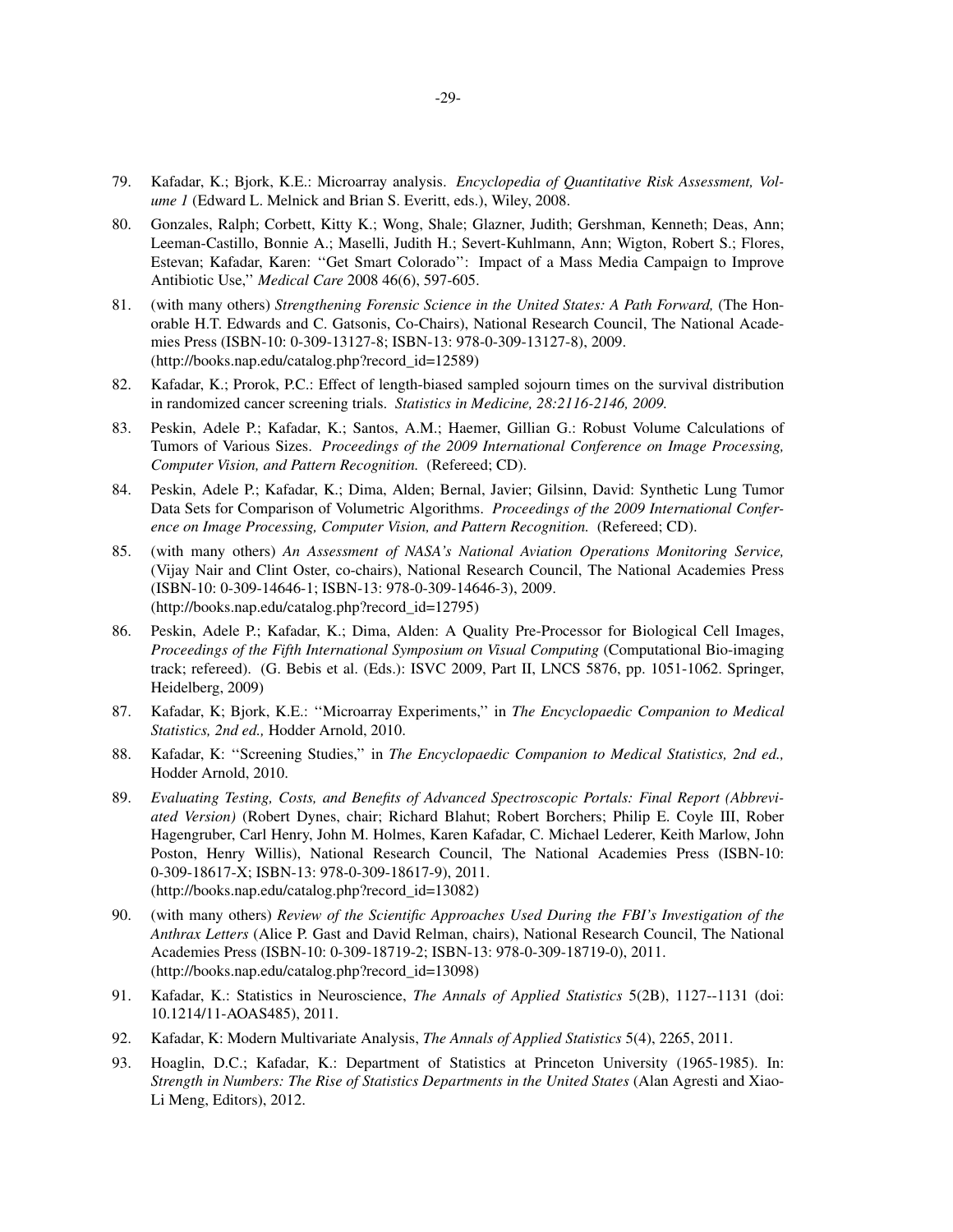79. Kafadar, K.; Bjork, K.E.: Microarray analysis. *Encyclopedia of Quantitative Risk Assessment, Volume 1* (Edward L. Melnick and Brian S. Everitt, eds.), Wiley, 2008.

80. Gonzales, Ralph; Corbett, Kitty K.; Wong, Shale; Glazner, Judith; Gershman, Kenneth; Deas, Ann; Leeman-Castillo, Bonnie A.; Maselli, Judith H.; Severt-Kuhlmann, Ann; Wigton, Robert S.; Flores, Estevan; Kafadar, Karen: ''Get Smart Colorado'': Impact of a Mass Media Campaign to Improve Antibiotic Use,'' *Medical Care* 2008 46(6), 597-605.

81. (with many others) *Strengthening Forensic Science in the United States: A Path Forward,* (The Honorable H.T. Edwards and C. Gatsonis, Co-Chairs), National Research Council, The National Academies Press (ISBN-10: 0-309-13127-8; ISBN-13: 978-0-309-13127-8), 2009. (http://books.nap.edu/catalog.php?record_id=12589)

82. Kafadar, K.; Prorok, P.C.: Effect of length-biased sampled sojourn times on the survival distribution in randomized cancer screening trials. *Statistics in Medicine, 28:2116-2146, 2009.*

83. Peskin, Adele P.; Kafadar, K.; Santos, A.M.; Haemer, Gillian G.: Robust Volume Calculations of Tumors of Various Sizes. *Proceedings of the 2009 International Conference on Image Processing, Computer Vision, and Pattern Recognition.* (Refereed; CD).

84. Peskin, Adele P.; Kafadar, K.; Dima, Alden; Bernal, Javier; Gilsinn, David: Synthetic Lung Tumor Data Sets for Comparison of Volumetric Algorithms. *Proceedings of the 2009 International Conference on Image Processing, Computer Vision, and Pattern Recognition.* (Refereed; CD).

85. (with many others) *An Assessment of NASA's National Aviation Operations Monitoring Service,* (Vijay Nair and Clint Oster, co-chairs), National Research Council, The National Academies Press (ISBN-10: 0-309-14646-1; ISBN-13: 978-0-309-14646-3), 2009. (http://books.nap.edu/catalog.php?record_id=12795)

86. Peskin, Adele P.; Kafadar, K.; Dima, Alden: A Quality Pre-Processor for Biological Cell Images, *Proceedings of the Fifth International Symposium on Visual Computing* (Computational Bio-imaging track; refereed). (G. Bebis et al. (Eds.): ISVC 2009, Part II, LNCS 5876, pp. 1051-1062. Springer, Heidelberg, 2009)

87. Kafadar, K; Bjork, K.E.: ''Microarray Experiments,'' in *The Encyclopaedic Companion to Medical Statistics, 2nd ed.,* Hodder Arnold, 2010.

88. Kafadar, K: ''Screening Studies,'' in *The Encyclopaedic Companion to Medical Statistics, 2nd ed.,* Hodder Arnold, 2010.

89. *Evaluating Testing, Costs, and Benefits of Advanced Spectroscopic Portals: Final Report (Abbreviated Version)* (Robert Dynes, chair; Richard Blahut; Robert Borchers; Philip E. Coyle III, Rober Hagengruber, Carl Henry, John M. Holmes, Karen Kafadar, C. Michael Lederer, Keith Marlow, John Poston, Henry Willis), National Research Council, The National Academies Press (ISBN-10: 0-309-18617-X; ISBN-13: 978-0-309-18617-9), 2011. (http://books.nap.edu/catalog.php?record_id=13082)

90. (with many others) *Review of the Scientific Approaches Used During the FBI's Investigation of the Anthrax Letters* (Alice P. Gast and David Relman, chairs), National Research Council, The National Academies Press (ISBN-10: 0-309-18719-2; ISBN-13: 978-0-309-18719-0), 2011. (http://books.nap.edu/catalog.php?record_id=13098)

91. Kafadar, K.: Statistics in Neuroscience, *The Annals of Applied Statistics* 5(2B), 1127--1131 (doi: 10.1214/11-AOAS485), 2011.

92. Kafadar, K: Modern Multivariate Analysis, *The Annals of Applied Statistics* 5(4), 2265, 2011.

93. Hoaglin, D.C.; Kafadar, K.: Department of Statistics at Princeton University (1965-1985). In: *Strength in Numbers: The Rise of Statistics Departments in the United States* (Alan Agresti and Xiao-Li Meng, Editors), 2012.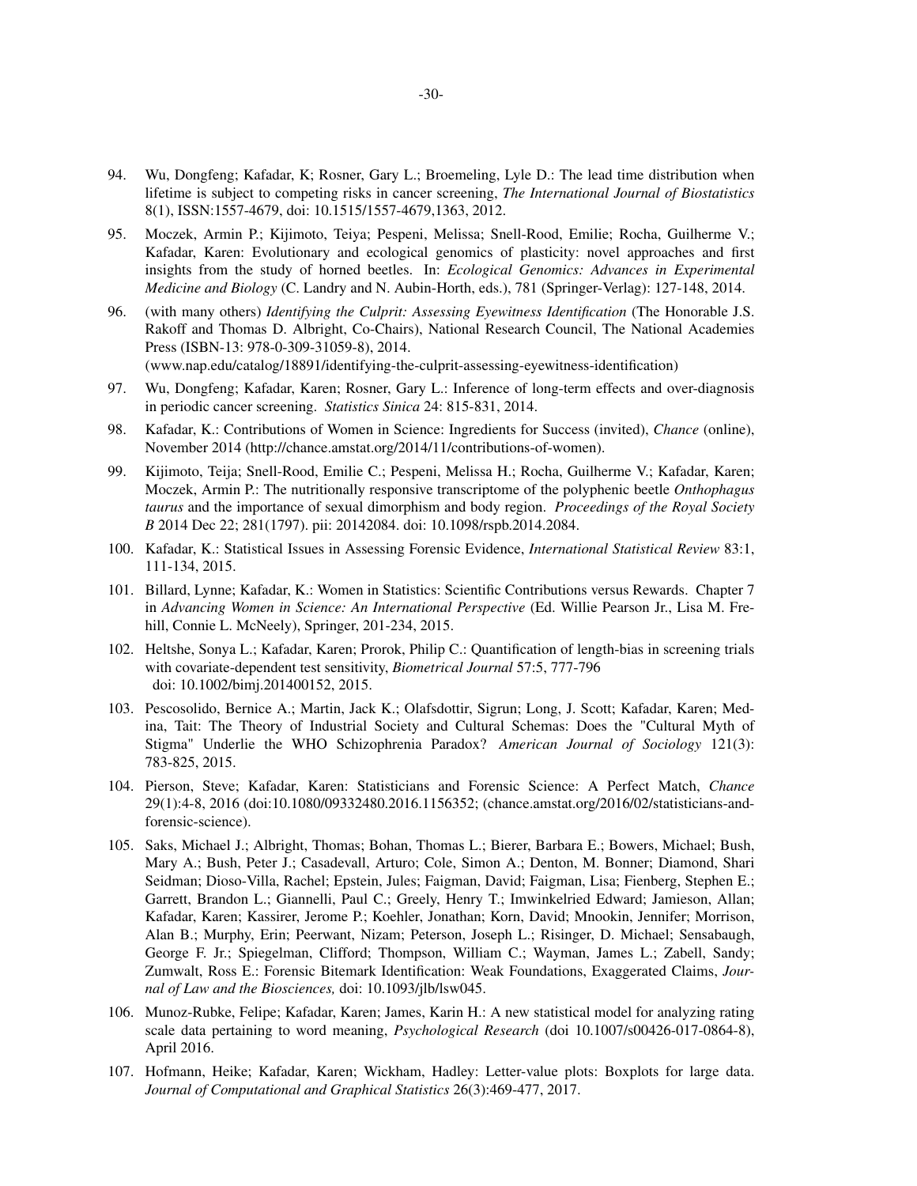94. Wu, Dongfeng; Kafadar, K; Rosner, Gary L.; Broemeling, Lyle D.: The lead time distribution when lifetime is subject to competing risks in cancer screening, *The International Journal of Biostatistics* 8(1), ISSN:1557-4679, doi: 10.1515/1557-4679,1363, 2012.

95. Moczek, Armin P.; Kijimoto, Teiya; Pespeni, Melissa; Snell-Rood, Emilie; Rocha, Guilherme V.; Kafadar, Karen: Evolutionary and ecological genomics of plasticity: novel approaches and first insights from the study of horned beetles. In: *Ecological Genomics: Advances in Experimental Medicine and Biology* (C. Landry and N. Aubin-Horth, eds.), 781 (Springer-Verlag): 127-148, 2014.

96. (with many others) *Identifying the Culprit: Assessing Eyewitness Identification* (The Honorable J.S. Rakoff and Thomas D. Albright, Co-Chairs), National Research Council, The National Academies Press (ISBN-13: 978-0-309-31059-8), 2014. (www.nap.edu/catalog/18891/identifying-the-culprit-assessing-eyewitness-identification)

97. Wu, Dongfeng; Kafadar, Karen; Rosner, Gary L.: Inference of long-term effects and over-diagnosis in periodic cancer screening. *Statistics Sinica* 24: 815-831, 2014.

98. Kafadar, K.: Contributions of Women in Science: Ingredients for Success (invited), *Chance* (online), November 2014 (http://chance.amstat.org/2014/11/contributions-of-women).

99. Kijimoto, Teija; Snell-Rood, Emilie C.; Pespeni, Melissa H.; Rocha, Guilherme V.; Kafadar, Karen; Moczek, Armin P.: The nutritionally responsive transcriptome of the polyphenic beetle *Onthophagus taurus* and the importance of sexual dimorphism and body region. *Proceedings of the Royal Society B* 2014 Dec 22; 281(1797). pii: 20142084. doi: 10.1098/rspb.2014.2084.

100. Kafadar, K.: Statistical Issues in Assessing Forensic Evidence, *International Statistical Review* 83:1, 111-134, 2015.

101. Billard, Lynne; Kafadar, K.: Women in Statistics: Scientific Contributions versus Rewards. Chapter 7 in *Advancing Women in Science: An International Perspective* (Ed. Willie Pearson Jr., Lisa M. Frehill, Connie L. McNeely), Springer, 201-234, 2015.

102. Heltshe, Sonya L.; Kafadar, Karen; Prorok, Philip C.: Quantification of length-bias in screening trials with covariate-dependent test sensitivity, *Biometrical Journal* 57:5, 777-796 doi: 10.1002/bimj.201400152, 2015.

103. Pescosolido, Bernice A.; Martin, Jack K.; Olafsdottir, Sigrun; Long, J. Scott; Kafadar, Karen; Medina, Tait: The Theory of Industrial Society and Cultural Schemas: Does the "Cultural Myth of Stigma" Underlie the WHO Schizophrenia Paradox? *American Journal of Sociology* 121(3): 783-825, 2015.

104. Pierson, Steve; Kafadar, Karen: Statisticians and Forensic Science: A Perfect Match, *Chance* 29(1):4-8, 2016 (doi:10.1080/09332480.2016.1156352; (chance.amstat.org/2016/02/statisticians-and-forensic-science).

105. Saks, Michael J.; Albright, Thomas; Bohan, Thomas L.; Bierer, Barbara E.; Bowers, Michael; Bush, Mary A.; Bush, Peter J.; Casadevall, Arturo; Cole, Simon A.; Denton, M. Bonner; Diamond, Shari Seidman; Dioso-Villa, Rachel; Epstein, Jules; Faigman, David; Faigman, Lisa; Fienberg, Stephen E.; Garrett, Brandon L.; Giannelli, Paul C.; Greely, Henry T.; Imwinkelried Edward; Jamieson, Allan; Kafadar, Karen; Kassirer, Jerome P.; Koehler, Jonathan; Korn, David; Mnookin, Jennifer; Morrison, Alan B.; Murphy, Erin; Peerwant, Nizam; Peterson, Joseph L.; Risinger, D. Michael; Sensabaugh, George F. Jr.; Spiegelman, Clifford; Thompson, William C.; Wayman, James L.; Zabell, Sandy; Zumwalt, Ross E.: Forensic Bitemark Identification: Weak Foundations, Exaggerated Claims, *Journal of Law and the Biosciences,* doi: 10.1093/jlb/lsw045.

106. Munoz-Rubke, Felipe; Kafadar, Karen; James, Karin H.: A new statistical model for analyzing rating scale data pertaining to word meaning, *Psychological Research* (doi 10.1007/s00426-017-0864-8), April 2016.

107. Hofmann, Heike; Kafadar, Karen; Wickham, Hadley: Letter-value plots: Boxplots for large data. *Journal of Computational and Graphical Statistics* 26(3):469-477, 2017.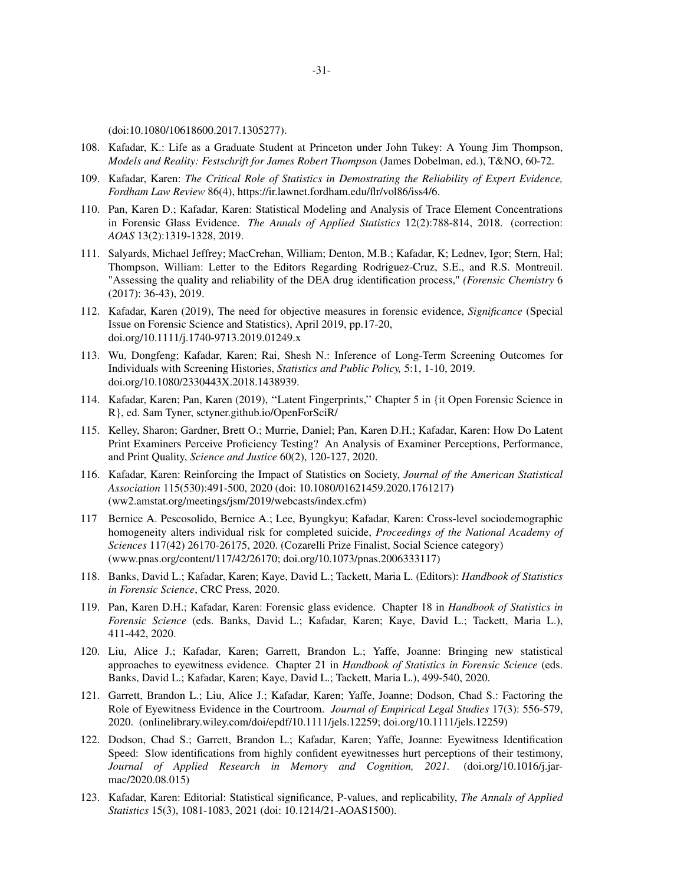(doi:10.1080/10618600.2017.1305277).

108. Kafadar, K.: Life as a Graduate Student at Princeton under John Tukey: A Young Jim Thompson, *Models and Reality: Festschrift for James Robert Thompson* (James Dobelman, ed.), T&NO, 60-72.

109. Kafadar, Karen: *The Critical Role of Statistics in Demostrating the Reliability of Expert Evidence, Fordham Law Review* 86(4), https://ir.lawnet.fordham.edu/flr/vol86/iss4/6.

110. Pan, Karen D.; Kafadar, Karen: Statistical Modeling and Analysis of Trace Element Concentrations in Forensic Glass Evidence. *The Annals of Applied Statistics* 12(2):788-814, 2018. (correction: *AOAS* 13(2):1319-1328, 2019.

111. Salyards, Michael Jeffrey; MacCrehan, William; Denton, M.B.; Kafadar, K; Lednev, Igor; Stern, Hal; Thompson, William: Letter to the Editors Regarding Rodriguez-Cruz, S.E., and R.S. Montreuil. "Assessing the quality and reliability of the DEA drug identification process," *(Forensic Chemistry* 6 (2017): 36-43), 2019.

112. Kafadar, Karen (2019), The need for objective measures in forensic evidence, *Significance* (Special Issue on Forensic Science and Statistics), April 2019, pp.17-20, doi.org/10.1111/j.1740-9713.2019.01249.x

113. Wu, Dongfeng; Kafadar, Karen; Rai, Shesh N.: Inference of Long-Term Screening Outcomes for Individuals with Screening Histories, *Statistics and Public Policy,* 5:1, 1-10, 2019. doi.org/10.1080/2330443X.2018.1438939.

114. Kafadar, Karen; Pan, Karen (2019), "Latent Fingerprints," Chapter 5 in {it Open Forensic Science in R}, ed. Sam Tyner, sctyner.github.io/OpenForSciR/

115. Kelley, Sharon; Gardner, Brett O.; Murrie, Daniel; Pan, Karen D.H.; Kafadar, Karen: How Do Latent Print Examiners Perceive Proficiency Testing? An Analysis of Examiner Perceptions, Performance, and Print Quality, *Science and Justice* 60(2), 120-127, 2020.

116. Kafadar, Karen: Reinforcing the Impact of Statistics on Society, *Journal of the American Statistical Association* 115(530):491-500, 2020 (doi: 10.1080/01621459.2020.1761217) (ww2.amstat.org/meetings/jsm/2019/webcasts/index.cfm)

117 Bernice A. Pescosolido, Bernice A.; Lee, Byungkyu; Kafadar, Karen: Cross-level sociodemographic homogeneity alters individual risk for completed suicide, *Proceedings of the National Academy of Sciences* 117(42) 26170-26175, 2020. (Cozarelli Prize Finalist, Social Science category) (www.pnas.org/content/117/42/26170; doi.org/10.1073/pnas.2006333117)

118. Banks, David L.; Kafadar, Karen; Kaye, David L.; Tackett, Maria L. (Editors): *Handbook of Statistics in Forensic Science*, CRC Press, 2020.

119. Pan, Karen D.H.; Kafadar, Karen: Forensic glass evidence. Chapter 18 in *Handbook of Statistics in Forensic Science* (eds. Banks, David L.; Kafadar, Karen; Kaye, David L.; Tackett, Maria L.), 411-442, 2020.

120. Liu, Alice J.; Kafadar, Karen; Garrett, Brandon L.; Yaffe, Joanne: Bringing new statistical approaches to eyewitness evidence. Chapter 21 in *Handbook of Statistics in Forensic Science* (eds. Banks, David L.; Kafadar, Karen; Kaye, David L.; Tackett, Maria L.), 499-540, 2020.

121. Garrett, Brandon L.; Liu, Alice J.; Kafadar, Karen; Yaffe, Joanne; Dodson, Chad S.: Factoring the Role of Eyewitness Evidence in the Courtroom. *Journal of Empirical Legal Studies* 17(3): 556-579, 2020. (onlinelibrary.wiley.com/doi/epdf/10.1111/jels.12259; doi.org/10.1111/jels.12259)

122. Dodson, Chad S.; Garrett, Brandon L.; Kafadar, Karen; Yaffe, Joanne: Eyewitness Identification Speed: Slow identifications from highly confident eyewitnesses hurt perceptions of their testimony, *Journal of Applied Research in Memory and Cognition, 2021.* (doi.org/10.1016/j.jarmac/2020.08.015)

123. Kafadar, Karen: Editorial: Statistical significance, P-values, and replicability, *The Annals of Applied Statistics* 15(3), 1081-1083, 2021 (doi: 10.1214/21-AOAS1500).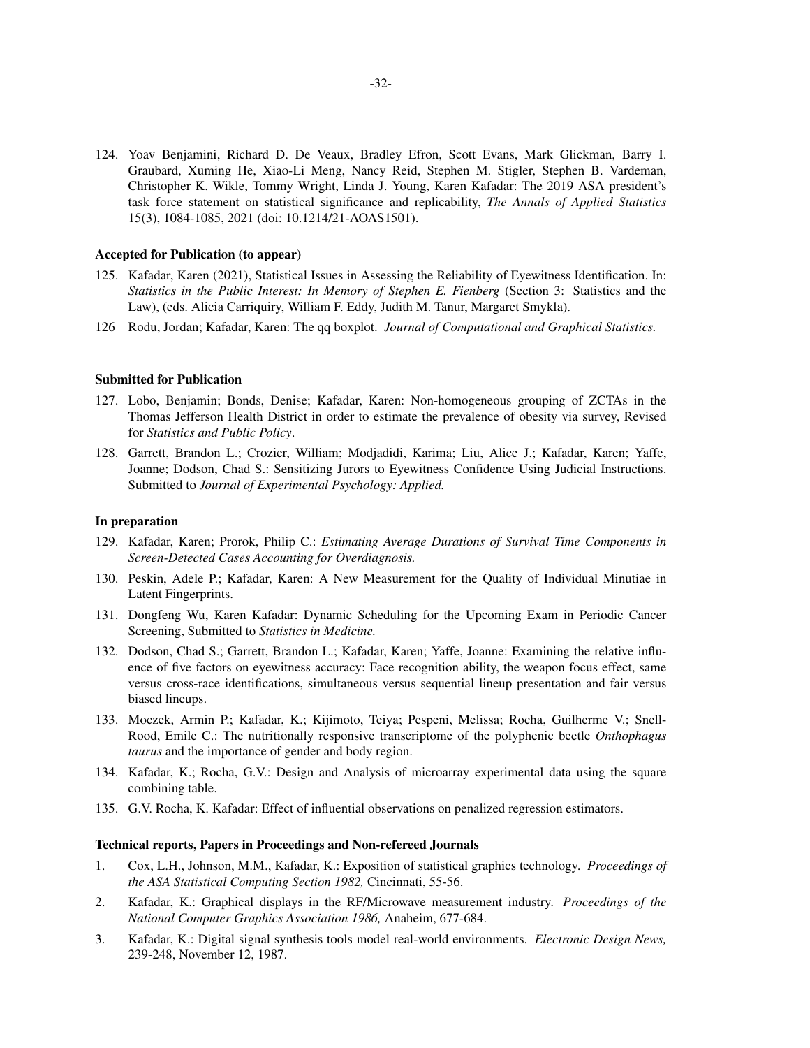124. Yoav Benjamini, Richard D. De Veaux, Bradley Efron, Scott Evans, Mark Glickman, Barry I. Graubard, Xuming He, Xiao-Li Meng, Nancy Reid, Stephen M. Stigler, Stephen B. Vardeman, Christopher K. Wikle, Tommy Wright, Linda J. Young, Karen Kafadar: The 2019 ASA president's task force statement on statistical significance and replicability, *The Annals of Applied Statistics* 15(3), 1084-1085, 2021 (doi: 10.1214/21-AOAS1501).

### Accepted for Publication (to appear)

125. Kafadar, Karen (2021), Statistical Issues in Assessing the Reliability of Eyewitness Identification. In: *Statistics in the Public Interest: In Memory of Stephen E. Fienberg* (Section 3: Statistics and the Law), (eds. Alicia Carriquiry, William F. Eddy, Judith M. Tanur, Margaret Smykla).

126 Rodu, Jordan; Kafadar, Karen: The qq boxplot. *Journal of Computational and Graphical Statistics.*

### Submitted for Publication

127. Lobo, Benjamin; Bonds, Denise; Kafadar, Karen: Non-homogeneous grouping of ZCTAs in the Thomas Jefferson Health District in order to estimate the prevalence of obesity via survey, Revised for *Statistics and Public Policy*.

128. Garrett, Brandon L.; Crozier, William; Modjadidi, Karima; Liu, Alice J.; Kafadar, Karen; Yaffe, Joanne; Dodson, Chad S.: Sensitizing Jurors to Eyewitness Confidence Using Judicial Instructions. Submitted to *Journal of Experimental Psychology: Applied.*

### In preparation

129. Kafadar, Karen; Prorok, Philip C.: *Estimating Average Durations of Survival Time Components in Screen-Detected Cases Accounting for Overdiagnosis.*

130. Peskin, Adele P.; Kafadar, Karen: A New Measurement for the Quality of Individual Minutiae in Latent Fingerprints.

131. Dongfeng Wu, Karen Kafadar: Dynamic Scheduling for the Upcoming Exam in Periodic Cancer Screening, Submitted to *Statistics in Medicine.*

132. Dodson, Chad S.; Garrett, Brandon L.; Kafadar, Karen; Yaffe, Joanne: Examining the relative influence of five factors on eyewitness accuracy: Face recognition ability, the weapon focus effect, same versus cross-race identifications, simultaneous versus sequential lineup presentation and fair versus biased lineups.

133. Moczek, Armin P.; Kafadar, K.; Kijimoto, Teiya; Pespeni, Melissa; Rocha, Guilherme V.; Snell-Rood, Emile C.: The nutritionally responsive transcriptome of the polyphenic beetle *Onthophagus taurus* and the importance of gender and body region.

134. Kafadar, K.; Rocha, G.V.: Design and Analysis of microarray experimental data using the square combining table.

135. G.V. Rocha, K. Kafadar: Effect of influential observations on penalized regression estimators.

### Technical reports, Papers in Proceedings and Non-refereed Journals

1. Cox, L.H., Johnson, M.M., Kafadar, K.: Exposition of statistical graphics technology. *Proceedings of the ASA Statistical Computing Section 1982,* Cincinnati, 55-56.

2. Kafadar, K.: Graphical displays in the RF/Microwave measurement industry. *Proceedings of the National Computer Graphics Association 1986,* Anaheim, 677-684.

3. Kafadar, K.: Digital signal synthesis tools model real-world environments. *Electronic Design News,* 239-248, November 12, 1987.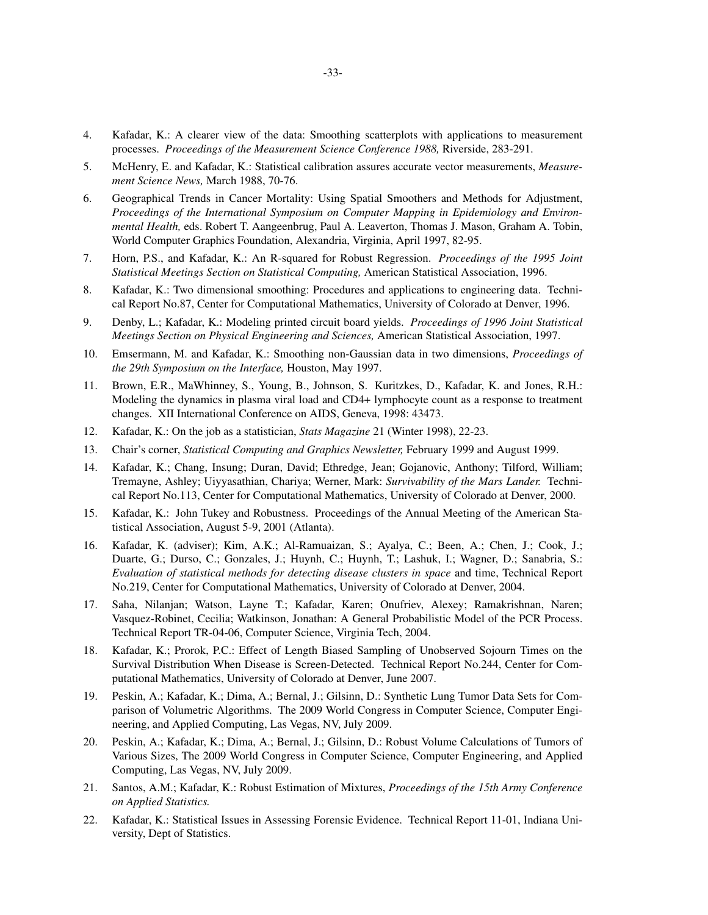4. Kafadar, K.: A clearer view of the data: Smoothing scatterplots with applications to measurement processes. *Proceedings of the Measurement Science Conference 1988,* Riverside, 283-291.

5. McHenry, E. and Kafadar, K.: Statistical calibration assures accurate vector measurements, *Measurement Science News,* March 1988, 70-76.

6. Geographical Trends in Cancer Mortality: Using Spatial Smoothers and Methods for Adjustment, *Proceedings of the International Symposium on Computer Mapping in Epidemiology and Environmental Health,* eds. Robert T. Aangeenbrug, Paul A. Leaverton, Thomas J. Mason, Graham A. Tobin, World Computer Graphics Foundation, Alexandria, Virginia, April 1997, 82-95.

7. Horn, P.S., and Kafadar, K.: An R-squared for Robust Regression. *Proceedings of the 1995 Joint Statistical Meetings Section on Statistical Computing,* American Statistical Association, 1996.

8. Kafadar, K.: Two dimensional smoothing: Procedures and applications to engineering data. Technical Report No.87, Center for Computational Mathematics, University of Colorado at Denver, 1996.

9. Denby, L.; Kafadar, K.: Modeling printed circuit board yields. *Proceedings of 1996 Joint Statistical Meetings Section on Physical Engineering and Sciences,* American Statistical Association, 1997.

10. Emsermann, M. and Kafadar, K.: Smoothing non-Gaussian data in two dimensions, *Proceedings of the 29th Symposium on the Interface,* Houston, May 1997.

11. Brown, E.R., MaWhinney, S., Young, B., Johnson, S. Kuritzkes, D., Kafadar, K. and Jones, R.H.: Modeling the dynamics in plasma viral load and CD4+ lymphocyte count as a response to treatment changes. XII International Conference on AIDS, Geneva, 1998: 43473.

12. Kafadar, K.: On the job as a statistician, *Stats Magazine* 21 (Winter 1998), 22-23.

13. Chair's corner, *Statistical Computing and Graphics Newsletter,* February 1999 and August 1999.

14. Kafadar, K.; Chang, Insung; Duran, David; Ethredge, Jean; Gojanovic, Anthony; Tilford, William; Tremayne, Ashley; Uiyyasathian, Chariya; Werner, Mark: *Survivability of the Mars Lander.* Technical Report No.113, Center for Computational Mathematics, University of Colorado at Denver, 2000.

15. Kafadar, K.: John Tukey and Robustness. Proceedings of the Annual Meeting of the American Statistical Association, August 5-9, 2001 (Atlanta).

16. Kafadar, K. (adviser); Kim, A.K.; Al-Ramuaizan, S.; Ayalya, C.; Been, A.; Chen, J.; Cook, J.; Duarte, G.; Durso, C.; Gonzales, J.; Huynh, C.; Huynh, T.; Lashuk, I.; Wagner, D.; Sanabria, S.: *Evaluation of statistical methods for detecting disease clusters in space* and time, Technical Report No.219, Center for Computational Mathematics, University of Colorado at Denver, 2004.

17. Saha, Nilanjan; Watson, Layne T.; Kafadar, Karen; Onufriev, Alexey; Ramakrishnan, Naren; Vasquez-Robinet, Cecilia; Watkinson, Jonathan: A General Probabilistic Model of the PCR Process. Technical Report TR-04-06, Computer Science, Virginia Tech, 2004.

18. Kafadar, K.; Prorok, P.C.: Effect of Length Biased Sampling of Unobserved Sojourn Times on the Survival Distribution When Disease is Screen-Detected. Technical Report No.244, Center for Computational Mathematics, University of Colorado at Denver, June 2007.

19. Peskin, A.; Kafadar, K.; Dima, A.; Bernal, J.; Gilsinn, D.: Synthetic Lung Tumor Data Sets for Comparison of Volumetric Algorithms. The 2009 World Congress in Computer Science, Computer Engineering, and Applied Computing, Las Vegas, NV, July 2009.

20. Peskin, A.; Kafadar, K.; Dima, A.; Bernal, J.; Gilsinn, D.: Robust Volume Calculations of Tumors of Various Sizes, The 2009 World Congress in Computer Science, Computer Engineering, and Applied Computing, Las Vegas, NV, July 2009.

21. Santos, A.M.; Kafadar, K.: Robust Estimation of Mixtures, *Proceedings of the 15th Army Conference on Applied Statistics.*

22. Kafadar, K.: Statistical Issues in Assessing Forensic Evidence. Technical Report 11-01, Indiana University, Dept of Statistics.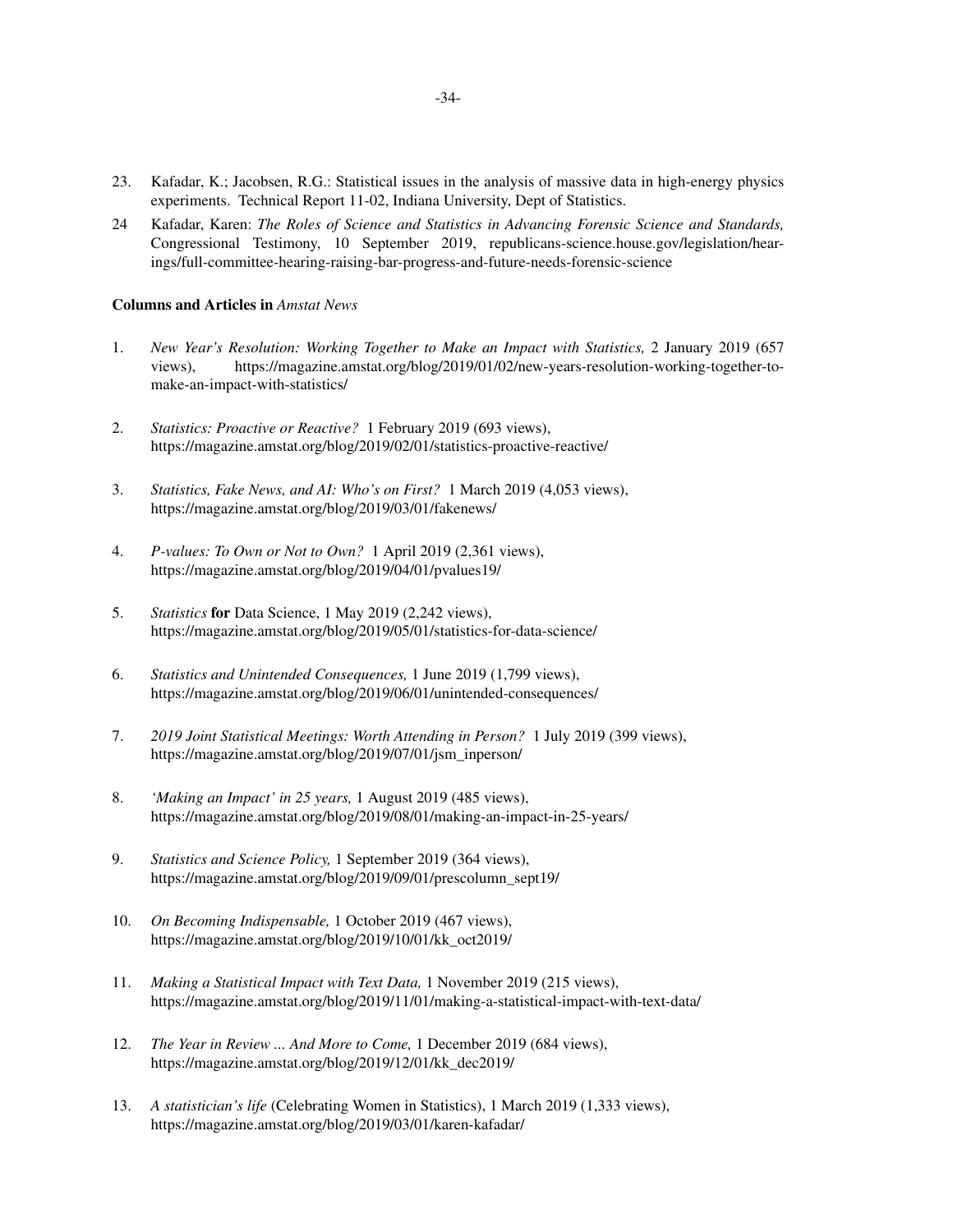23. Kafadar, K.; Jacobsen, R.G.: Statistical issues in the analysis of massive data in high-energy physics experiments. Technical Report 11-02, Indiana University, Dept of Statistics.

24 Kafadar, Karen: *The Roles of Science and Statistics in Advancing Forensic Science and Standards,* Congressional Testimony, 10 September 2019, republicans-science.house.gov/legislation/hearings/full-committee-hearing-raising-bar-progress-and-future-needs-forensic-science

**Columns and Articles in** ***Amstat News***

1. *New Year's Resolution: Working Together to Make an Impact with Statistics,* 2 January 2019 (657 views), https://magazine.amstat.org/blog/2019/01/02/new-years-resolution-working-together-to-make-an-impact-with-statistics/

2. *Statistics: Proactive or Reactive?* 1 February 2019 (693 views), https://magazine.amstat.org/blog/2019/02/01/statistics-proactive-reactive/

3. *Statistics, Fake News, and AI: Who's on First?* 1 March 2019 (4,053 views), https://magazine.amstat.org/blog/2019/03/01/fakenews/

4. *P-values: To Own or Not to Own?* 1 April 2019 (2,361 views), https://magazine.amstat.org/blog/2019/04/01/pvalues19/

5. *Statistics* **for** Data Science, 1 May 2019 (2,242 views), https://magazine.amstat.org/blog/2019/05/01/statistics-for-data-science/

6. *Statistics and Unintended Consequences,* 1 June 2019 (1,799 views), https://magazine.amstat.org/blog/2019/06/01/unintended-consequences/

7. *2019 Joint Statistical Meetings: Worth Attending in Person?* 1 July 2019 (399 views), https://magazine.amstat.org/blog/2019/07/01/jsm_inperson/

8. *'Making an Impact' in 25 years,* 1 August 2019 (485 views), https://magazine.amstat.org/blog/2019/08/01/making-an-impact-in-25-years/

9. *Statistics and Science Policy,* 1 September 2019 (364 views), https://magazine.amstat.org/blog/2019/09/01/prescolumn_sept19/

10. *On Becoming Indispensable,* 1 October 2019 (467 views), https://magazine.amstat.org/blog/2019/10/01/kk_oct2019/

11. *Making a Statistical Impact with Text Data,* 1 November 2019 (215 views), https://magazine.amstat.org/blog/2019/11/01/making-a-statistical-impact-with-text-data/

12. *The Year in Review ... And More to Come,* 1 December 2019 (684 views), https://magazine.amstat.org/blog/2019/12/01/kk_dec2019/

13. *A statistician's life* (Celebrating Women in Statistics), 1 March 2019 (1,333 views), https://magazine.amstat.org/blog/2019/03/01/karen-kafadar/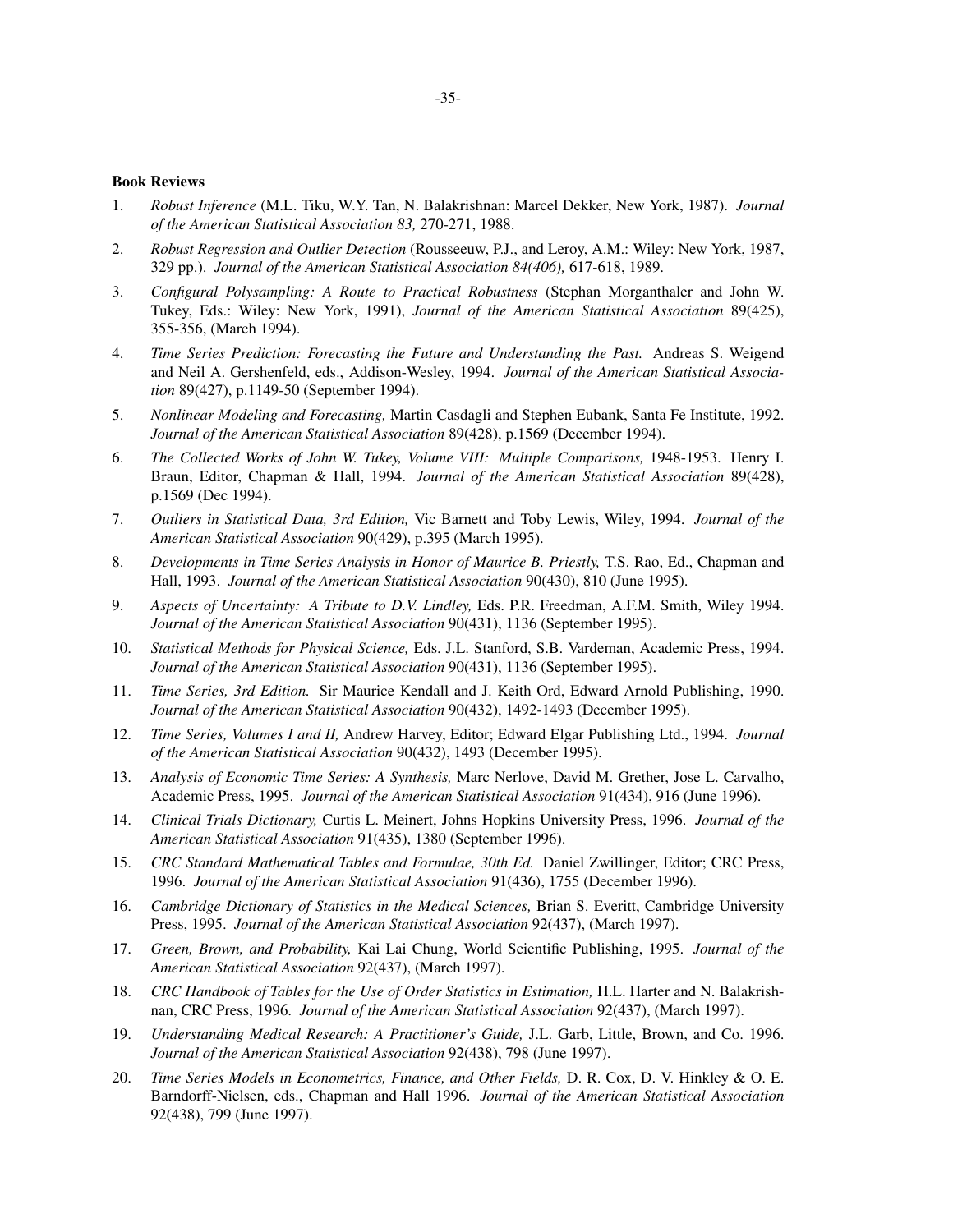**Book Reviews**

1. *Robust Inference* (M.L. Tiku, W.Y. Tan, N. Balakrishnan: Marcel Dekker, New York, 1987). *Journal of the American Statistical Association 83,* 270-271, 1988.
2. *Robust Regression and Outlier Detection* (Rousseeuw, P.J., and Leroy, A.M.: Wiley: New York, 1987, 329 pp.). *Journal of the American Statistical Association 84(406),* 617-618, 1989.
3. *Configural Polysampling: A Route to Practical Robustness* (Stephan Morganthaler and John W. Tukey, Eds.: Wiley: New York, 1991), *Journal of the American Statistical Association* 89(425), 355-356, (March 1994).
4. *Time Series Prediction: Forecasting the Future and Understanding the Past.* Andreas S. Weigend and Neil A. Gershenfeld, eds., Addison-Wesley, 1994. *Journal of the American Statistical Association* 89(427), p.1149-50 (September 1994).
5. *Nonlinear Modeling and Forecasting,* Martin Casdagli and Stephen Eubank, Santa Fe Institute, 1992. *Journal of the American Statistical Association* 89(428), p.1569 (December 1994).
6. *The Collected Works of John W. Tukey, Volume VIII: Multiple Comparisons,* 1948-1953. Henry I. Braun, Editor, Chapman & Hall, 1994. *Journal of the American Statistical Association* 89(428), p.1569 (Dec 1994).
7. *Outliers in Statistical Data, 3rd Edition,* Vic Barnett and Toby Lewis, Wiley, 1994. *Journal of the American Statistical Association* 90(429), p.395 (March 1995).
8. *Developments in Time Series Analysis in Honor of Maurice B. Priestly,* T.S. Rao, Ed., Chapman and Hall, 1993. *Journal of the American Statistical Association* 90(430), 810 (June 1995).
9. *Aspects of Uncertainty: A Tribute to D.V. Lindley,* Eds. P.R. Freedman, A.F.M. Smith, Wiley 1994. *Journal of the American Statistical Association* 90(431), 1136 (September 1995).
10. *Statistical Methods for Physical Science,* Eds. J.L. Stanford, S.B. Vardeman, Academic Press, 1994. *Journal of the American Statistical Association* 90(431), 1136 (September 1995).
11. *Time Series, 3rd Edition.* Sir Maurice Kendall and J. Keith Ord, Edward Arnold Publishing, 1990. *Journal of the American Statistical Association* 90(432), 1492-1493 (December 1995).
12. *Time Series, Volumes I and II,* Andrew Harvey, Editor; Edward Elgar Publishing Ltd., 1994. *Journal of the American Statistical Association* 90(432), 1493 (December 1995).
13. *Analysis of Economic Time Series: A Synthesis,* Marc Nerlove, David M. Grether, Jose L. Carvalho, Academic Press, 1995. *Journal of the American Statistical Association* 91(434), 916 (June 1996).
14. *Clinical Trials Dictionary,* Curtis L. Meinert, Johns Hopkins University Press, 1996. *Journal of the American Statistical Association* 91(435), 1380 (September 1996).
15. *CRC Standard Mathematical Tables and Formulae, 30th Ed.* Daniel Zwillinger, Editor; CRC Press, 1996. *Journal of the American Statistical Association* 91(436), 1755 (December 1996).
16. *Cambridge Dictionary of Statistics in the Medical Sciences,* Brian S. Everitt, Cambridge University Press, 1995. *Journal of the American Statistical Association* 92(437), (March 1997).
17. *Green, Brown, and Probability,* Kai Lai Chung, World Scientific Publishing, 1995. *Journal of the American Statistical Association* 92(437), (March 1997).
18. *CRC Handbook of Tables for the Use of Order Statistics in Estimation,* H.L. Harter and N. Balakrishnan, CRC Press, 1996. *Journal of the American Statistical Association* 92(437), (March 1997).
19. *Understanding Medical Research: A Practitioner's Guide,* J.L. Garb, Little, Brown, and Co. 1996. *Journal of the American Statistical Association* 92(438), 798 (June 1997).
20. *Time Series Models in Econometrics, Finance, and Other Fields,* D. R. Cox, D. V. Hinkley & O. E. Barndorff-Nielsen, eds., Chapman and Hall 1996. *Journal of the American Statistical Association* 92(438), 799 (June 1997).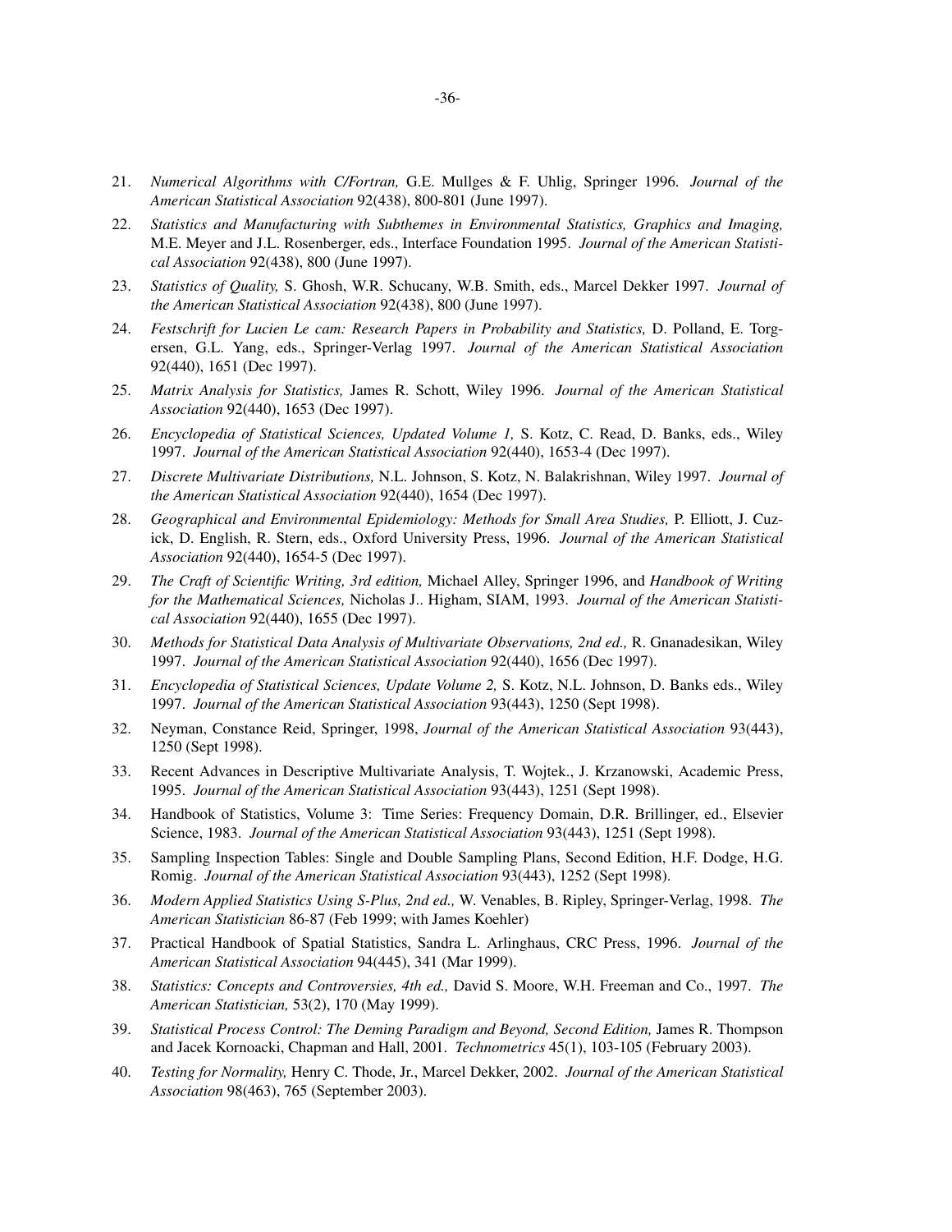21. *Numerical Algorithms with C/Fortran,* G.E. Mullges & F. Uhlig, Springer 1996. *Journal of the American Statistical Association* 92(438), 800-801 (June 1997).

22. *Statistics and Manufacturing with Subthemes in Environmental Statistics, Graphics and Imaging,* M.E. Meyer and J.L. Rosenberger, eds., Interface Foundation 1995. *Journal of the American Statistical Association* 92(438), 800 (June 1997).

23. *Statistics of Quality,* S. Ghosh, W.R. Schucany, W.B. Smith, eds., Marcel Dekker 1997. *Journal of the American Statistical Association* 92(438), 800 (June 1997).

24. *Festschrift for Lucien Le cam: Research Papers in Probability and Statistics,* D. Polland, E. Torgersen, G.L. Yang, eds., Springer-Verlag 1997. *Journal of the American Statistical Association* 92(440), 1651 (Dec 1997).

25. *Matrix Analysis for Statistics,* James R. Schott, Wiley 1996. *Journal of the American Statistical Association* 92(440), 1653 (Dec 1997).

26. *Encyclopedia of Statistical Sciences, Updated Volume 1,* S. Kotz, C. Read, D. Banks, eds., Wiley 1997. *Journal of the American Statistical Association* 92(440), 1653-4 (Dec 1997).

27. *Discrete Multivariate Distributions,* N.L. Johnson, S. Kotz, N. Balakrishnan, Wiley 1997. *Journal of the American Statistical Association* 92(440), 1654 (Dec 1997).

28. *Geographical and Environmental Epidemiology: Methods for Small Area Studies,* P. Elliott, J. Cuzick, D. English, R. Stern, eds., Oxford University Press, 1996. *Journal of the American Statistical Association* 92(440), 1654-5 (Dec 1997).

29. *The Craft of Scientific Writing, 3rd edition,* Michael Alley, Springer 1996, and *Handbook of Writing for the Mathematical Sciences,* Nicholas J.. Higham, SIAM, 1993. *Journal of the American Statistical Association* 92(440), 1655 (Dec 1997).

30. *Methods for Statistical Data Analysis of Multivariate Observations, 2nd ed.,* R. Gnanadesikan, Wiley 1997. *Journal of the American Statistical Association* 92(440), 1656 (Dec 1997).

31. *Encyclopedia of Statistical Sciences, Update Volume 2,* S. Kotz, N.L. Johnson, D. Banks eds., Wiley 1997. *Journal of the American Statistical Association* 93(443), 1250 (Sept 1998).

32. Neyman, Constance Reid, Springer, 1998, *Journal of the American Statistical Association* 93(443), 1250 (Sept 1998).

33. Recent Advances in Descriptive Multivariate Analysis, T. Wojtek., J. Krzanowski, Academic Press, 1995. *Journal of the American Statistical Association* 93(443), 1251 (Sept 1998).

34. Handbook of Statistics, Volume 3: Time Series: Frequency Domain, D.R. Brillinger, ed., Elsevier Science, 1983. *Journal of the American Statistical Association* 93(443), 1251 (Sept 1998).

35. Sampling Inspection Tables: Single and Double Sampling Plans, Second Edition, H.F. Dodge, H.G. Romig. *Journal of the American Statistical Association* 93(443), 1252 (Sept 1998).

36. *Modern Applied Statistics Using S-Plus, 2nd ed.,* W. Venables, B. Ripley, Springer-Verlag, 1998. *The American Statistician* 86-87 (Feb 1999; with James Koehler)

37. Practical Handbook of Spatial Statistics, Sandra L. Arlinghaus, CRC Press, 1996. *Journal of the American Statistical Association* 94(445), 341 (Mar 1999).

38. *Statistics: Concepts and Controversies, 4th ed.,* David S. Moore, W.H. Freeman and Co., 1997. *The American Statistician,* 53(2), 170 (May 1999).

39. *Statistical Process Control: The Deming Paradigm and Beyond, Second Edition,* James R. Thompson and Jacek Kornoacki, Chapman and Hall, 2001. *Technometrics* 45(1), 103-105 (February 2003).

40. *Testing for Normality,* Henry C. Thode, Jr., Marcel Dekker, 2002. *Journal of the American Statistical Association* 98(463), 765 (September 2003).